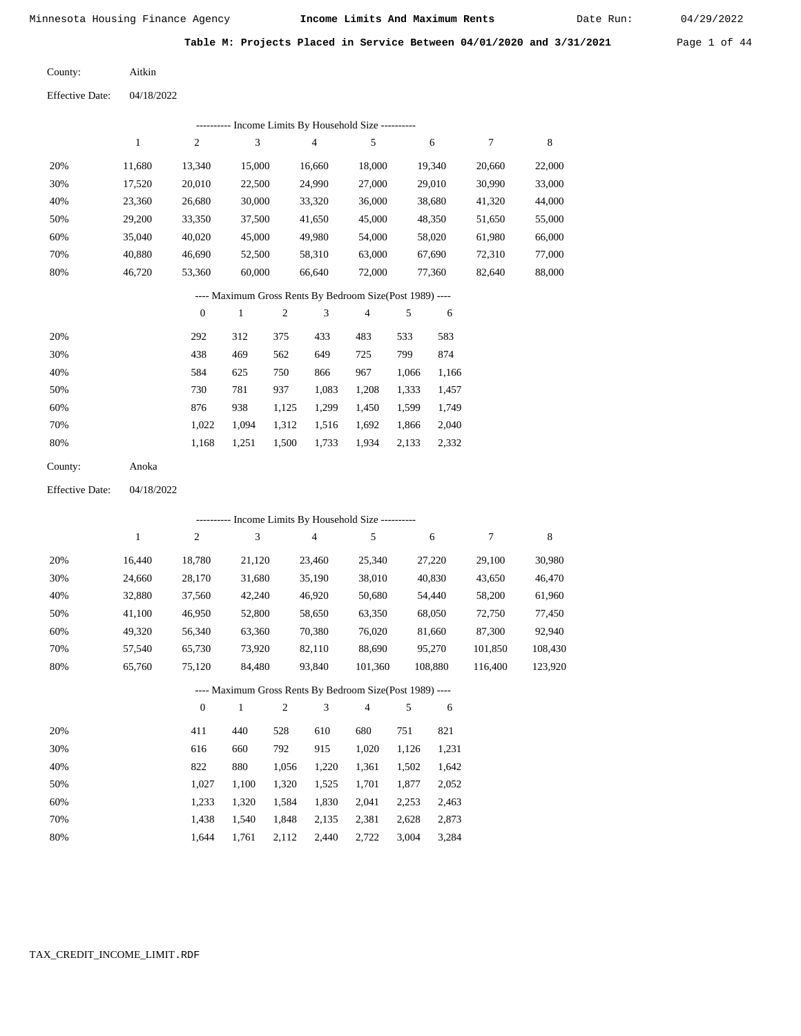Minnesota Housing Finance Agency **Income Limits And Maximum Rents** Date Run: 04/29/2022

**Table M: Projects Placed in Service Between 04/01/2020 and 3/31/2021**

County: Aitkin

Effective Date: 04/18/2022

---------- Income Limits By Household Size ----------

| | 1 | 2 | 3 | 4 | 5 | 6 | 7 | 8 |
|---|---|---|---|---|---|---|---|---|
| 20% | 11,680 | 13,340 | 15,000 | 16,660 | 18,000 | 19,340 | 20,660 | 22,000 |
| 30% | 17,520 | 20,010 | 22,500 | 24,990 | 27,000 | 29,010 | 30,990 | 33,000 |
| 40% | 23,360 | 26,680 | 30,000 | 33,320 | 36,000 | 38,680 | 41,320 | 44,000 |
| 50% | 29,200 | 33,350 | 37,500 | 41,650 | 45,000 | 48,350 | 51,650 | 55,000 |
| 60% | 35,040 | 40,020 | 45,000 | 49,980 | 54,000 | 58,020 | 61,980 | 66,000 |
| 70% | 40,880 | 46,690 | 52,500 | 58,310 | 63,000 | 67,690 | 72,310 | 77,000 |
| 80% | 46,720 | 53,360 | 60,000 | 66,640 | 72,000 | 77,360 | 82,640 | 88,000 |

---- Maximum Gross Rents By Bedroom Size(Post 1989) ----

| | 0 | 1 | 2 | 3 | 4 | 5 | 6 |
|---|---|---|---|---|---|---|---|
| 20% | 292 | 312 | 375 | 433 | 483 | 533 | 583 |
| 30% | 438 | 469 | 562 | 649 | 725 | 799 | 874 |
| 40% | 584 | 625 | 750 | 866 | 967 | 1,066 | 1,166 |
| 50% | 730 | 781 | 937 | 1,083 | 1,208 | 1,333 | 1,457 |
| 60% | 876 | 938 | 1,125 | 1,299 | 1,450 | 1,599 | 1,749 |
| 70% | 1,022 | 1,094 | 1,312 | 1,516 | 1,692 | 1,866 | 2,040 |
| 80% | 1,168 | 1,251 | 1,500 | 1,733 | 1,934 | 2,133 | 2,332 |

County: Anoka

Effective Date: 04/18/2022

---------- Income Limits By Household Size ----------

| | 1 | 2 | 3 | 4 | 5 | 6 | 7 | 8 |
|---|---|---|---|---|---|---|---|---|
| 20% | 16,440 | 18,780 | 21,120 | 23,460 | 25,340 | 27,220 | 29,100 | 30,980 |
| 30% | 24,660 | 28,170 | 31,680 | 35,190 | 38,010 | 40,830 | 43,650 | 46,470 |
| 40% | 32,880 | 37,560 | 42,240 | 46,920 | 50,680 | 54,440 | 58,200 | 61,960 |
| 50% | 41,100 | 46,950 | 52,800 | 58,650 | 63,350 | 68,050 | 72,750 | 77,450 |
| 60% | 49,320 | 56,340 | 63,360 | 70,380 | 76,020 | 81,660 | 87,300 | 92,940 |
| 70% | 57,540 | 65,730 | 73,920 | 82,110 | 88,690 | 95,270 | 101,850 | 108,430 |
| 80% | 65,760 | 75,120 | 84,480 | 93,840 | 101,360 | 108,880 | 116,400 | 123,920 |

---- Maximum Gross Rents By Bedroom Size(Post 1989) ----

| | 0 | 1 | 2 | 3 | 4 | 5 | 6 |
|---|---|---|---|---|---|---|---|
| 20% | 411 | 440 | 528 | 610 | 680 | 751 | 821 |
| 30% | 616 | 660 | 792 | 915 | 1,020 | 1,126 | 1,231 |
| 40% | 822 | 880 | 1,056 | 1,220 | 1,361 | 1,502 | 1,642 |
| 50% | 1,027 | 1,100 | 1,320 | 1,525 | 1,701 | 1,877 | 2,052 |
| 60% | 1,233 | 1,320 | 1,584 | 1,830 | 2,041 | 2,253 | 2,463 |
| 70% | 1,438 | 1,540 | 1,848 | 2,135 | 2,381 | 2,628 | 2,873 |
| 80% | 1,644 | 1,761 | 2,112 | 2,440 | 2,722 | 3,004 | 3,284 |

TAX_CREDIT_INCOME_LIMIT.RDF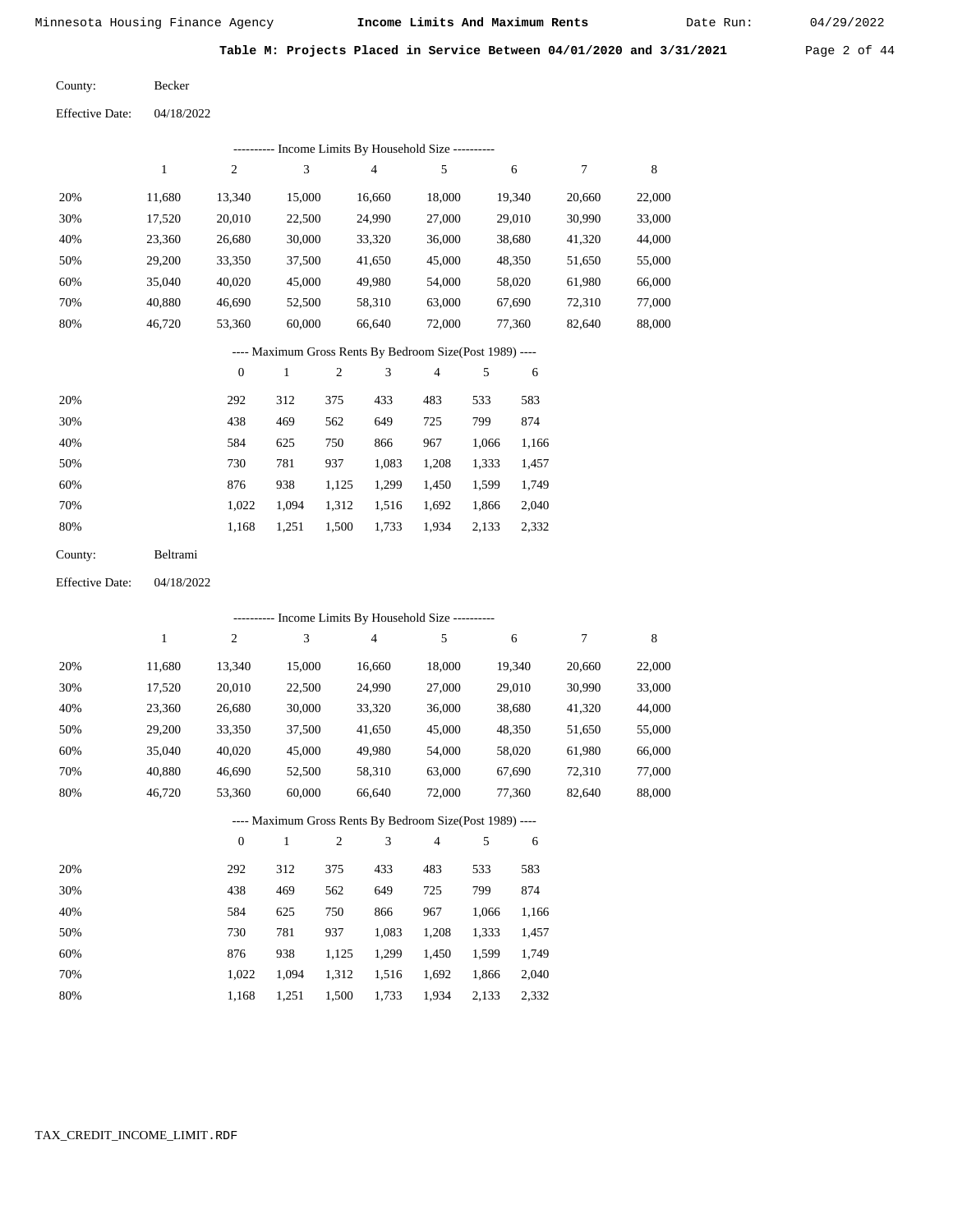**Table M: Projects Placed in Service Between 04/01/2020 and 3/31/2021**

County: Becker

Effective Date: 04/18/2022

---------- Income Limits By Household Size ----------

| | 1 | 2 | 3 | 4 | 5 | 6 | 7 | 8 |
|---|---|---|---|---|---|---|---|---|
| 20% | 11,680 | 13,340 | 15,000 | 16,660 | 18,000 | 19,340 | 20,660 | 22,000 |
| 30% | 17,520 | 20,010 | 22,500 | 24,990 | 27,000 | 29,010 | 30,990 | 33,000 |
| 40% | 23,360 | 26,680 | 30,000 | 33,320 | 36,000 | 38,680 | 41,320 | 44,000 |
| 50% | 29,200 | 33,350 | 37,500 | 41,650 | 45,000 | 48,350 | 51,650 | 55,000 |
| 60% | 35,040 | 40,020 | 45,000 | 49,980 | 54,000 | 58,020 | 61,980 | 66,000 |
| 70% | 40,880 | 46,690 | 52,500 | 58,310 | 63,000 | 67,690 | 72,310 | 77,000 |
| 80% | 46,720 | 53,360 | 60,000 | 66,640 | 72,000 | 77,360 | 82,640 | 88,000 |

---- Maximum Gross Rents By Bedroom Size(Post 1989) ----

| | 0 | 1 | 2 | 3 | 4 | 5 | 6 |
|---|---|---|---|---|---|---|---|
| 20% | 292 | 312 | 375 | 433 | 483 | 533 | 583 |
| 30% | 438 | 469 | 562 | 649 | 725 | 799 | 874 |
| 40% | 584 | 625 | 750 | 866 | 967 | 1,066 | 1,166 |
| 50% | 730 | 781 | 937 | 1,083 | 1,208 | 1,333 | 1,457 |
| 60% | 876 | 938 | 1,125 | 1,299 | 1,450 | 1,599 | 1,749 |
| 70% | 1,022 | 1,094 | 1,312 | 1,516 | 1,692 | 1,866 | 2,040 |
| 80% | 1,168 | 1,251 | 1,500 | 1,733 | 1,934 | 2,133 | 2,332 |

County: Beltrami

Effective Date: 04/18/2022

---------- Income Limits By Household Size ----------

| | 1 | 2 | 3 | 4 | 5 | 6 | 7 | 8 |
|---|---|---|---|---|---|---|---|---|
| 20% | 11,680 | 13,340 | 15,000 | 16,660 | 18,000 | 19,340 | 20,660 | 22,000 |
| 30% | 17,520 | 20,010 | 22,500 | 24,990 | 27,000 | 29,010 | 30,990 | 33,000 |
| 40% | 23,360 | 26,680 | 30,000 | 33,320 | 36,000 | 38,680 | 41,320 | 44,000 |
| 50% | 29,200 | 33,350 | 37,500 | 41,650 | 45,000 | 48,350 | 51,650 | 55,000 |
| 60% | 35,040 | 40,020 | 45,000 | 49,980 | 54,000 | 58,020 | 61,980 | 66,000 |
| 70% | 40,880 | 46,690 | 52,500 | 58,310 | 63,000 | 67,690 | 72,310 | 77,000 |
| 80% | 46,720 | 53,360 | 60,000 | 66,640 | 72,000 | 77,360 | 82,640 | 88,000 |

---- Maximum Gross Rents By Bedroom Size(Post 1989) ----

| | 0 | 1 | 2 | 3 | 4 | 5 | 6 |
|---|---|---|---|---|---|---|---|
| 20% | 292 | 312 | 375 | 433 | 483 | 533 | 583 |
| 30% | 438 | 469 | 562 | 649 | 725 | 799 | 874 |
| 40% | 584 | 625 | 750 | 866 | 967 | 1,066 | 1,166 |
| 50% | 730 | 781 | 937 | 1,083 | 1,208 | 1,333 | 1,457 |
| 60% | 876 | 938 | 1,125 | 1,299 | 1,450 | 1,599 | 1,749 |
| 70% | 1,022 | 1,094 | 1,312 | 1,516 | 1,692 | 1,866 | 2,040 |
| 80% | 1,168 | 1,251 | 1,500 | 1,733 | 1,934 | 2,133 | 2,332 |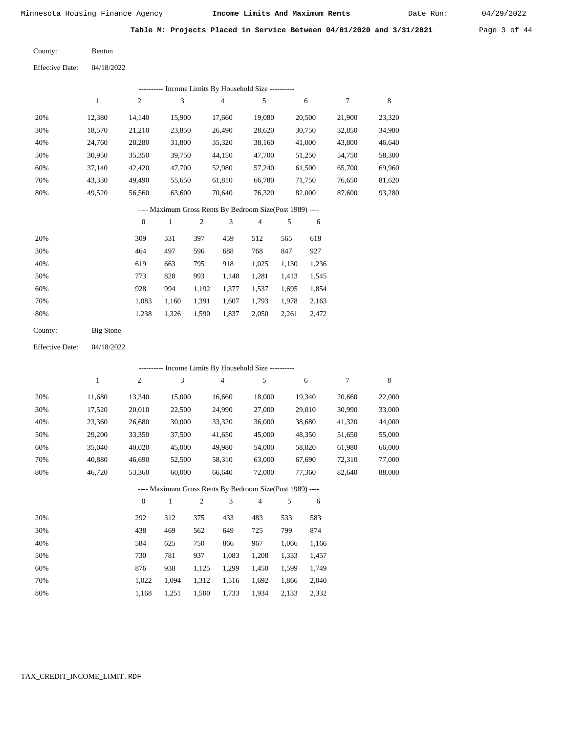**Table M: Projects Placed in Service Between 04/01/2020 and 3/31/2021**

County: Benton

Effective Date: 04/18/2022

---------- Income Limits By Household Size ----------

| | 1 | 2 | 3 | 4 | 5 | 6 | 7 | 8 |
|---|---|---|---|---|---|---|---|---|
| 20% | 12,380 | 14,140 | 15,900 | 17,660 | 19,080 | 20,500 | 21,900 | 23,320 |
| 30% | 18,570 | 21,210 | 23,850 | 26,490 | 28,620 | 30,750 | 32,850 | 34,980 |
| 40% | 24,760 | 28,280 | 31,800 | 35,320 | 38,160 | 41,000 | 43,800 | 46,640 |
| 50% | 30,950 | 35,350 | 39,750 | 44,150 | 47,700 | 51,250 | 54,750 | 58,300 |
| 60% | 37,140 | 42,420 | 47,700 | 52,980 | 57,240 | 61,500 | 65,700 | 69,960 |
| 70% | 43,330 | 49,490 | 55,650 | 61,810 | 66,780 | 71,750 | 76,650 | 81,620 |
| 80% | 49,520 | 56,560 | 63,600 | 70,640 | 76,320 | 82,000 | 87,600 | 93,280 |

---- Maximum Gross Rents By Bedroom Size(Post 1989) ----

| | 0 | 1 | 2 | 3 | 4 | 5 | 6 |
|---|---|---|---|---|---|---|---|
| 20% | 309 | 331 | 397 | 459 | 512 | 565 | 618 |
| 30% | 464 | 497 | 596 | 688 | 768 | 847 | 927 |
| 40% | 619 | 663 | 795 | 918 | 1,025 | 1,130 | 1,236 |
| 50% | 773 | 828 | 993 | 1,148 | 1,281 | 1,413 | 1,545 |
| 60% | 928 | 994 | 1,192 | 1,377 | 1,537 | 1,695 | 1,854 |
| 70% | 1,083 | 1,160 | 1,391 | 1,607 | 1,793 | 1,978 | 2,163 |
| 80% | 1,238 | 1,326 | 1,590 | 1,837 | 2,050 | 2,261 | 2,472 |

County: Big Stone

Effective Date: 04/18/2022

---------- Income Limits By Household Size ----------

| | 1 | 2 | 3 | 4 | 5 | 6 | 7 | 8 |
|---|---|---|---|---|---|---|---|---|
| 20% | 11,680 | 13,340 | 15,000 | 16,660 | 18,000 | 19,340 | 20,660 | 22,000 |
| 30% | 17,520 | 20,010 | 22,500 | 24,990 | 27,000 | 29,010 | 30,990 | 33,000 |
| 40% | 23,360 | 26,680 | 30,000 | 33,320 | 36,000 | 38,680 | 41,320 | 44,000 |
| 50% | 29,200 | 33,350 | 37,500 | 41,650 | 45,000 | 48,350 | 51,650 | 55,000 |
| 60% | 35,040 | 40,020 | 45,000 | 49,980 | 54,000 | 58,020 | 61,980 | 66,000 |
| 70% | 40,880 | 46,690 | 52,500 | 58,310 | 63,000 | 67,690 | 72,310 | 77,000 |
| 80% | 46,720 | 53,360 | 60,000 | 66,640 | 72,000 | 77,360 | 82,640 | 88,000 |

---- Maximum Gross Rents By Bedroom Size(Post 1989) ----

| | 0 | 1 | 2 | 3 | 4 | 5 | 6 |
|---|---|---|---|---|---|---|---|
| 20% | 292 | 312 | 375 | 433 | 483 | 533 | 583 |
| 30% | 438 | 469 | 562 | 649 | 725 | 799 | 874 |
| 40% | 584 | 625 | 750 | 866 | 967 | 1,066 | 1,166 |
| 50% | 730 | 781 | 937 | 1,083 | 1,208 | 1,333 | 1,457 |
| 60% | 876 | 938 | 1,125 | 1,299 | 1,450 | 1,599 | 1,749 |
| 70% | 1,022 | 1,094 | 1,312 | 1,516 | 1,692 | 1,866 | 2,040 |
| 80% | 1,168 | 1,251 | 1,500 | 1,733 | 1,934 | 2,133 | 2,332 |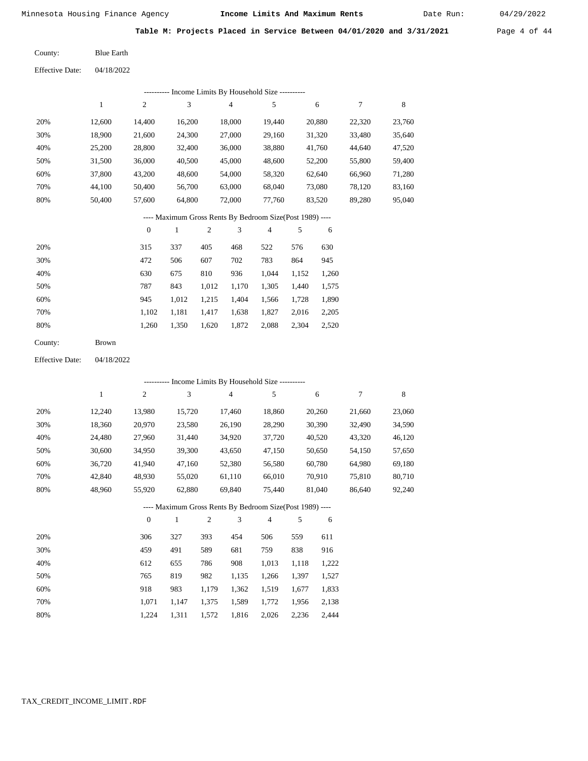Minnesota Housing Finance Agency — **Income Limits And Maximum Rents** — Date Run: 04/29/2022

**Table M: Projects Placed in Service Between 04/01/2020 and 3/31/2021**

County: Blue Earth

Effective Date: 04/18/2022

---------- Income Limits By Household Size ----------

| | 1 | 2 | 3 | 4 | 5 | 6 | 7 | 8 |
|---|---|---|---|---|---|---|---|---|
| 20% | 12,600 | 14,400 | 16,200 | 18,000 | 19,440 | 20,880 | 22,320 | 23,760 |
| 30% | 18,900 | 21,600 | 24,300 | 27,000 | 29,160 | 31,320 | 33,480 | 35,640 |
| 40% | 25,200 | 28,800 | 32,400 | 36,000 | 38,880 | 41,760 | 44,640 | 47,520 |
| 50% | 31,500 | 36,000 | 40,500 | 45,000 | 48,600 | 52,200 | 55,800 | 59,400 |
| 60% | 37,800 | 43,200 | 48,600 | 54,000 | 58,320 | 62,640 | 66,960 | 71,280 |
| 70% | 44,100 | 50,400 | 56,700 | 63,000 | 68,040 | 73,080 | 78,120 | 83,160 |
| 80% | 50,400 | 57,600 | 64,800 | 72,000 | 77,760 | 83,520 | 89,280 | 95,040 |

---- Maximum Gross Rents By Bedroom Size(Post 1989) ----

| | 0 | 1 | 2 | 3 | 4 | 5 | 6 |
|---|---|---|---|---|---|---|---|
| 20% | 315 | 337 | 405 | 468 | 522 | 576 | 630 |
| 30% | 472 | 506 | 607 | 702 | 783 | 864 | 945 |
| 40% | 630 | 675 | 810 | 936 | 1,044 | 1,152 | 1,260 |
| 50% | 787 | 843 | 1,012 | 1,170 | 1,305 | 1,440 | 1,575 |
| 60% | 945 | 1,012 | 1,215 | 1,404 | 1,566 | 1,728 | 1,890 |
| 70% | 1,102 | 1,181 | 1,417 | 1,638 | 1,827 | 2,016 | 2,205 |
| 80% | 1,260 | 1,350 | 1,620 | 1,872 | 2,088 | 2,304 | 2,520 |

County: Brown

Effective Date: 04/18/2022

---------- Income Limits By Household Size ----------

| | 1 | 2 | 3 | 4 | 5 | 6 | 7 | 8 |
|---|---|---|---|---|---|---|---|---|
| 20% | 12,240 | 13,980 | 15,720 | 17,460 | 18,860 | 20,260 | 21,660 | 23,060 |
| 30% | 18,360 | 20,970 | 23,580 | 26,190 | 28,290 | 30,390 | 32,490 | 34,590 |
| 40% | 24,480 | 27,960 | 31,440 | 34,920 | 37,720 | 40,520 | 43,320 | 46,120 |
| 50% | 30,600 | 34,950 | 39,300 | 43,650 | 47,150 | 50,650 | 54,150 | 57,650 |
| 60% | 36,720 | 41,940 | 47,160 | 52,380 | 56,580 | 60,780 | 64,980 | 69,180 |
| 70% | 42,840 | 48,930 | 55,020 | 61,110 | 66,010 | 70,910 | 75,810 | 80,710 |
| 80% | 48,960 | 55,920 | 62,880 | 69,840 | 75,440 | 81,040 | 86,640 | 92,240 |

---- Maximum Gross Rents By Bedroom Size(Post 1989) ----

| | 0 | 1 | 2 | 3 | 4 | 5 | 6 |
|---|---|---|---|---|---|---|---|
| 20% | 306 | 327 | 393 | 454 | 506 | 559 | 611 |
| 30% | 459 | 491 | 589 | 681 | 759 | 838 | 916 |
| 40% | 612 | 655 | 786 | 908 | 1,013 | 1,118 | 1,222 |
| 50% | 765 | 819 | 982 | 1,135 | 1,266 | 1,397 | 1,527 |
| 60% | 918 | 983 | 1,179 | 1,362 | 1,519 | 1,677 | 1,833 |
| 70% | 1,071 | 1,147 | 1,375 | 1,589 | 1,772 | 1,956 | 2,138 |
| 80% | 1,224 | 1,311 | 1,572 | 1,816 | 2,026 | 2,236 | 2,444 |

TAX_CREDIT_INCOME_LIMIT.RDF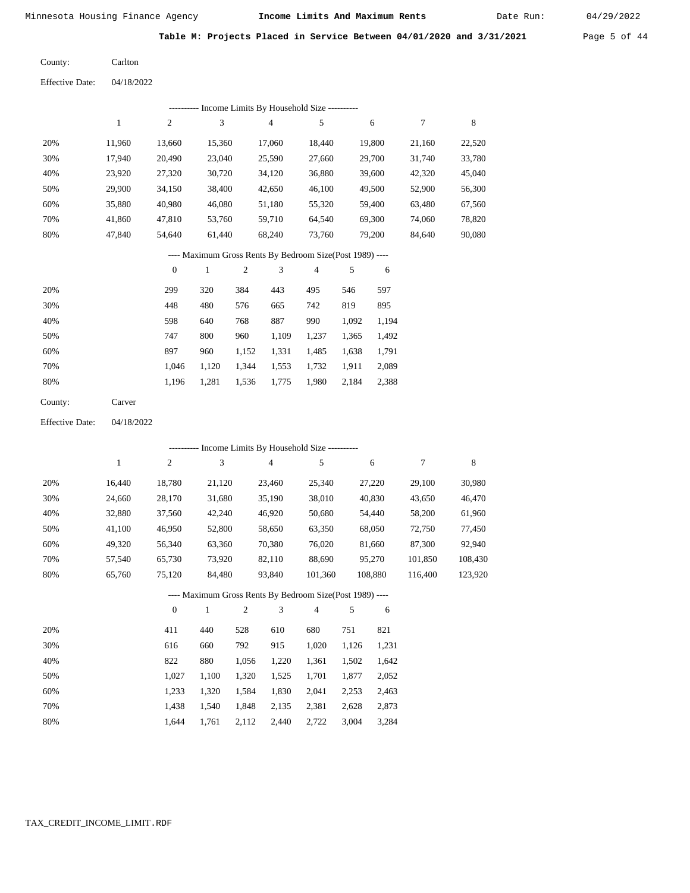**Table M: Projects Placed in Service Between 04/01/2020 and 3/31/2021**

County: Carlton

Effective Date: 04/18/2022

---------- Income Limits By Household Size ----------

| | 1 | 2 | 3 | 4 | 5 | 6 | 7 | 8 |
|---|---|---|---|---|---|---|---|---|
| 20% | 11,960 | 13,660 | 15,360 | 17,060 | 18,440 | 19,800 | 21,160 | 22,520 |
| 30% | 17,940 | 20,490 | 23,040 | 25,590 | 27,660 | 29,700 | 31,740 | 33,780 |
| 40% | 23,920 | 27,320 | 30,720 | 34,120 | 36,880 | 39,600 | 42,320 | 45,040 |
| 50% | 29,900 | 34,150 | 38,400 | 42,650 | 46,100 | 49,500 | 52,900 | 56,300 |
| 60% | 35,880 | 40,980 | 46,080 | 51,180 | 55,320 | 59,400 | 63,480 | 67,560 |
| 70% | 41,860 | 47,810 | 53,760 | 59,710 | 64,540 | 69,300 | 74,060 | 78,820 |
| 80% | 47,840 | 54,640 | 61,440 | 68,240 | 73,760 | 79,200 | 84,640 | 90,080 |

---- Maximum Gross Rents By Bedroom Size(Post 1989) ----

| | 0 | 1 | 2 | 3 | 4 | 5 | 6 |
|---|---|---|---|---|---|---|---|
| 20% | 299 | 320 | 384 | 443 | 495 | 546 | 597 |
| 30% | 448 | 480 | 576 | 665 | 742 | 819 | 895 |
| 40% | 598 | 640 | 768 | 887 | 990 | 1,092 | 1,194 |
| 50% | 747 | 800 | 960 | 1,109 | 1,237 | 1,365 | 1,492 |
| 60% | 897 | 960 | 1,152 | 1,331 | 1,485 | 1,638 | 1,791 |
| 70% | 1,046 | 1,120 | 1,344 | 1,553 | 1,732 | 1,911 | 2,089 |
| 80% | 1,196 | 1,281 | 1,536 | 1,775 | 1,980 | 2,184 | 2,388 |

County: Carver

Effective Date: 04/18/2022

---------- Income Limits By Household Size ----------

| | 1 | 2 | 3 | 4 | 5 | 6 | 7 | 8 |
|---|---|---|---|---|---|---|---|---|
| 20% | 16,440 | 18,780 | 21,120 | 23,460 | 25,340 | 27,220 | 29,100 | 30,980 |
| 30% | 24,660 | 28,170 | 31,680 | 35,190 | 38,010 | 40,830 | 43,650 | 46,470 |
| 40% | 32,880 | 37,560 | 42,240 | 46,920 | 50,680 | 54,440 | 58,200 | 61,960 |
| 50% | 41,100 | 46,950 | 52,800 | 58,650 | 63,350 | 68,050 | 72,750 | 77,450 |
| 60% | 49,320 | 56,340 | 63,360 | 70,380 | 76,020 | 81,660 | 87,300 | 92,940 |
| 70% | 57,540 | 65,730 | 73,920 | 82,110 | 88,690 | 95,270 | 101,850 | 108,430 |
| 80% | 65,760 | 75,120 | 84,480 | 93,840 | 101,360 | 108,880 | 116,400 | 123,920 |

---- Maximum Gross Rents By Bedroom Size(Post 1989) ----

| | 0 | 1 | 2 | 3 | 4 | 5 | 6 |
|---|---|---|---|---|---|---|---|
| 20% | 411 | 440 | 528 | 610 | 680 | 751 | 821 |
| 30% | 616 | 660 | 792 | 915 | 1,020 | 1,126 | 1,231 |
| 40% | 822 | 880 | 1,056 | 1,220 | 1,361 | 1,502 | 1,642 |
| 50% | 1,027 | 1,100 | 1,320 | 1,525 | 1,701 | 1,877 | 2,052 |
| 60% | 1,233 | 1,320 | 1,584 | 1,830 | 2,041 | 2,253 | 2,463 |
| 70% | 1,438 | 1,540 | 1,848 | 2,135 | 2,381 | 2,628 | 2,873 |
| 80% | 1,644 | 1,761 | 2,112 | 2,440 | 2,722 | 3,004 | 3,284 |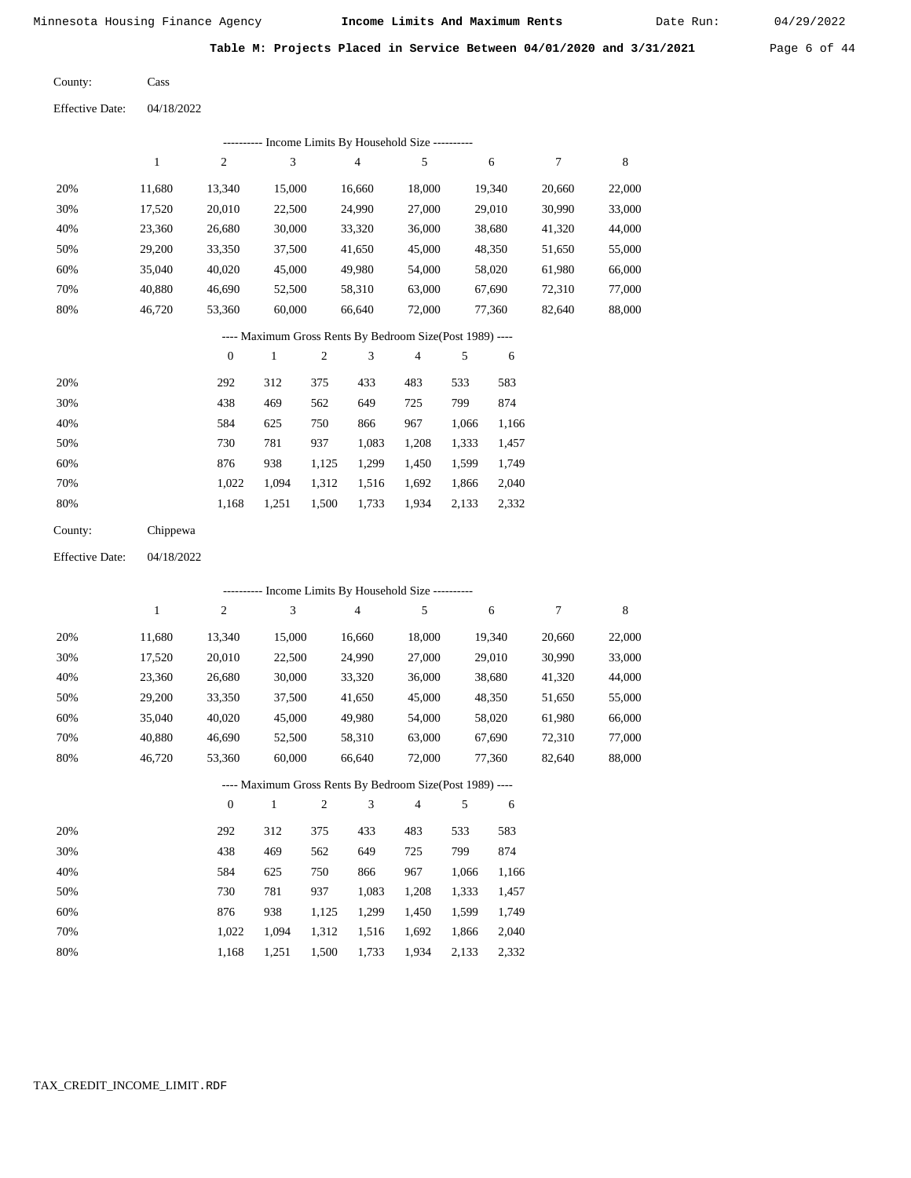Minnesota Housing Finance Agency — **Income Limits And Maximum Rents** — Date Run: 04/29/2022

**Table M: Projects Placed in Service Between 04/01/2020 and 3/31/2021**

County: Cass

Effective Date: 04/18/2022

---------- Income Limits By Household Size ----------

|  | 1 | 2 | 3 | 4 | 5 | 6 | 7 | 8 |
|---|---|---|---|---|---|---|---|---|
| 20% | 11,680 | 13,340 | 15,000 | 16,660 | 18,000 | 19,340 | 20,660 | 22,000 |
| 30% | 17,520 | 20,010 | 22,500 | 24,990 | 27,000 | 29,010 | 30,990 | 33,000 |
| 40% | 23,360 | 26,680 | 30,000 | 33,320 | 36,000 | 38,680 | 41,320 | 44,000 |
| 50% | 29,200 | 33,350 | 37,500 | 41,650 | 45,000 | 48,350 | 51,650 | 55,000 |
| 60% | 35,040 | 40,020 | 45,000 | 49,980 | 54,000 | 58,020 | 61,980 | 66,000 |
| 70% | 40,880 | 46,690 | 52,500 | 58,310 | 63,000 | 67,690 | 72,310 | 77,000 |
| 80% | 46,720 | 53,360 | 60,000 | 66,640 | 72,000 | 77,360 | 82,640 | 88,000 |

---- Maximum Gross Rents By Bedroom Size(Post 1989) ----

|  | 0 | 1 | 2 | 3 | 4 | 5 | 6 |
|---|---|---|---|---|---|---|---|
| 20% | 292 | 312 | 375 | 433 | 483 | 533 | 583 |
| 30% | 438 | 469 | 562 | 649 | 725 | 799 | 874 |
| 40% | 584 | 625 | 750 | 866 | 967 | 1,066 | 1,166 |
| 50% | 730 | 781 | 937 | 1,083 | 1,208 | 1,333 | 1,457 |
| 60% | 876 | 938 | 1,125 | 1,299 | 1,450 | 1,599 | 1,749 |
| 70% | 1,022 | 1,094 | 1,312 | 1,516 | 1,692 | 1,866 | 2,040 |
| 80% | 1,168 | 1,251 | 1,500 | 1,733 | 1,934 | 2,133 | 2,332 |

County: Chippewa

Effective Date: 04/18/2022

---------- Income Limits By Household Size ----------

|  | 1 | 2 | 3 | 4 | 5 | 6 | 7 | 8 |
|---|---|---|---|---|---|---|---|---|
| 20% | 11,680 | 13,340 | 15,000 | 16,660 | 18,000 | 19,340 | 20,660 | 22,000 |
| 30% | 17,520 | 20,010 | 22,500 | 24,990 | 27,000 | 29,010 | 30,990 | 33,000 |
| 40% | 23,360 | 26,680 | 30,000 | 33,320 | 36,000 | 38,680 | 41,320 | 44,000 |
| 50% | 29,200 | 33,350 | 37,500 | 41,650 | 45,000 | 48,350 | 51,650 | 55,000 |
| 60% | 35,040 | 40,020 | 45,000 | 49,980 | 54,000 | 58,020 | 61,980 | 66,000 |
| 70% | 40,880 | 46,690 | 52,500 | 58,310 | 63,000 | 67,690 | 72,310 | 77,000 |
| 80% | 46,720 | 53,360 | 60,000 | 66,640 | 72,000 | 77,360 | 82,640 | 88,000 |

---- Maximum Gross Rents By Bedroom Size(Post 1989) ----

|  | 0 | 1 | 2 | 3 | 4 | 5 | 6 |
|---|---|---|---|---|---|---|---|
| 20% | 292 | 312 | 375 | 433 | 483 | 533 | 583 |
| 30% | 438 | 469 | 562 | 649 | 725 | 799 | 874 |
| 40% | 584 | 625 | 750 | 866 | 967 | 1,066 | 1,166 |
| 50% | 730 | 781 | 937 | 1,083 | 1,208 | 1,333 | 1,457 |
| 60% | 876 | 938 | 1,125 | 1,299 | 1,450 | 1,599 | 1,749 |
| 70% | 1,022 | 1,094 | 1,312 | 1,516 | 1,692 | 1,866 | 2,040 |
| 80% | 1,168 | 1,251 | 1,500 | 1,733 | 1,934 | 2,133 | 2,332 |

TAX_CREDIT_INCOME_LIMIT.RDF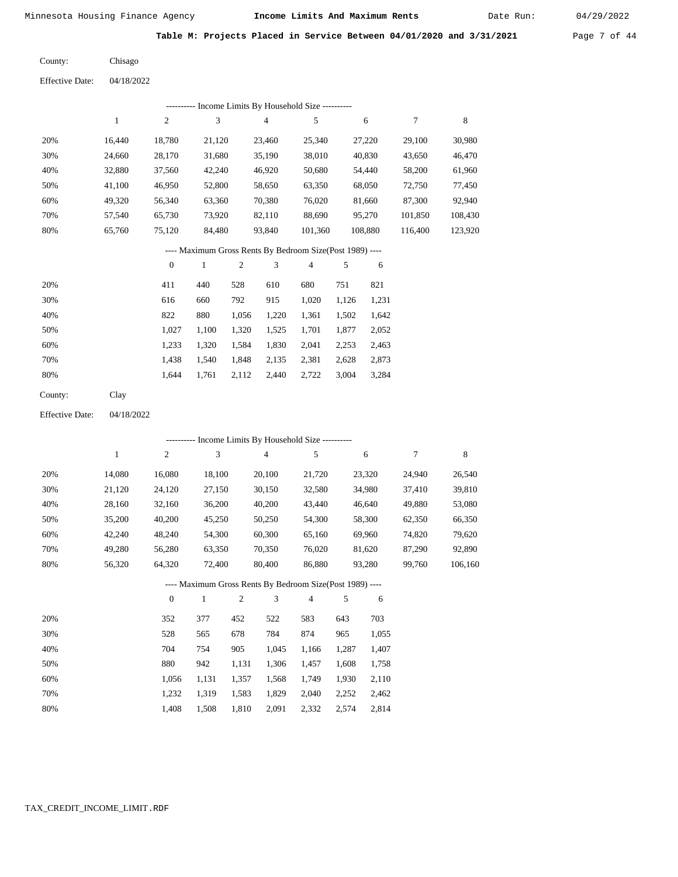**Table M: Projects Placed in Service Between 04/01/2020 and 3/31/2021**

County: Chisago

Effective Date: 04/18/2022

---------- Income Limits By Household Size ----------

| | 1 | 2 | 3 | 4 | 5 | 6 | 7 | 8 |
|---|---|---|---|---|---|---|---|---|
| 20% | 16,440 | 18,780 | 21,120 | 23,460 | 25,340 | 27,220 | 29,100 | 30,980 |
| 30% | 24,660 | 28,170 | 31,680 | 35,190 | 38,010 | 40,830 | 43,650 | 46,470 |
| 40% | 32,880 | 37,560 | 42,240 | 46,920 | 50,680 | 54,440 | 58,200 | 61,960 |
| 50% | 41,100 | 46,950 | 52,800 | 58,650 | 63,350 | 68,050 | 72,750 | 77,450 |
| 60% | 49,320 | 56,340 | 63,360 | 70,380 | 76,020 | 81,660 | 87,300 | 92,940 |
| 70% | 57,540 | 65,730 | 73,920 | 82,110 | 88,690 | 95,270 | 101,850 | 108,430 |
| 80% | 65,760 | 75,120 | 84,480 | 93,840 | 101,360 | 108,880 | 116,400 | 123,920 |

---- Maximum Gross Rents By Bedroom Size(Post 1989) ----

| | 0 | 1 | 2 | 3 | 4 | 5 | 6 |
|---|---|---|---|---|---|---|---|
| 20% | 411 | 440 | 528 | 610 | 680 | 751 | 821 |
| 30% | 616 | 660 | 792 | 915 | 1,020 | 1,126 | 1,231 |
| 40% | 822 | 880 | 1,056 | 1,220 | 1,361 | 1,502 | 1,642 |
| 50% | 1,027 | 1,100 | 1,320 | 1,525 | 1,701 | 1,877 | 2,052 |
| 60% | 1,233 | 1,320 | 1,584 | 1,830 | 2,041 | 2,253 | 2,463 |
| 70% | 1,438 | 1,540 | 1,848 | 2,135 | 2,381 | 2,628 | 2,873 |
| 80% | 1,644 | 1,761 | 2,112 | 2,440 | 2,722 | 3,004 | 3,284 |

County: Clay

Effective Date: 04/18/2022

---------- Income Limits By Household Size ----------

| | 1 | 2 | 3 | 4 | 5 | 6 | 7 | 8 |
|---|---|---|---|---|---|---|---|---|
| 20% | 14,080 | 16,080 | 18,100 | 20,100 | 21,720 | 23,320 | 24,940 | 26,540 |
| 30% | 21,120 | 24,120 | 27,150 | 30,150 | 32,580 | 34,980 | 37,410 | 39,810 |
| 40% | 28,160 | 32,160 | 36,200 | 40,200 | 43,440 | 46,640 | 49,880 | 53,080 |
| 50% | 35,200 | 40,200 | 45,250 | 50,250 | 54,300 | 58,300 | 62,350 | 66,350 |
| 60% | 42,240 | 48,240 | 54,300 | 60,300 | 65,160 | 69,960 | 74,820 | 79,620 |
| 70% | 49,280 | 56,280 | 63,350 | 70,350 | 76,020 | 81,620 | 87,290 | 92,890 |
| 80% | 56,320 | 64,320 | 72,400 | 80,400 | 86,880 | 93,280 | 99,760 | 106,160 |

---- Maximum Gross Rents By Bedroom Size(Post 1989) ----

| | 0 | 1 | 2 | 3 | 4 | 5 | 6 |
|---|---|---|---|---|---|---|---|
| 20% | 352 | 377 | 452 | 522 | 583 | 643 | 703 |
| 30% | 528 | 565 | 678 | 784 | 874 | 965 | 1,055 |
| 40% | 704 | 754 | 905 | 1,045 | 1,166 | 1,287 | 1,407 |
| 50% | 880 | 942 | 1,131 | 1,306 | 1,457 | 1,608 | 1,758 |
| 60% | 1,056 | 1,131 | 1,357 | 1,568 | 1,749 | 1,930 | 2,110 |
| 70% | 1,232 | 1,319 | 1,583 | 1,829 | 2,040 | 2,252 | 2,462 |
| 80% | 1,408 | 1,508 | 1,810 | 2,091 | 2,332 | 2,574 | 2,814 |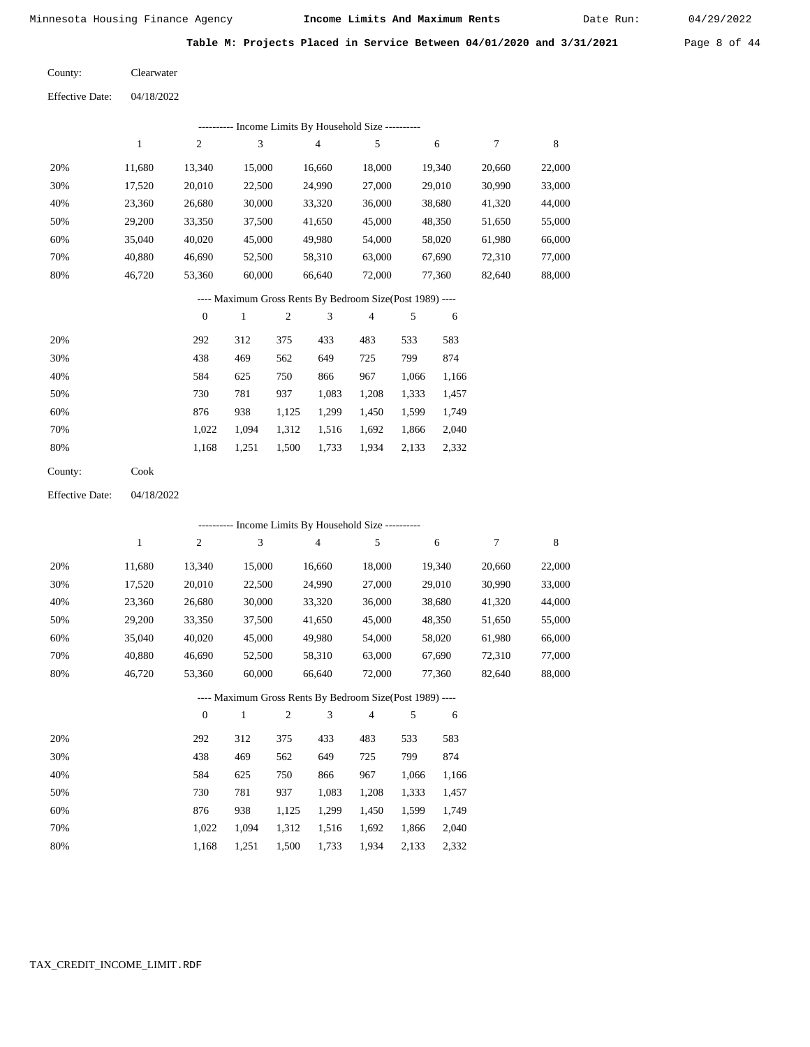**Table M: Projects Placed in Service Between 04/01/2020 and 3/31/2021**

County: Clearwater

Effective Date: 04/18/2022

---------- Income Limits By Household Size ----------

| | 1 | 2 | 3 | 4 | 5 | 6 | 7 | 8 |
|---|---|---|---|---|---|---|---|---|
| 20% | 11,680 | 13,340 | 15,000 | 16,660 | 18,000 | 19,340 | 20,660 | 22,000 |
| 30% | 17,520 | 20,010 | 22,500 | 24,990 | 27,000 | 29,010 | 30,990 | 33,000 |
| 40% | 23,360 | 26,680 | 30,000 | 33,320 | 36,000 | 38,680 | 41,320 | 44,000 |
| 50% | 29,200 | 33,350 | 37,500 | 41,650 | 45,000 | 48,350 | 51,650 | 55,000 |
| 60% | 35,040 | 40,020 | 45,000 | 49,980 | 54,000 | 58,020 | 61,980 | 66,000 |
| 70% | 40,880 | 46,690 | 52,500 | 58,310 | 63,000 | 67,690 | 72,310 | 77,000 |
| 80% | 46,720 | 53,360 | 60,000 | 66,640 | 72,000 | 77,360 | 82,640 | 88,000 |

---- Maximum Gross Rents By Bedroom Size(Post 1989) ----

| | 0 | 1 | 2 | 3 | 4 | 5 | 6 |
|---|---|---|---|---|---|---|---|
| 20% | 292 | 312 | 375 | 433 | 483 | 533 | 583 |
| 30% | 438 | 469 | 562 | 649 | 725 | 799 | 874 |
| 40% | 584 | 625 | 750 | 866 | 967 | 1,066 | 1,166 |
| 50% | 730 | 781 | 937 | 1,083 | 1,208 | 1,333 | 1,457 |
| 60% | 876 | 938 | 1,125 | 1,299 | 1,450 | 1,599 | 1,749 |
| 70% | 1,022 | 1,094 | 1,312 | 1,516 | 1,692 | 1,866 | 2,040 |
| 80% | 1,168 | 1,251 | 1,500 | 1,733 | 1,934 | 2,133 | 2,332 |

County: Cook

Effective Date: 04/18/2022

---------- Income Limits By Household Size ----------

| | 1 | 2 | 3 | 4 | 5 | 6 | 7 | 8 |
|---|---|---|---|---|---|---|---|---|
| 20% | 11,680 | 13,340 | 15,000 | 16,660 | 18,000 | 19,340 | 20,660 | 22,000 |
| 30% | 17,520 | 20,010 | 22,500 | 24,990 | 27,000 | 29,010 | 30,990 | 33,000 |
| 40% | 23,360 | 26,680 | 30,000 | 33,320 | 36,000 | 38,680 | 41,320 | 44,000 |
| 50% | 29,200 | 33,350 | 37,500 | 41,650 | 45,000 | 48,350 | 51,650 | 55,000 |
| 60% | 35,040 | 40,020 | 45,000 | 49,980 | 54,000 | 58,020 | 61,980 | 66,000 |
| 70% | 40,880 | 46,690 | 52,500 | 58,310 | 63,000 | 67,690 | 72,310 | 77,000 |
| 80% | 46,720 | 53,360 | 60,000 | 66,640 | 72,000 | 77,360 | 82,640 | 88,000 |

---- Maximum Gross Rents By Bedroom Size(Post 1989) ----

| | 0 | 1 | 2 | 3 | 4 | 5 | 6 |
|---|---|---|---|---|---|---|---|
| 20% | 292 | 312 | 375 | 433 | 483 | 533 | 583 |
| 30% | 438 | 469 | 562 | 649 | 725 | 799 | 874 |
| 40% | 584 | 625 | 750 | 866 | 967 | 1,066 | 1,166 |
| 50% | 730 | 781 | 937 | 1,083 | 1,208 | 1,333 | 1,457 |
| 60% | 876 | 938 | 1,125 | 1,299 | 1,450 | 1,599 | 1,749 |
| 70% | 1,022 | 1,094 | 1,312 | 1,516 | 1,692 | 1,866 | 2,040 |
| 80% | 1,168 | 1,251 | 1,500 | 1,733 | 1,934 | 2,133 | 2,332 |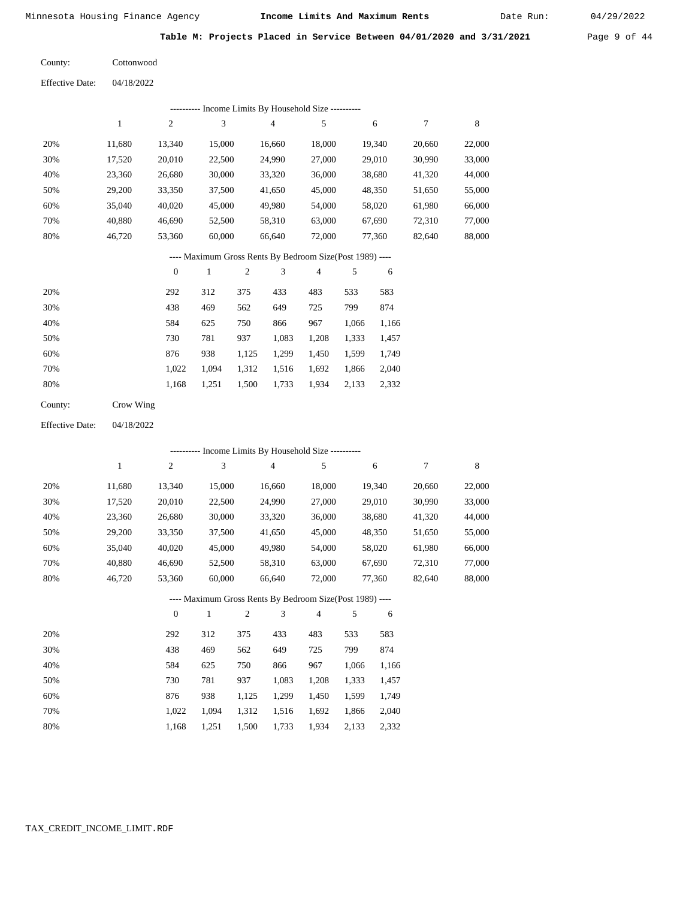Minnesota Housing Finance Agency — **Income Limits And Maximum Rents** — Date Run: 04/29/2022

**Table M: Projects Placed in Service Between 04/01/2020 and 3/31/2021**

County: Cottonwood

Effective Date: 04/18/2022

---------- Income Limits By Household Size ----------

| | 1 | 2 | 3 | 4 | 5 | 6 | 7 | 8 |
|---|---|---|---|---|---|---|---|---|
| 20% | 11,680 | 13,340 | 15,000 | 16,660 | 18,000 | 19,340 | 20,660 | 22,000 |
| 30% | 17,520 | 20,010 | 22,500 | 24,990 | 27,000 | 29,010 | 30,990 | 33,000 |
| 40% | 23,360 | 26,680 | 30,000 | 33,320 | 36,000 | 38,680 | 41,320 | 44,000 |
| 50% | 29,200 | 33,350 | 37,500 | 41,650 | 45,000 | 48,350 | 51,650 | 55,000 |
| 60% | 35,040 | 40,020 | 45,000 | 49,980 | 54,000 | 58,020 | 61,980 | 66,000 |
| 70% | 40,880 | 46,690 | 52,500 | 58,310 | 63,000 | 67,690 | 72,310 | 77,000 |
| 80% | 46,720 | 53,360 | 60,000 | 66,640 | 72,000 | 77,360 | 82,640 | 88,000 |

---- Maximum Gross Rents By Bedroom Size(Post 1989) ----

| | 0 | 1 | 2 | 3 | 4 | 5 | 6 |
|---|---|---|---|---|---|---|---|
| 20% | 292 | 312 | 375 | 433 | 483 | 533 | 583 |
| 30% | 438 | 469 | 562 | 649 | 725 | 799 | 874 |
| 40% | 584 | 625 | 750 | 866 | 967 | 1,066 | 1,166 |
| 50% | 730 | 781 | 937 | 1,083 | 1,208 | 1,333 | 1,457 |
| 60% | 876 | 938 | 1,125 | 1,299 | 1,450 | 1,599 | 1,749 |
| 70% | 1,022 | 1,094 | 1,312 | 1,516 | 1,692 | 1,866 | 2,040 |
| 80% | 1,168 | 1,251 | 1,500 | 1,733 | 1,934 | 2,133 | 2,332 |

County: Crow Wing

Effective Date: 04/18/2022

---------- Income Limits By Household Size ----------

| | 1 | 2 | 3 | 4 | 5 | 6 | 7 | 8 |
|---|---|---|---|---|---|---|---|---|
| 20% | 11,680 | 13,340 | 15,000 | 16,660 | 18,000 | 19,340 | 20,660 | 22,000 |
| 30% | 17,520 | 20,010 | 22,500 | 24,990 | 27,000 | 29,010 | 30,990 | 33,000 |
| 40% | 23,360 | 26,680 | 30,000 | 33,320 | 36,000 | 38,680 | 41,320 | 44,000 |
| 50% | 29,200 | 33,350 | 37,500 | 41,650 | 45,000 | 48,350 | 51,650 | 55,000 |
| 60% | 35,040 | 40,020 | 45,000 | 49,980 | 54,000 | 58,020 | 61,980 | 66,000 |
| 70% | 40,880 | 46,690 | 52,500 | 58,310 | 63,000 | 67,690 | 72,310 | 77,000 |
| 80% | 46,720 | 53,360 | 60,000 | 66,640 | 72,000 | 77,360 | 82,640 | 88,000 |

---- Maximum Gross Rents By Bedroom Size(Post 1989) ----

| | 0 | 1 | 2 | 3 | 4 | 5 | 6 |
|---|---|---|---|---|---|---|---|
| 20% | 292 | 312 | 375 | 433 | 483 | 533 | 583 |
| 30% | 438 | 469 | 562 | 649 | 725 | 799 | 874 |
| 40% | 584 | 625 | 750 | 866 | 967 | 1,066 | 1,166 |
| 50% | 730 | 781 | 937 | 1,083 | 1,208 | 1,333 | 1,457 |
| 60% | 876 | 938 | 1,125 | 1,299 | 1,450 | 1,599 | 1,749 |
| 70% | 1,022 | 1,094 | 1,312 | 1,516 | 1,692 | 1,866 | 2,040 |
| 80% | 1,168 | 1,251 | 1,500 | 1,733 | 1,934 | 2,133 | 2,332 |

TAX_CREDIT_INCOME_LIMIT.RDF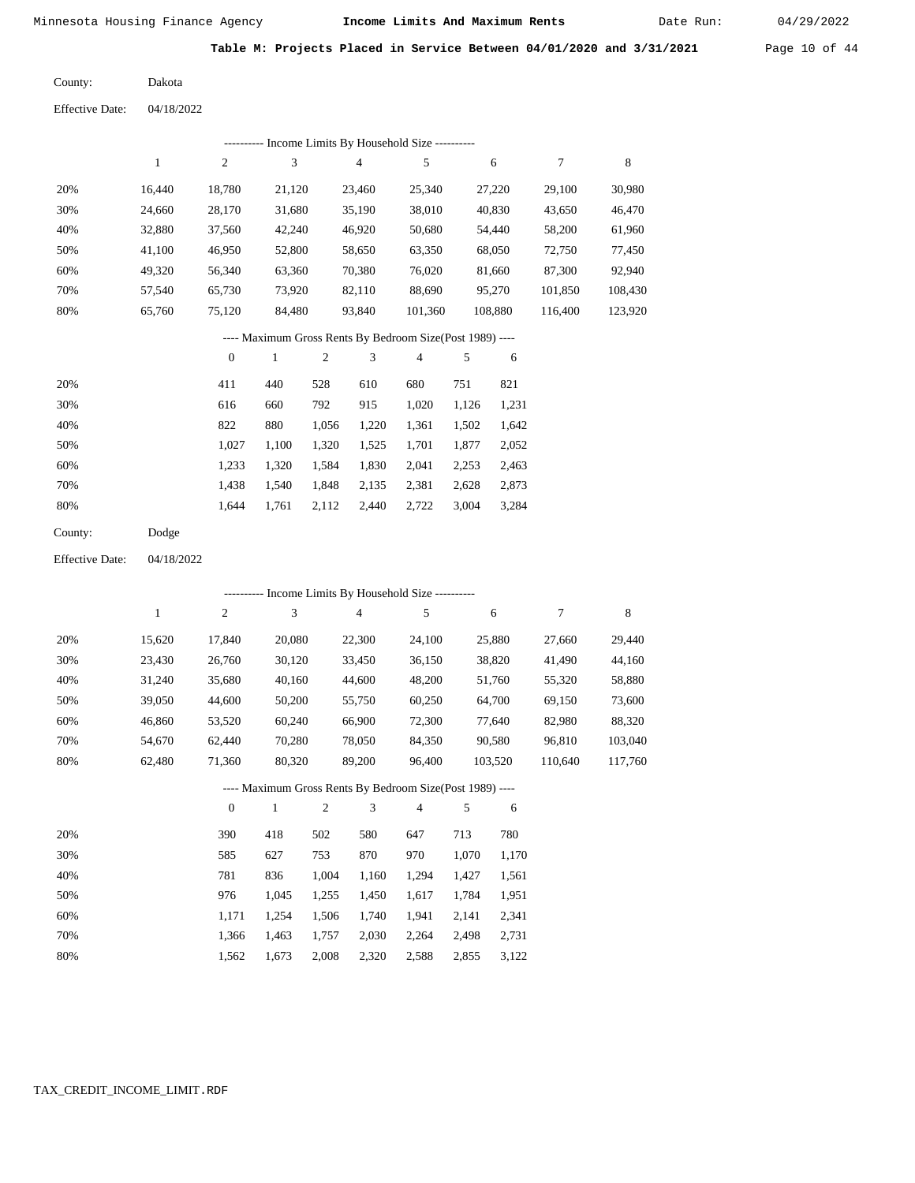**Table M: Projects Placed in Service Between 04/01/2020 and 3/31/2021**

County: Dakota

Effective Date: 04/18/2022

---------- Income Limits By Household Size ----------

| | 1 | 2 | 3 | 4 | 5 | 6 | 7 | 8 |
|---|---|---|---|---|---|---|---|---|
| 20% | 16,440 | 18,780 | 21,120 | 23,460 | 25,340 | 27,220 | 29,100 | 30,980 |
| 30% | 24,660 | 28,170 | 31,680 | 35,190 | 38,010 | 40,830 | 43,650 | 46,470 |
| 40% | 32,880 | 37,560 | 42,240 | 46,920 | 50,680 | 54,440 | 58,200 | 61,960 |
| 50% | 41,100 | 46,950 | 52,800 | 58,650 | 63,350 | 68,050 | 72,750 | 77,450 |
| 60% | 49,320 | 56,340 | 63,360 | 70,380 | 76,020 | 81,660 | 87,300 | 92,940 |
| 70% | 57,540 | 65,730 | 73,920 | 82,110 | 88,690 | 95,270 | 101,850 | 108,430 |
| 80% | 65,760 | 75,120 | 84,480 | 93,840 | 101,360 | 108,880 | 116,400 | 123,920 |

---- Maximum Gross Rents By Bedroom Size(Post 1989) ----

| | 0 | 1 | 2 | 3 | 4 | 5 | 6 |
|---|---|---|---|---|---|---|---|
| 20% | 411 | 440 | 528 | 610 | 680 | 751 | 821 |
| 30% | 616 | 660 | 792 | 915 | 1,020 | 1,126 | 1,231 |
| 40% | 822 | 880 | 1,056 | 1,220 | 1,361 | 1,502 | 1,642 |
| 50% | 1,027 | 1,100 | 1,320 | 1,525 | 1,701 | 1,877 | 2,052 |
| 60% | 1,233 | 1,320 | 1,584 | 1,830 | 2,041 | 2,253 | 2,463 |
| 70% | 1,438 | 1,540 | 1,848 | 2,135 | 2,381 | 2,628 | 2,873 |
| 80% | 1,644 | 1,761 | 2,112 | 2,440 | 2,722 | 3,004 | 3,284 |

County: Dodge

Effective Date: 04/18/2022

---------- Income Limits By Household Size ----------

| | 1 | 2 | 3 | 4 | 5 | 6 | 7 | 8 |
|---|---|---|---|---|---|---|---|---|
| 20% | 15,620 | 17,840 | 20,080 | 22,300 | 24,100 | 25,880 | 27,660 | 29,440 |
| 30% | 23,430 | 26,760 | 30,120 | 33,450 | 36,150 | 38,820 | 41,490 | 44,160 |
| 40% | 31,240 | 35,680 | 40,160 | 44,600 | 48,200 | 51,760 | 55,320 | 58,880 |
| 50% | 39,050 | 44,600 | 50,200 | 55,750 | 60,250 | 64,700 | 69,150 | 73,600 |
| 60% | 46,860 | 53,520 | 60,240 | 66,900 | 72,300 | 77,640 | 82,980 | 88,320 |
| 70% | 54,670 | 62,440 | 70,280 | 78,050 | 84,350 | 90,580 | 96,810 | 103,040 |
| 80% | 62,480 | 71,360 | 80,320 | 89,200 | 96,400 | 103,520 | 110,640 | 117,760 |

---- Maximum Gross Rents By Bedroom Size(Post 1989) ----

| | 0 | 1 | 2 | 3 | 4 | 5 | 6 |
|---|---|---|---|---|---|---|---|
| 20% | 390 | 418 | 502 | 580 | 647 | 713 | 780 |
| 30% | 585 | 627 | 753 | 870 | 970 | 1,070 | 1,170 |
| 40% | 781 | 836 | 1,004 | 1,160 | 1,294 | 1,427 | 1,561 |
| 50% | 976 | 1,045 | 1,255 | 1,450 | 1,617 | 1,784 | 1,951 |
| 60% | 1,171 | 1,254 | 1,506 | 1,740 | 1,941 | 2,141 | 2,341 |
| 70% | 1,366 | 1,463 | 1,757 | 2,030 | 2,264 | 2,498 | 2,731 |
| 80% | 1,562 | 1,673 | 2,008 | 2,320 | 2,588 | 2,855 | 3,122 |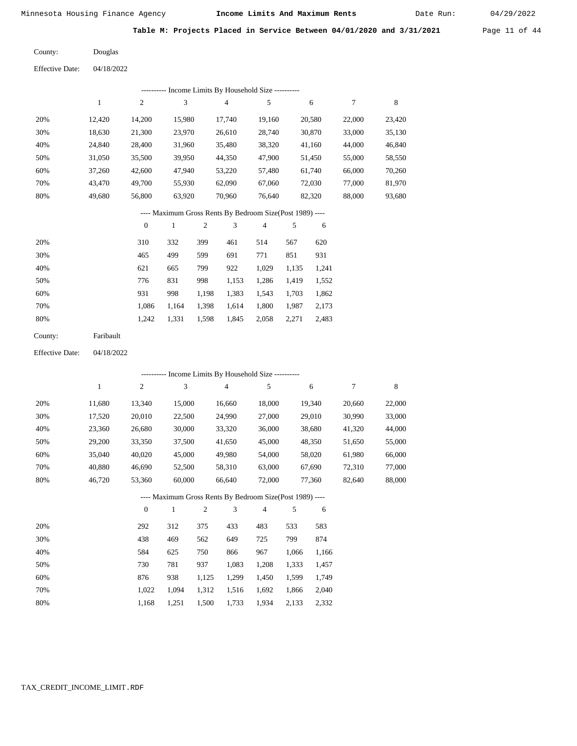Minnesota Housing Finance Agency **Income Limits And Maximum Rents** Date Run: 04/29/2022

**Table M: Projects Placed in Service Between 04/01/2020 and 3/31/2021**

County: Douglas

Effective Date: 04/18/2022

---------- Income Limits By Household Size ----------

| | 1 | 2 | 3 | 4 | 5 | 6 | 7 | 8 |
|---|---|---|---|---|---|---|---|---|
| 20% | 12,420 | 14,200 | 15,980 | 17,740 | 19,160 | 20,580 | 22,000 | 23,420 |
| 30% | 18,630 | 21,300 | 23,970 | 26,610 | 28,740 | 30,870 | 33,000 | 35,130 |
| 40% | 24,840 | 28,400 | 31,960 | 35,480 | 38,320 | 41,160 | 44,000 | 46,840 |
| 50% | 31,050 | 35,500 | 39,950 | 44,350 | 47,900 | 51,450 | 55,000 | 58,550 |
| 60% | 37,260 | 42,600 | 47,940 | 53,220 | 57,480 | 61,740 | 66,000 | 70,260 |
| 70% | 43,470 | 49,700 | 55,930 | 62,090 | 67,060 | 72,030 | 77,000 | 81,970 |
| 80% | 49,680 | 56,800 | 63,920 | 70,960 | 76,640 | 82,320 | 88,000 | 93,680 |

---- Maximum Gross Rents By Bedroom Size(Post 1989) ----

| | 0 | 1 | 2 | 3 | 4 | 5 | 6 |
|---|---|---|---|---|---|---|---|
| 20% | 310 | 332 | 399 | 461 | 514 | 567 | 620 |
| 30% | 465 | 499 | 599 | 691 | 771 | 851 | 931 |
| 40% | 621 | 665 | 799 | 922 | 1,029 | 1,135 | 1,241 |
| 50% | 776 | 831 | 998 | 1,153 | 1,286 | 1,419 | 1,552 |
| 60% | 931 | 998 | 1,198 | 1,383 | 1,543 | 1,703 | 1,862 |
| 70% | 1,086 | 1,164 | 1,398 | 1,614 | 1,800 | 1,987 | 2,173 |
| 80% | 1,242 | 1,331 | 1,598 | 1,845 | 2,058 | 2,271 | 2,483 |

County: Faribault

Effective Date: 04/18/2022

---------- Income Limits By Household Size ----------

| | 1 | 2 | 3 | 4 | 5 | 6 | 7 | 8 |
|---|---|---|---|---|---|---|---|---|
| 20% | 11,680 | 13,340 | 15,000 | 16,660 | 18,000 | 19,340 | 20,660 | 22,000 |
| 30% | 17,520 | 20,010 | 22,500 | 24,990 | 27,000 | 29,010 | 30,990 | 33,000 |
| 40% | 23,360 | 26,680 | 30,000 | 33,320 | 36,000 | 38,680 | 41,320 | 44,000 |
| 50% | 29,200 | 33,350 | 37,500 | 41,650 | 45,000 | 48,350 | 51,650 | 55,000 |
| 60% | 35,040 | 40,020 | 45,000 | 49,980 | 54,000 | 58,020 | 61,980 | 66,000 |
| 70% | 40,880 | 46,690 | 52,500 | 58,310 | 63,000 | 67,690 | 72,310 | 77,000 |
| 80% | 46,720 | 53,360 | 60,000 | 66,640 | 72,000 | 77,360 | 82,640 | 88,000 |

---- Maximum Gross Rents By Bedroom Size(Post 1989) ----

| | 0 | 1 | 2 | 3 | 4 | 5 | 6 |
|---|---|---|---|---|---|---|---|
| 20% | 292 | 312 | 375 | 433 | 483 | 533 | 583 |
| 30% | 438 | 469 | 562 | 649 | 725 | 799 | 874 |
| 40% | 584 | 625 | 750 | 866 | 967 | 1,066 | 1,166 |
| 50% | 730 | 781 | 937 | 1,083 | 1,208 | 1,333 | 1,457 |
| 60% | 876 | 938 | 1,125 | 1,299 | 1,450 | 1,599 | 1,749 |
| 70% | 1,022 | 1,094 | 1,312 | 1,516 | 1,692 | 1,866 | 2,040 |
| 80% | 1,168 | 1,251 | 1,500 | 1,733 | 1,934 | 2,133 | 2,332 |

TAX_CREDIT_INCOME_LIMIT.RDF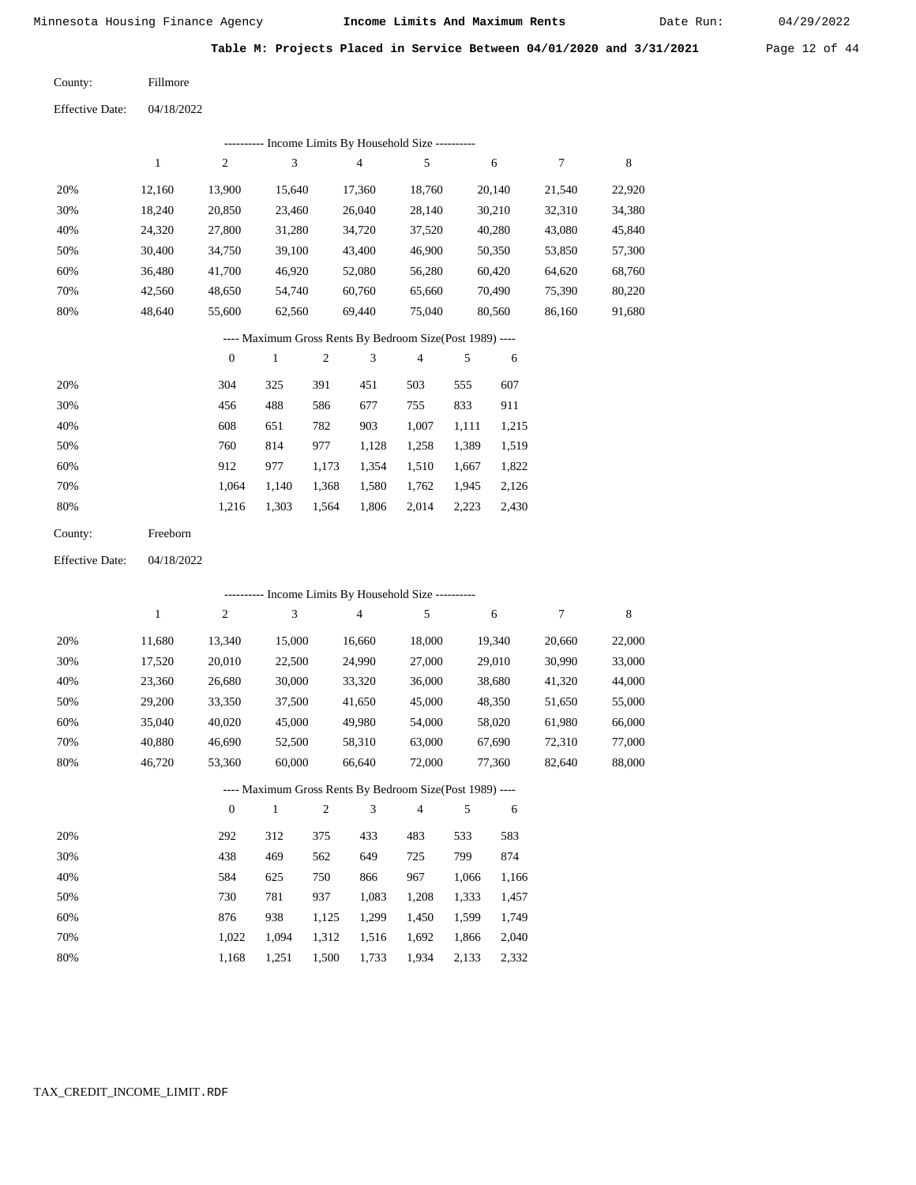**Table M: Projects Placed in Service Between 04/01/2020 and 3/31/2021**

County: Fillmore

Effective Date: 04/18/2022

---------- Income Limits By Household Size ----------

| | 1 | 2 | 3 | 4 | 5 | 6 | 7 | 8 |
|---|---|---|---|---|---|---|---|---|
| 20% | 12,160 | 13,900 | 15,640 | 17,360 | 18,760 | 20,140 | 21,540 | 22,920 |
| 30% | 18,240 | 20,850 | 23,460 | 26,040 | 28,140 | 30,210 | 32,310 | 34,380 |
| 40% | 24,320 | 27,800 | 31,280 | 34,720 | 37,520 | 40,280 | 43,080 | 45,840 |
| 50% | 30,400 | 34,750 | 39,100 | 43,400 | 46,900 | 50,350 | 53,850 | 57,300 |
| 60% | 36,480 | 41,700 | 46,920 | 52,080 | 56,280 | 60,420 | 64,620 | 68,760 |
| 70% | 42,560 | 48,650 | 54,740 | 60,760 | 65,660 | 70,490 | 75,390 | 80,220 |
| 80% | 48,640 | 55,600 | 62,560 | 69,440 | 75,040 | 80,560 | 86,160 | 91,680 |

---- Maximum Gross Rents By Bedroom Size(Post 1989) ----

| | 0 | 1 | 2 | 3 | 4 | 5 | 6 |
|---|---|---|---|---|---|---|---|
| 20% | 304 | 325 | 391 | 451 | 503 | 555 | 607 |
| 30% | 456 | 488 | 586 | 677 | 755 | 833 | 911 |
| 40% | 608 | 651 | 782 | 903 | 1,007 | 1,111 | 1,215 |
| 50% | 760 | 814 | 977 | 1,128 | 1,258 | 1,389 | 1,519 |
| 60% | 912 | 977 | 1,173 | 1,354 | 1,510 | 1,667 | 1,822 |
| 70% | 1,064 | 1,140 | 1,368 | 1,580 | 1,762 | 1,945 | 2,126 |
| 80% | 1,216 | 1,303 | 1,564 | 1,806 | 2,014 | 2,223 | 2,430 |

County: Freeborn

Effective Date: 04/18/2022

---------- Income Limits By Household Size ----------

| | 1 | 2 | 3 | 4 | 5 | 6 | 7 | 8 |
|---|---|---|---|---|---|---|---|---|
| 20% | 11,680 | 13,340 | 15,000 | 16,660 | 18,000 | 19,340 | 20,660 | 22,000 |
| 30% | 17,520 | 20,010 | 22,500 | 24,990 | 27,000 | 29,010 | 30,990 | 33,000 |
| 40% | 23,360 | 26,680 | 30,000 | 33,320 | 36,000 | 38,680 | 41,320 | 44,000 |
| 50% | 29,200 | 33,350 | 37,500 | 41,650 | 45,000 | 48,350 | 51,650 | 55,000 |
| 60% | 35,040 | 40,020 | 45,000 | 49,980 | 54,000 | 58,020 | 61,980 | 66,000 |
| 70% | 40,880 | 46,690 | 52,500 | 58,310 | 63,000 | 67,690 | 72,310 | 77,000 |
| 80% | 46,720 | 53,360 | 60,000 | 66,640 | 72,000 | 77,360 | 82,640 | 88,000 |

---- Maximum Gross Rents By Bedroom Size(Post 1989) ----

| | 0 | 1 | 2 | 3 | 4 | 5 | 6 |
|---|---|---|---|---|---|---|---|
| 20% | 292 | 312 | 375 | 433 | 483 | 533 | 583 |
| 30% | 438 | 469 | 562 | 649 | 725 | 799 | 874 |
| 40% | 584 | 625 | 750 | 866 | 967 | 1,066 | 1,166 |
| 50% | 730 | 781 | 937 | 1,083 | 1,208 | 1,333 | 1,457 |
| 60% | 876 | 938 | 1,125 | 1,299 | 1,450 | 1,599 | 1,749 |
| 70% | 1,022 | 1,094 | 1,312 | 1,516 | 1,692 | 1,866 | 2,040 |
| 80% | 1,168 | 1,251 | 1,500 | 1,733 | 1,934 | 2,133 | 2,332 |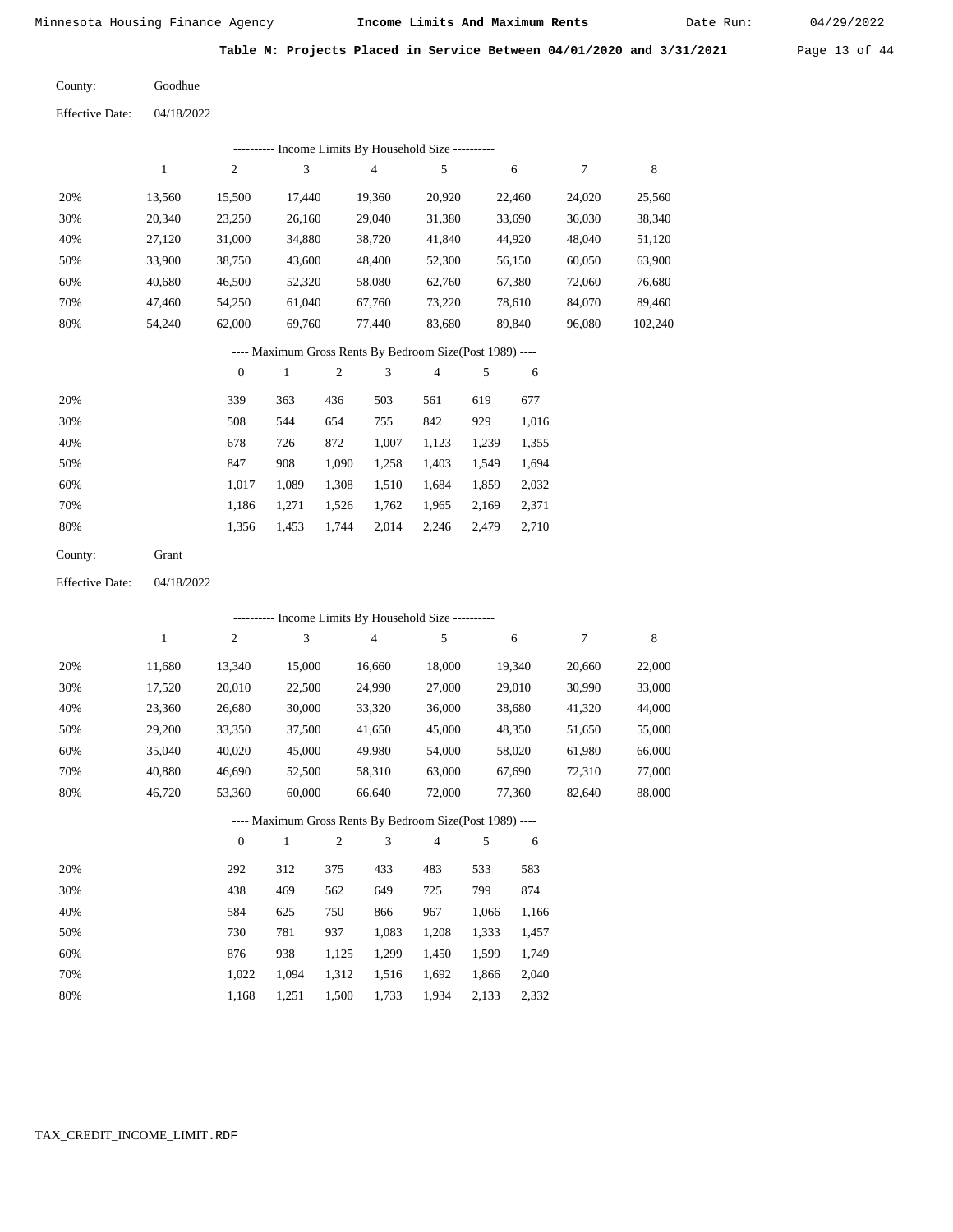Minnesota Housing Finance Agency **Income Limits And Maximum Rents** Date Run: 04/29/2022

**Table M: Projects Placed in Service Between 04/01/2020 and 3/31/2021**

County: Goodhue

Effective Date: 04/18/2022

---------- Income Limits By Household Size ----------

| | 1 | 2 | 3 | 4 | 5 | 6 | 7 | 8 |
|---|---|---|---|---|---|---|---|---|
| 20% | 13,560 | 15,500 | 17,440 | 19,360 | 20,920 | 22,460 | 24,020 | 25,560 |
| 30% | 20,340 | 23,250 | 26,160 | 29,040 | 31,380 | 33,690 | 36,030 | 38,340 |
| 40% | 27,120 | 31,000 | 34,880 | 38,720 | 41,840 | 44,920 | 48,040 | 51,120 |
| 50% | 33,900 | 38,750 | 43,600 | 48,400 | 52,300 | 56,150 | 60,050 | 63,900 |
| 60% | 40,680 | 46,500 | 52,320 | 58,080 | 62,760 | 67,380 | 72,060 | 76,680 |
| 70% | 47,460 | 54,250 | 61,040 | 67,760 | 73,220 | 78,610 | 84,070 | 89,460 |
| 80% | 54,240 | 62,000 | 69,760 | 77,440 | 83,680 | 89,840 | 96,080 | 102,240 |

---- Maximum Gross Rents By Bedroom Size(Post 1989) ----

| | 0 | 1 | 2 | 3 | 4 | 5 | 6 |
|---|---|---|---|---|---|---|---|
| 20% | 339 | 363 | 436 | 503 | 561 | 619 | 677 |
| 30% | 508 | 544 | 654 | 755 | 842 | 929 | 1,016 |
| 40% | 678 | 726 | 872 | 1,007 | 1,123 | 1,239 | 1,355 |
| 50% | 847 | 908 | 1,090 | 1,258 | 1,403 | 1,549 | 1,694 |
| 60% | 1,017 | 1,089 | 1,308 | 1,510 | 1,684 | 1,859 | 2,032 |
| 70% | 1,186 | 1,271 | 1,526 | 1,762 | 1,965 | 2,169 | 2,371 |
| 80% | 1,356 | 1,453 | 1,744 | 2,014 | 2,246 | 2,479 | 2,710 |

County: Grant

Effective Date: 04/18/2022

---------- Income Limits By Household Size ----------

| | 1 | 2 | 3 | 4 | 5 | 6 | 7 | 8 |
|---|---|---|---|---|---|---|---|---|
| 20% | 11,680 | 13,340 | 15,000 | 16,660 | 18,000 | 19,340 | 20,660 | 22,000 |
| 30% | 17,520 | 20,010 | 22,500 | 24,990 | 27,000 | 29,010 | 30,990 | 33,000 |
| 40% | 23,360 | 26,680 | 30,000 | 33,320 | 36,000 | 38,680 | 41,320 | 44,000 |
| 50% | 29,200 | 33,350 | 37,500 | 41,650 | 45,000 | 48,350 | 51,650 | 55,000 |
| 60% | 35,040 | 40,020 | 45,000 | 49,980 | 54,000 | 58,020 | 61,980 | 66,000 |
| 70% | 40,880 | 46,690 | 52,500 | 58,310 | 63,000 | 67,690 | 72,310 | 77,000 |
| 80% | 46,720 | 53,360 | 60,000 | 66,640 | 72,000 | 77,360 | 82,640 | 88,000 |

---- Maximum Gross Rents By Bedroom Size(Post 1989) ----

| | 0 | 1 | 2 | 3 | 4 | 5 | 6 |
|---|---|---|---|---|---|---|---|
| 20% | 292 | 312 | 375 | 433 | 483 | 533 | 583 |
| 30% | 438 | 469 | 562 | 649 | 725 | 799 | 874 |
| 40% | 584 | 625 | 750 | 866 | 967 | 1,066 | 1,166 |
| 50% | 730 | 781 | 937 | 1,083 | 1,208 | 1,333 | 1,457 |
| 60% | 876 | 938 | 1,125 | 1,299 | 1,450 | 1,599 | 1,749 |
| 70% | 1,022 | 1,094 | 1,312 | 1,516 | 1,692 | 1,866 | 2,040 |
| 80% | 1,168 | 1,251 | 1,500 | 1,733 | 1,934 | 2,133 | 2,332 |

TAX_CREDIT_INCOME_LIMIT.RDF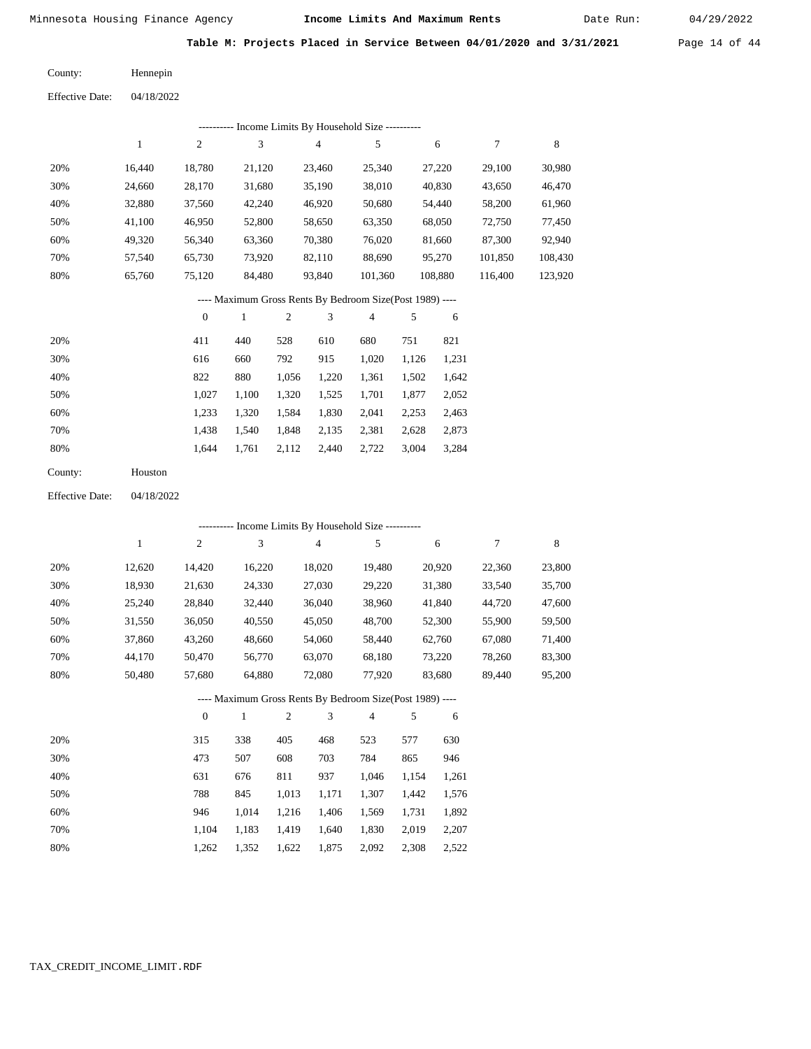Minnesota Housing Finance Agency **Income Limits And Maximum Rents** Date Run: 04/29/2022

**Table M: Projects Placed in Service Between 04/01/2020 and 3/31/2021**

County: Hennepin

Effective Date: 04/18/2022

---------- Income Limits By Household Size ----------

| | 1 | 2 | 3 | 4 | 5 | 6 | 7 | 8 |
|---|---|---|---|---|---|---|---|---|
| 20% | 16,440 | 18,780 | 21,120 | 23,460 | 25,340 | 27,220 | 29,100 | 30,980 |
| 30% | 24,660 | 28,170 | 31,680 | 35,190 | 38,010 | 40,830 | 43,650 | 46,470 |
| 40% | 32,880 | 37,560 | 42,240 | 46,920 | 50,680 | 54,440 | 58,200 | 61,960 |
| 50% | 41,100 | 46,950 | 52,800 | 58,650 | 63,350 | 68,050 | 72,750 | 77,450 |
| 60% | 49,320 | 56,340 | 63,360 | 70,380 | 76,020 | 81,660 | 87,300 | 92,940 |
| 70% | 57,540 | 65,730 | 73,920 | 82,110 | 88,690 | 95,270 | 101,850 | 108,430 |
| 80% | 65,760 | 75,120 | 84,480 | 93,840 | 101,360 | 108,880 | 116,400 | 123,920 |

---- Maximum Gross Rents By Bedroom Size(Post 1989) ----

| | 0 | 1 | 2 | 3 | 4 | 5 | 6 |
|---|---|---|---|---|---|---|---|
| 20% | 411 | 440 | 528 | 610 | 680 | 751 | 821 |
| 30% | 616 | 660 | 792 | 915 | 1,020 | 1,126 | 1,231 |
| 40% | 822 | 880 | 1,056 | 1,220 | 1,361 | 1,502 | 1,642 |
| 50% | 1,027 | 1,100 | 1,320 | 1,525 | 1,701 | 1,877 | 2,052 |
| 60% | 1,233 | 1,320 | 1,584 | 1,830 | 2,041 | 2,253 | 2,463 |
| 70% | 1,438 | 1,540 | 1,848 | 2,135 | 2,381 | 2,628 | 2,873 |
| 80% | 1,644 | 1,761 | 2,112 | 2,440 | 2,722 | 3,004 | 3,284 |

County: Houston

Effective Date: 04/18/2022

---------- Income Limits By Household Size ----------

| | 1 | 2 | 3 | 4 | 5 | 6 | 7 | 8 |
|---|---|---|---|---|---|---|---|---|
| 20% | 12,620 | 14,420 | 16,220 | 18,020 | 19,480 | 20,920 | 22,360 | 23,800 |
| 30% | 18,930 | 21,630 | 24,330 | 27,030 | 29,220 | 31,380 | 33,540 | 35,700 |
| 40% | 25,240 | 28,840 | 32,440 | 36,040 | 38,960 | 41,840 | 44,720 | 47,600 |
| 50% | 31,550 | 36,050 | 40,550 | 45,050 | 48,700 | 52,300 | 55,900 | 59,500 |
| 60% | 37,860 | 43,260 | 48,660 | 54,060 | 58,440 | 62,760 | 67,080 | 71,400 |
| 70% | 44,170 | 50,470 | 56,770 | 63,070 | 68,180 | 73,220 | 78,260 | 83,300 |
| 80% | 50,480 | 57,680 | 64,880 | 72,080 | 77,920 | 83,680 | 89,440 | 95,200 |

---- Maximum Gross Rents By Bedroom Size(Post 1989) ----

| | 0 | 1 | 2 | 3 | 4 | 5 | 6 |
|---|---|---|---|---|---|---|---|
| 20% | 315 | 338 | 405 | 468 | 523 | 577 | 630 |
| 30% | 473 | 507 | 608 | 703 | 784 | 865 | 946 |
| 40% | 631 | 676 | 811 | 937 | 1,046 | 1,154 | 1,261 |
| 50% | 788 | 845 | 1,013 | 1,171 | 1,307 | 1,442 | 1,576 |
| 60% | 946 | 1,014 | 1,216 | 1,406 | 1,569 | 1,731 | 1,892 |
| 70% | 1,104 | 1,183 | 1,419 | 1,640 | 1,830 | 2,019 | 2,207 |
| 80% | 1,262 | 1,352 | 1,622 | 1,875 | 2,092 | 2,308 | 2,522 |

TAX_CREDIT_INCOME_LIMIT.RDF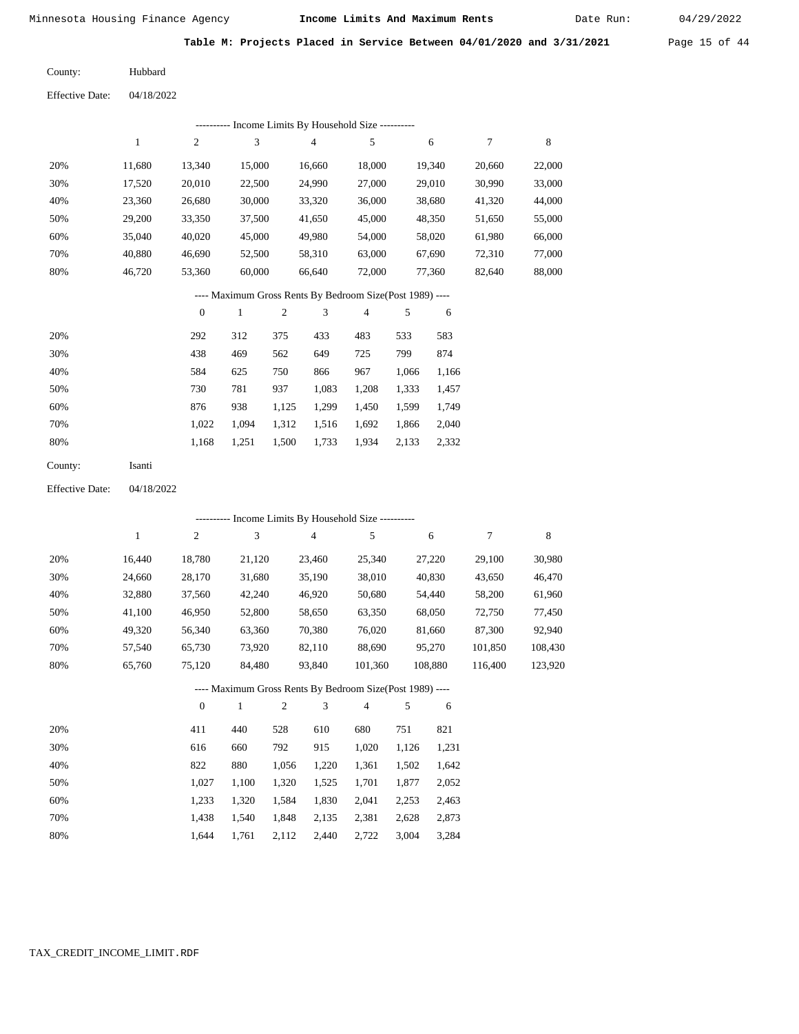**Table M: Projects Placed in Service Between 04/01/2020 and 3/31/2021**

County: Hubbard

Effective Date: 04/18/2022

---------- Income Limits By Household Size ----------

| | 1 | 2 | 3 | 4 | 5 | 6 | 7 | 8 |
|---|---|---|---|---|---|---|---|---|
| 20% | 11,680 | 13,340 | 15,000 | 16,660 | 18,000 | 19,340 | 20,660 | 22,000 |
| 30% | 17,520 | 20,010 | 22,500 | 24,990 | 27,000 | 29,010 | 30,990 | 33,000 |
| 40% | 23,360 | 26,680 | 30,000 | 33,320 | 36,000 | 38,680 | 41,320 | 44,000 |
| 50% | 29,200 | 33,350 | 37,500 | 41,650 | 45,000 | 48,350 | 51,650 | 55,000 |
| 60% | 35,040 | 40,020 | 45,000 | 49,980 | 54,000 | 58,020 | 61,980 | 66,000 |
| 70% | 40,880 | 46,690 | 52,500 | 58,310 | 63,000 | 67,690 | 72,310 | 77,000 |
| 80% | 46,720 | 53,360 | 60,000 | 66,640 | 72,000 | 77,360 | 82,640 | 88,000 |

---- Maximum Gross Rents By Bedroom Size(Post 1989) ----

| | 0 | 1 | 2 | 3 | 4 | 5 | 6 |
|---|---|---|---|---|---|---|---|
| 20% | 292 | 312 | 375 | 433 | 483 | 533 | 583 |
| 30% | 438 | 469 | 562 | 649 | 725 | 799 | 874 |
| 40% | 584 | 625 | 750 | 866 | 967 | 1,066 | 1,166 |
| 50% | 730 | 781 | 937 | 1,083 | 1,208 | 1,333 | 1,457 |
| 60% | 876 | 938 | 1,125 | 1,299 | 1,450 | 1,599 | 1,749 |
| 70% | 1,022 | 1,094 | 1,312 | 1,516 | 1,692 | 1,866 | 2,040 |
| 80% | 1,168 | 1,251 | 1,500 | 1,733 | 1,934 | 2,133 | 2,332 |

County: Isanti

Effective Date: 04/18/2022

---------- Income Limits By Household Size ----------

| | 1 | 2 | 3 | 4 | 5 | 6 | 7 | 8 |
|---|---|---|---|---|---|---|---|---|
| 20% | 16,440 | 18,780 | 21,120 | 23,460 | 25,340 | 27,220 | 29,100 | 30,980 |
| 30% | 24,660 | 28,170 | 31,680 | 35,190 | 38,010 | 40,830 | 43,650 | 46,470 |
| 40% | 32,880 | 37,560 | 42,240 | 46,920 | 50,680 | 54,440 | 58,200 | 61,960 |
| 50% | 41,100 | 46,950 | 52,800 | 58,650 | 63,350 | 68,050 | 72,750 | 77,450 |
| 60% | 49,320 | 56,340 | 63,360 | 70,380 | 76,020 | 81,660 | 87,300 | 92,940 |
| 70% | 57,540 | 65,730 | 73,920 | 82,110 | 88,690 | 95,270 | 101,850 | 108,430 |
| 80% | 65,760 | 75,120 | 84,480 | 93,840 | 101,360 | 108,880 | 116,400 | 123,920 |

---- Maximum Gross Rents By Bedroom Size(Post 1989) ----

| | 0 | 1 | 2 | 3 | 4 | 5 | 6 |
|---|---|---|---|---|---|---|---|
| 20% | 411 | 440 | 528 | 610 | 680 | 751 | 821 |
| 30% | 616 | 660 | 792 | 915 | 1,020 | 1,126 | 1,231 |
| 40% | 822 | 880 | 1,056 | 1,220 | 1,361 | 1,502 | 1,642 |
| 50% | 1,027 | 1,100 | 1,320 | 1,525 | 1,701 | 1,877 | 2,052 |
| 60% | 1,233 | 1,320 | 1,584 | 1,830 | 2,041 | 2,253 | 2,463 |
| 70% | 1,438 | 1,540 | 1,848 | 2,135 | 2,381 | 2,628 | 2,873 |
| 80% | 1,644 | 1,761 | 2,112 | 2,440 | 2,722 | 3,004 | 3,284 |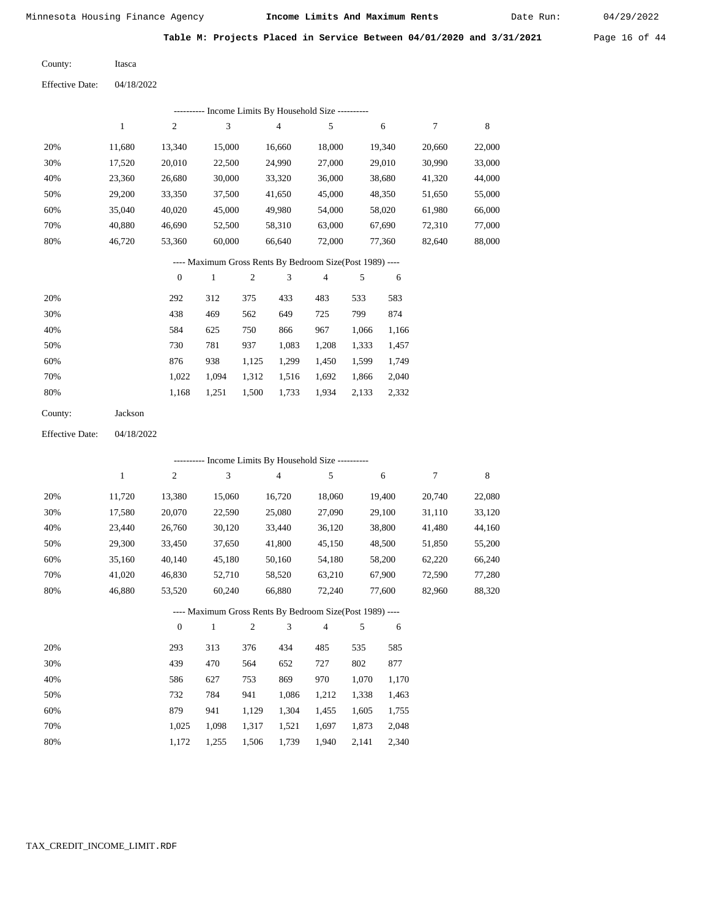**Table M: Projects Placed in Service Between 04/01/2020 and 3/31/2021**

County: Itasca

Effective Date: 04/18/2022

---------- Income Limits By Household Size ----------

| | 1 | 2 | 3 | 4 | 5 | 6 | 7 | 8 |
|---|---|---|---|---|---|---|---|---|
| 20% | 11,680 | 13,340 | 15,000 | 16,660 | 18,000 | 19,340 | 20,660 | 22,000 |
| 30% | 17,520 | 20,010 | 22,500 | 24,990 | 27,000 | 29,010 | 30,990 | 33,000 |
| 40% | 23,360 | 26,680 | 30,000 | 33,320 | 36,000 | 38,680 | 41,320 | 44,000 |
| 50% | 29,200 | 33,350 | 37,500 | 41,650 | 45,000 | 48,350 | 51,650 | 55,000 |
| 60% | 35,040 | 40,020 | 45,000 | 49,980 | 54,000 | 58,020 | 61,980 | 66,000 |
| 70% | 40,880 | 46,690 | 52,500 | 58,310 | 63,000 | 67,690 | 72,310 | 77,000 |
| 80% | 46,720 | 53,360 | 60,000 | 66,640 | 72,000 | 77,360 | 82,640 | 88,000 |

---- Maximum Gross Rents By Bedroom Size(Post 1989) ----

| | 0 | 1 | 2 | 3 | 4 | 5 | 6 |
|---|---|---|---|---|---|---|---|
| 20% | 292 | 312 | 375 | 433 | 483 | 533 | 583 |
| 30% | 438 | 469 | 562 | 649 | 725 | 799 | 874 |
| 40% | 584 | 625 | 750 | 866 | 967 | 1,066 | 1,166 |
| 50% | 730 | 781 | 937 | 1,083 | 1,208 | 1,333 | 1,457 |
| 60% | 876 | 938 | 1,125 | 1,299 | 1,450 | 1,599 | 1,749 |
| 70% | 1,022 | 1,094 | 1,312 | 1,516 | 1,692 | 1,866 | 2,040 |
| 80% | 1,168 | 1,251 | 1,500 | 1,733 | 1,934 | 2,133 | 2,332 |

County: Jackson

Effective Date: 04/18/2022

---------- Income Limits By Household Size ----------

| | 1 | 2 | 3 | 4 | 5 | 6 | 7 | 8 |
|---|---|---|---|---|---|---|---|---|
| 20% | 11,720 | 13,380 | 15,060 | 16,720 | 18,060 | 19,400 | 20,740 | 22,080 |
| 30% | 17,580 | 20,070 | 22,590 | 25,080 | 27,090 | 29,100 | 31,110 | 33,120 |
| 40% | 23,440 | 26,760 | 30,120 | 33,440 | 36,120 | 38,800 | 41,480 | 44,160 |
| 50% | 29,300 | 33,450 | 37,650 | 41,800 | 45,150 | 48,500 | 51,850 | 55,200 |
| 60% | 35,160 | 40,140 | 45,180 | 50,160 | 54,180 | 58,200 | 62,220 | 66,240 |
| 70% | 41,020 | 46,830 | 52,710 | 58,520 | 63,210 | 67,900 | 72,590 | 77,280 |
| 80% | 46,880 | 53,520 | 60,240 | 66,880 | 72,240 | 77,600 | 82,960 | 88,320 |

---- Maximum Gross Rents By Bedroom Size(Post 1989) ----

| | 0 | 1 | 2 | 3 | 4 | 5 | 6 |
|---|---|---|---|---|---|---|---|
| 20% | 293 | 313 | 376 | 434 | 485 | 535 | 585 |
| 30% | 439 | 470 | 564 | 652 | 727 | 802 | 877 |
| 40% | 586 | 627 | 753 | 869 | 970 | 1,070 | 1,170 |
| 50% | 732 | 784 | 941 | 1,086 | 1,212 | 1,338 | 1,463 |
| 60% | 879 | 941 | 1,129 | 1,304 | 1,455 | 1,605 | 1,755 |
| 70% | 1,025 | 1,098 | 1,317 | 1,521 | 1,697 | 1,873 | 2,048 |
| 80% | 1,172 | 1,255 | 1,506 | 1,739 | 1,940 | 2,141 | 2,340 |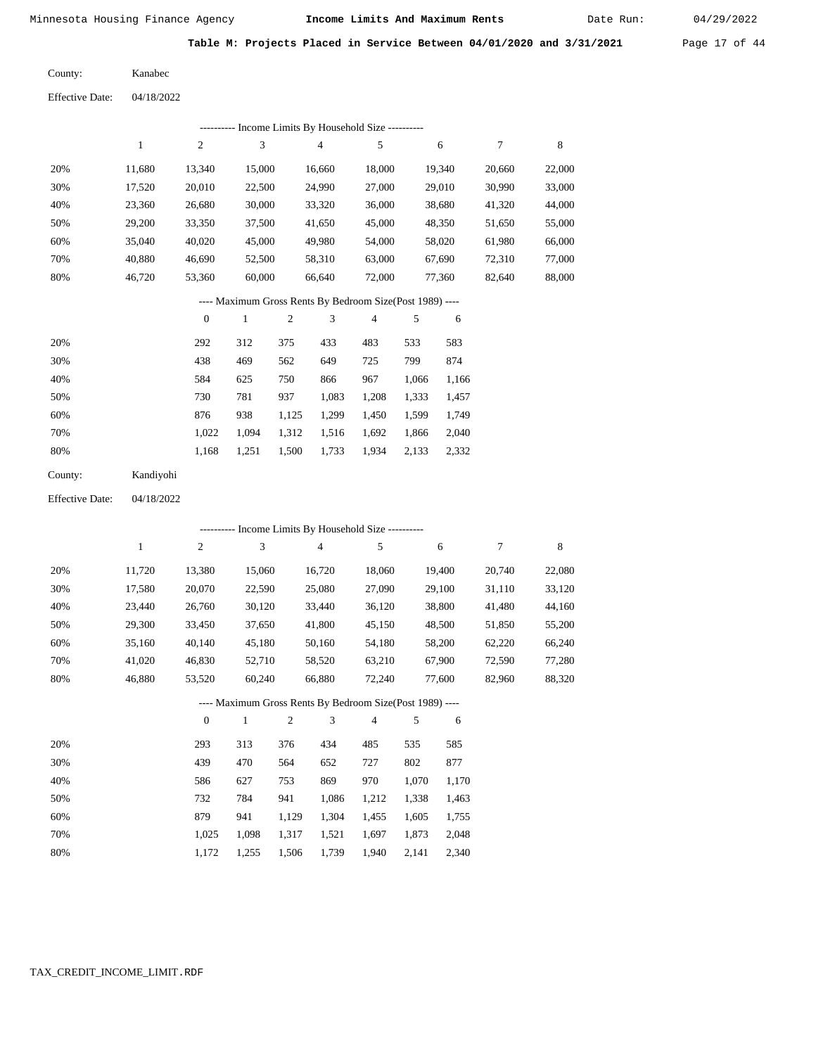**Table M: Projects Placed in Service Between 04/01/2020 and 3/31/2021**

County: Kanabec

Effective Date: 04/18/2022

---------- Income Limits By Household Size ----------

| | 1 | 2 | 3 | 4 | 5 | 6 | 7 | 8 |
|---|---|---|---|---|---|---|---|---|
| 20% | 11,680 | 13,340 | 15,000 | 16,660 | 18,000 | 19,340 | 20,660 | 22,000 |
| 30% | 17,520 | 20,010 | 22,500 | 24,990 | 27,000 | 29,010 | 30,990 | 33,000 |
| 40% | 23,360 | 26,680 | 30,000 | 33,320 | 36,000 | 38,680 | 41,320 | 44,000 |
| 50% | 29,200 | 33,350 | 37,500 | 41,650 | 45,000 | 48,350 | 51,650 | 55,000 |
| 60% | 35,040 | 40,020 | 45,000 | 49,980 | 54,000 | 58,020 | 61,980 | 66,000 |
| 70% | 40,880 | 46,690 | 52,500 | 58,310 | 63,000 | 67,690 | 72,310 | 77,000 |
| 80% | 46,720 | 53,360 | 60,000 | 66,640 | 72,000 | 77,360 | 82,640 | 88,000 |

---- Maximum Gross Rents By Bedroom Size(Post 1989) ----

| | 0 | 1 | 2 | 3 | 4 | 5 | 6 |
|---|---|---|---|---|---|---|---|
| 20% | 292 | 312 | 375 | 433 | 483 | 533 | 583 |
| 30% | 438 | 469 | 562 | 649 | 725 | 799 | 874 |
| 40% | 584 | 625 | 750 | 866 | 967 | 1,066 | 1,166 |
| 50% | 730 | 781 | 937 | 1,083 | 1,208 | 1,333 | 1,457 |
| 60% | 876 | 938 | 1,125 | 1,299 | 1,450 | 1,599 | 1,749 |
| 70% | 1,022 | 1,094 | 1,312 | 1,516 | 1,692 | 1,866 | 2,040 |
| 80% | 1,168 | 1,251 | 1,500 | 1,733 | 1,934 | 2,133 | 2,332 |

County: Kandiyohi

Effective Date: 04/18/2022

---------- Income Limits By Household Size ----------

| | 1 | 2 | 3 | 4 | 5 | 6 | 7 | 8 |
|---|---|---|---|---|---|---|---|---|
| 20% | 11,720 | 13,380 | 15,060 | 16,720 | 18,060 | 19,400 | 20,740 | 22,080 |
| 30% | 17,580 | 20,070 | 22,590 | 25,080 | 27,090 | 29,100 | 31,110 | 33,120 |
| 40% | 23,440 | 26,760 | 30,120 | 33,440 | 36,120 | 38,800 | 41,480 | 44,160 |
| 50% | 29,300 | 33,450 | 37,650 | 41,800 | 45,150 | 48,500 | 51,850 | 55,200 |
| 60% | 35,160 | 40,140 | 45,180 | 50,160 | 54,180 | 58,200 | 62,220 | 66,240 |
| 70% | 41,020 | 46,830 | 52,710 | 58,520 | 63,210 | 67,900 | 72,590 | 77,280 |
| 80% | 46,880 | 53,520 | 60,240 | 66,880 | 72,240 | 77,600 | 82,960 | 88,320 |

---- Maximum Gross Rents By Bedroom Size(Post 1989) ----

| | 0 | 1 | 2 | 3 | 4 | 5 | 6 |
|---|---|---|---|---|---|---|---|
| 20% | 293 | 313 | 376 | 434 | 485 | 535 | 585 |
| 30% | 439 | 470 | 564 | 652 | 727 | 802 | 877 |
| 40% | 586 | 627 | 753 | 869 | 970 | 1,070 | 1,170 |
| 50% | 732 | 784 | 941 | 1,086 | 1,212 | 1,338 | 1,463 |
| 60% | 879 | 941 | 1,129 | 1,304 | 1,455 | 1,605 | 1,755 |
| 70% | 1,025 | 1,098 | 1,317 | 1,521 | 1,697 | 1,873 | 2,048 |
| 80% | 1,172 | 1,255 | 1,506 | 1,739 | 1,940 | 2,141 | 2,340 |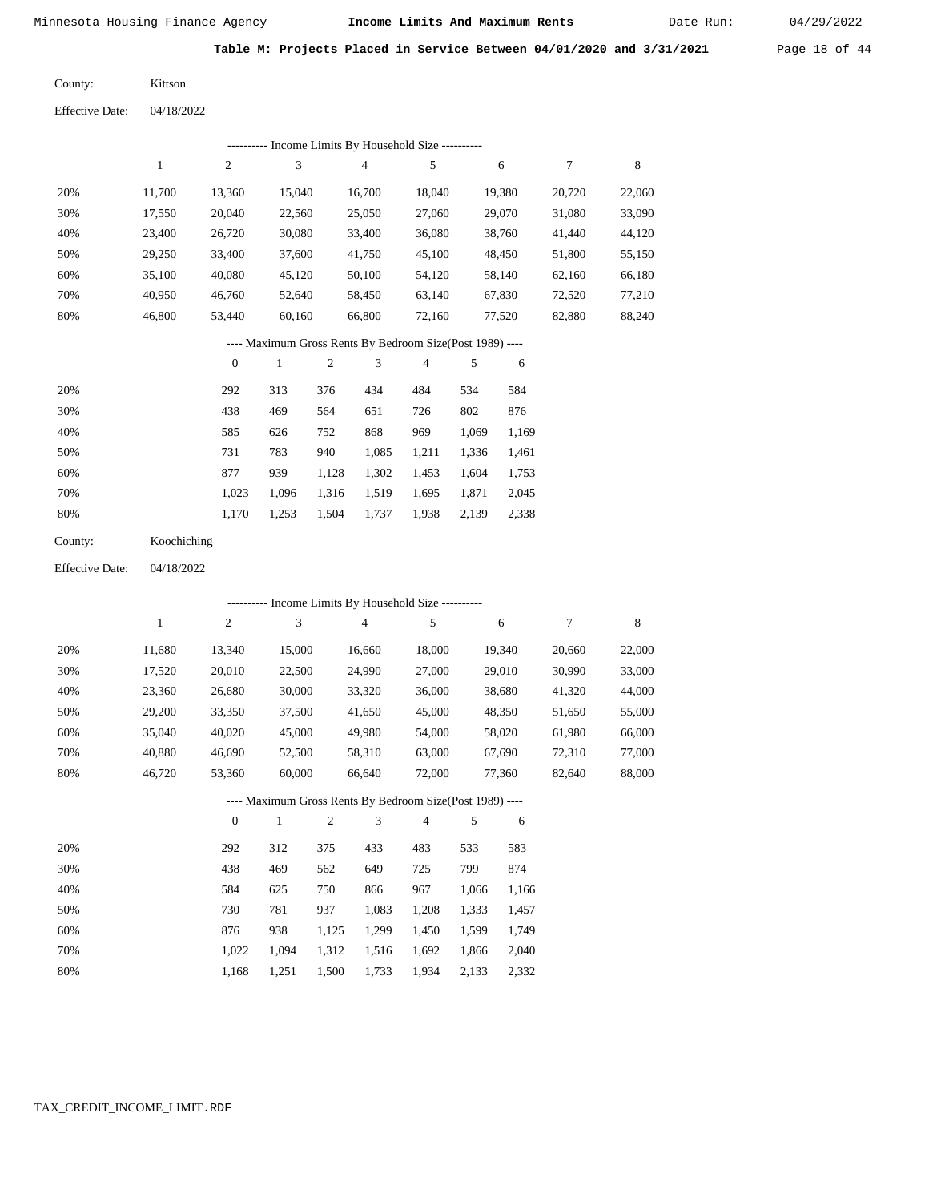Minnesota Housing Finance Agency — **Income Limits And Maximum Rents** — Date Run: 04/29/2022

**Table M: Projects Placed in Service Between 04/01/2020 and 3/31/2021**

County: Kittson

Effective Date: 04/18/2022

---------- Income Limits By Household Size ----------

| | 1 | 2 | 3 | 4 | 5 | 6 | 7 | 8 |
|---|---|---|---|---|---|---|---|---|
| 20% | 11,700 | 13,360 | 15,040 | 16,700 | 18,040 | 19,380 | 20,720 | 22,060 |
| 30% | 17,550 | 20,040 | 22,560 | 25,050 | 27,060 | 29,070 | 31,080 | 33,090 |
| 40% | 23,400 | 26,720 | 30,080 | 33,400 | 36,080 | 38,760 | 41,440 | 44,120 |
| 50% | 29,250 | 33,400 | 37,600 | 41,750 | 45,100 | 48,450 | 51,800 | 55,150 |
| 60% | 35,100 | 40,080 | 45,120 | 50,100 | 54,120 | 58,140 | 62,160 | 66,180 |
| 70% | 40,950 | 46,760 | 52,640 | 58,450 | 63,140 | 67,830 | 72,520 | 77,210 |
| 80% | 46,800 | 53,440 | 60,160 | 66,800 | 72,160 | 77,520 | 82,880 | 88,240 |

---- Maximum Gross Rents By Bedroom Size(Post 1989) ----

| | 0 | 1 | 2 | 3 | 4 | 5 | 6 |
|---|---|---|---|---|---|---|---|
| 20% | 292 | 313 | 376 | 434 | 484 | 534 | 584 |
| 30% | 438 | 469 | 564 | 651 | 726 | 802 | 876 |
| 40% | 585 | 626 | 752 | 868 | 969 | 1,069 | 1,169 |
| 50% | 731 | 783 | 940 | 1,085 | 1,211 | 1,336 | 1,461 |
| 60% | 877 | 939 | 1,128 | 1,302 | 1,453 | 1,604 | 1,753 |
| 70% | 1,023 | 1,096 | 1,316 | 1,519 | 1,695 | 1,871 | 2,045 |
| 80% | 1,170 | 1,253 | 1,504 | 1,737 | 1,938 | 2,139 | 2,338 |

County: Koochiching

Effective Date: 04/18/2022

---------- Income Limits By Household Size ----------

| | 1 | 2 | 3 | 4 | 5 | 6 | 7 | 8 |
|---|---|---|---|---|---|---|---|---|
| 20% | 11,680 | 13,340 | 15,000 | 16,660 | 18,000 | 19,340 | 20,660 | 22,000 |
| 30% | 17,520 | 20,010 | 22,500 | 24,990 | 27,000 | 29,010 | 30,990 | 33,000 |
| 40% | 23,360 | 26,680 | 30,000 | 33,320 | 36,000 | 38,680 | 41,320 | 44,000 |
| 50% | 29,200 | 33,350 | 37,500 | 41,650 | 45,000 | 48,350 | 51,650 | 55,000 |
| 60% | 35,040 | 40,020 | 45,000 | 49,980 | 54,000 | 58,020 | 61,980 | 66,000 |
| 70% | 40,880 | 46,690 | 52,500 | 58,310 | 63,000 | 67,690 | 72,310 | 77,000 |
| 80% | 46,720 | 53,360 | 60,000 | 66,640 | 72,000 | 77,360 | 82,640 | 88,000 |

---- Maximum Gross Rents By Bedroom Size(Post 1989) ----

| | 0 | 1 | 2 | 3 | 4 | 5 | 6 |
|---|---|---|---|---|---|---|---|
| 20% | 292 | 312 | 375 | 433 | 483 | 533 | 583 |
| 30% | 438 | 469 | 562 | 649 | 725 | 799 | 874 |
| 40% | 584 | 625 | 750 | 866 | 967 | 1,066 | 1,166 |
| 50% | 730 | 781 | 937 | 1,083 | 1,208 | 1,333 | 1,457 |
| 60% | 876 | 938 | 1,125 | 1,299 | 1,450 | 1,599 | 1,749 |
| 70% | 1,022 | 1,094 | 1,312 | 1,516 | 1,692 | 1,866 | 2,040 |
| 80% | 1,168 | 1,251 | 1,500 | 1,733 | 1,934 | 2,133 | 2,332 |

TAX_CREDIT_INCOME_LIMIT.RDF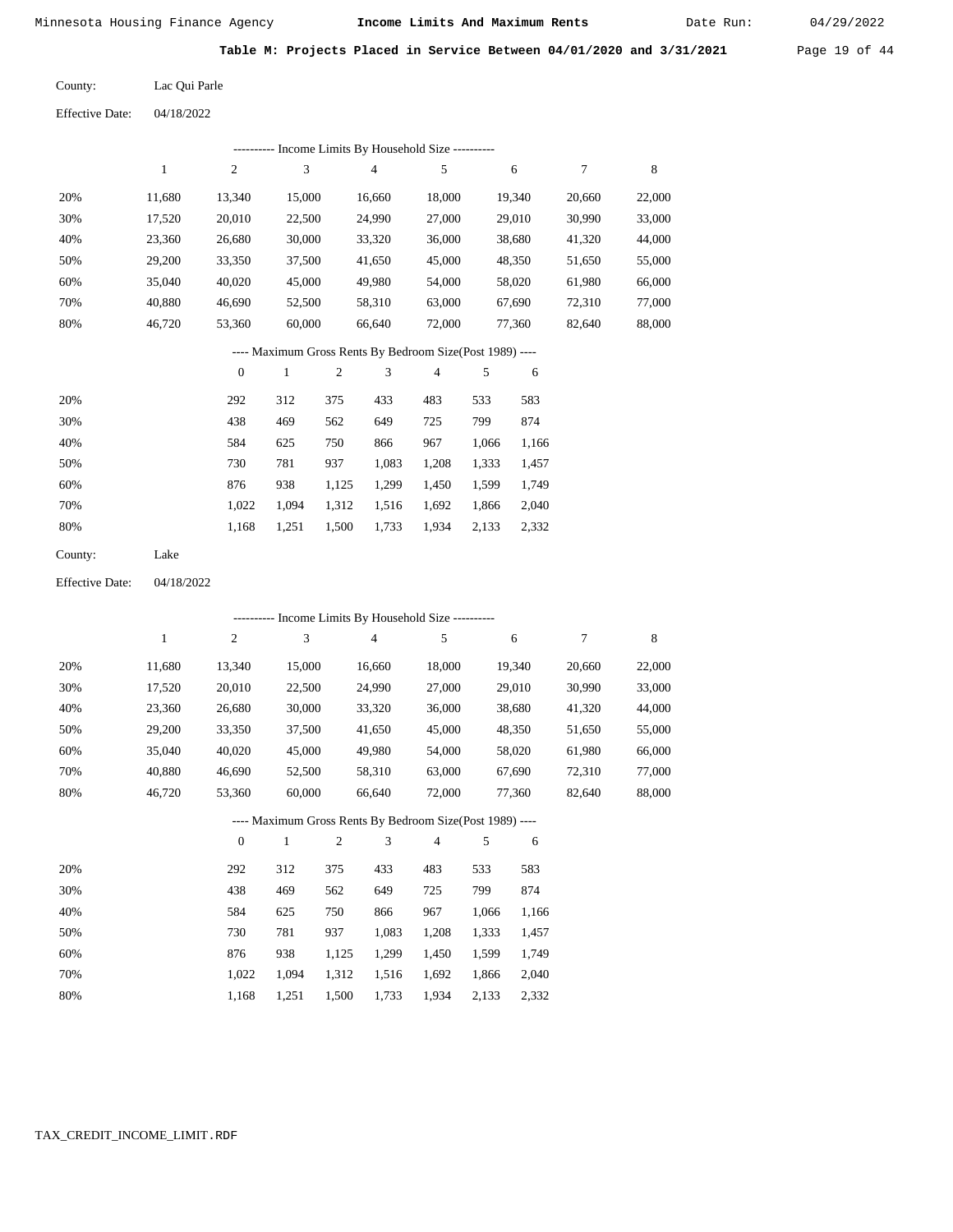Minnesota Housing Finance Agency **Income Limits And Maximum Rents** Date Run: 04/29/2022

**Table M: Projects Placed in Service Between 04/01/2020 and 3/31/2021**

County: Lac Qui Parle

Effective Date: 04/18/2022

---------- Income Limits By Household Size ----------

| | 1 | 2 | 3 | 4 | 5 | 6 | 7 | 8 |
|---|---|---|---|---|---|---|---|---|
| 20% | 11,680 | 13,340 | 15,000 | 16,660 | 18,000 | 19,340 | 20,660 | 22,000 |
| 30% | 17,520 | 20,010 | 22,500 | 24,990 | 27,000 | 29,010 | 30,990 | 33,000 |
| 40% | 23,360 | 26,680 | 30,000 | 33,320 | 36,000 | 38,680 | 41,320 | 44,000 |
| 50% | 29,200 | 33,350 | 37,500 | 41,650 | 45,000 | 48,350 | 51,650 | 55,000 |
| 60% | 35,040 | 40,020 | 45,000 | 49,980 | 54,000 | 58,020 | 61,980 | 66,000 |
| 70% | 40,880 | 46,690 | 52,500 | 58,310 | 63,000 | 67,690 | 72,310 | 77,000 |
| 80% | 46,720 | 53,360 | 60,000 | 66,640 | 72,000 | 77,360 | 82,640 | 88,000 |

---- Maximum Gross Rents By Bedroom Size(Post 1989) ----

| | 0 | 1 | 2 | 3 | 4 | 5 | 6 |
|---|---|---|---|---|---|---|---|
| 20% | 292 | 312 | 375 | 433 | 483 | 533 | 583 |
| 30% | 438 | 469 | 562 | 649 | 725 | 799 | 874 |
| 40% | 584 | 625 | 750 | 866 | 967 | 1,066 | 1,166 |
| 50% | 730 | 781 | 937 | 1,083 | 1,208 | 1,333 | 1,457 |
| 60% | 876 | 938 | 1,125 | 1,299 | 1,450 | 1,599 | 1,749 |
| 70% | 1,022 | 1,094 | 1,312 | 1,516 | 1,692 | 1,866 | 2,040 |
| 80% | 1,168 | 1,251 | 1,500 | 1,733 | 1,934 | 2,133 | 2,332 |

County: Lake

Effective Date: 04/18/2022

---------- Income Limits By Household Size ----------

| | 1 | 2 | 3 | 4 | 5 | 6 | 7 | 8 |
|---|---|---|---|---|---|---|---|---|
| 20% | 11,680 | 13,340 | 15,000 | 16,660 | 18,000 | 19,340 | 20,660 | 22,000 |
| 30% | 17,520 | 20,010 | 22,500 | 24,990 | 27,000 | 29,010 | 30,990 | 33,000 |
| 40% | 23,360 | 26,680 | 30,000 | 33,320 | 36,000 | 38,680 | 41,320 | 44,000 |
| 50% | 29,200 | 33,350 | 37,500 | 41,650 | 45,000 | 48,350 | 51,650 | 55,000 |
| 60% | 35,040 | 40,020 | 45,000 | 49,980 | 54,000 | 58,020 | 61,980 | 66,000 |
| 70% | 40,880 | 46,690 | 52,500 | 58,310 | 63,000 | 67,690 | 72,310 | 77,000 |
| 80% | 46,720 | 53,360 | 60,000 | 66,640 | 72,000 | 77,360 | 82,640 | 88,000 |

---- Maximum Gross Rents By Bedroom Size(Post 1989) ----

| | 0 | 1 | 2 | 3 | 4 | 5 | 6 |
|---|---|---|---|---|---|---|---|
| 20% | 292 | 312 | 375 | 433 | 483 | 533 | 583 |
| 30% | 438 | 469 | 562 | 649 | 725 | 799 | 874 |
| 40% | 584 | 625 | 750 | 866 | 967 | 1,066 | 1,166 |
| 50% | 730 | 781 | 937 | 1,083 | 1,208 | 1,333 | 1,457 |
| 60% | 876 | 938 | 1,125 | 1,299 | 1,450 | 1,599 | 1,749 |
| 70% | 1,022 | 1,094 | 1,312 | 1,516 | 1,692 | 1,866 | 2,040 |
| 80% | 1,168 | 1,251 | 1,500 | 1,733 | 1,934 | 2,133 | 2,332 |

TAX_CREDIT_INCOME_LIMIT.RDF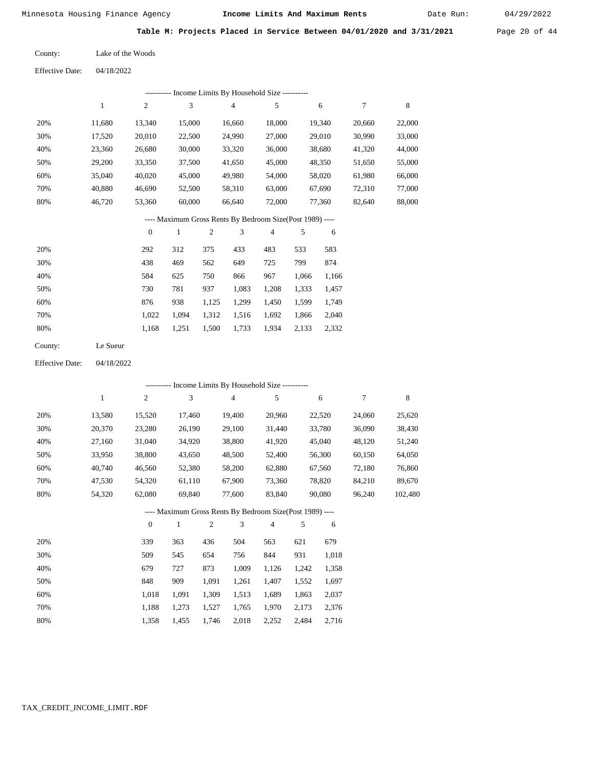Minnesota Housing Finance Agency — **Income Limits And Maximum Rents** — Date Run: 04/29/2022

**Table M: Projects Placed in Service Between 04/01/2020 and 3/31/2021**

County: Lake of the Woods

Effective Date: 04/18/2022

---------- Income Limits By Household Size ----------

| | 1 | 2 | 3 | 4 | 5 | 6 | 7 | 8 |
|---|---|---|---|---|---|---|---|---|
| 20% | 11,680 | 13,340 | 15,000 | 16,660 | 18,000 | 19,340 | 20,660 | 22,000 |
| 30% | 17,520 | 20,010 | 22,500 | 24,990 | 27,000 | 29,010 | 30,990 | 33,000 |
| 40% | 23,360 | 26,680 | 30,000 | 33,320 | 36,000 | 38,680 | 41,320 | 44,000 |
| 50% | 29,200 | 33,350 | 37,500 | 41,650 | 45,000 | 48,350 | 51,650 | 55,000 |
| 60% | 35,040 | 40,020 | 45,000 | 49,980 | 54,000 | 58,020 | 61,980 | 66,000 |
| 70% | 40,880 | 46,690 | 52,500 | 58,310 | 63,000 | 67,690 | 72,310 | 77,000 |
| 80% | 46,720 | 53,360 | 60,000 | 66,640 | 72,000 | 77,360 | 82,640 | 88,000 |

---- Maximum Gross Rents By Bedroom Size(Post 1989) ----

| | 0 | 1 | 2 | 3 | 4 | 5 | 6 |
|---|---|---|---|---|---|---|---|
| 20% | 292 | 312 | 375 | 433 | 483 | 533 | 583 |
| 30% | 438 | 469 | 562 | 649 | 725 | 799 | 874 |
| 40% | 584 | 625 | 750 | 866 | 967 | 1,066 | 1,166 |
| 50% | 730 | 781 | 937 | 1,083 | 1,208 | 1,333 | 1,457 |
| 60% | 876 | 938 | 1,125 | 1,299 | 1,450 | 1,599 | 1,749 |
| 70% | 1,022 | 1,094 | 1,312 | 1,516 | 1,692 | 1,866 | 2,040 |
| 80% | 1,168 | 1,251 | 1,500 | 1,733 | 1,934 | 2,133 | 2,332 |

County: Le Sueur

Effective Date: 04/18/2022

---------- Income Limits By Household Size ----------

| | 1 | 2 | 3 | 4 | 5 | 6 | 7 | 8 |
|---|---|---|---|---|---|---|---|---|
| 20% | 13,580 | 15,520 | 17,460 | 19,400 | 20,960 | 22,520 | 24,060 | 25,620 |
| 30% | 20,370 | 23,280 | 26,190 | 29,100 | 31,440 | 33,780 | 36,090 | 38,430 |
| 40% | 27,160 | 31,040 | 34,920 | 38,800 | 41,920 | 45,040 | 48,120 | 51,240 |
| 50% | 33,950 | 38,800 | 43,650 | 48,500 | 52,400 | 56,300 | 60,150 | 64,050 |
| 60% | 40,740 | 46,560 | 52,380 | 58,200 | 62,880 | 67,560 | 72,180 | 76,860 |
| 70% | 47,530 | 54,320 | 61,110 | 67,900 | 73,360 | 78,820 | 84,210 | 89,670 |
| 80% | 54,320 | 62,080 | 69,840 | 77,600 | 83,840 | 90,080 | 96,240 | 102,480 |

---- Maximum Gross Rents By Bedroom Size(Post 1989) ----

| | 0 | 1 | 2 | 3 | 4 | 5 | 6 |
|---|---|---|---|---|---|---|---|
| 20% | 339 | 363 | 436 | 504 | 563 | 621 | 679 |
| 30% | 509 | 545 | 654 | 756 | 844 | 931 | 1,018 |
| 40% | 679 | 727 | 873 | 1,009 | 1,126 | 1,242 | 1,358 |
| 50% | 848 | 909 | 1,091 | 1,261 | 1,407 | 1,552 | 1,697 |
| 60% | 1,018 | 1,091 | 1,309 | 1,513 | 1,689 | 1,863 | 2,037 |
| 70% | 1,188 | 1,273 | 1,527 | 1,765 | 1,970 | 2,173 | 2,376 |
| 80% | 1,358 | 1,455 | 1,746 | 2,018 | 2,252 | 2,484 | 2,716 |

TAX_CREDIT_INCOME_LIMIT.RDF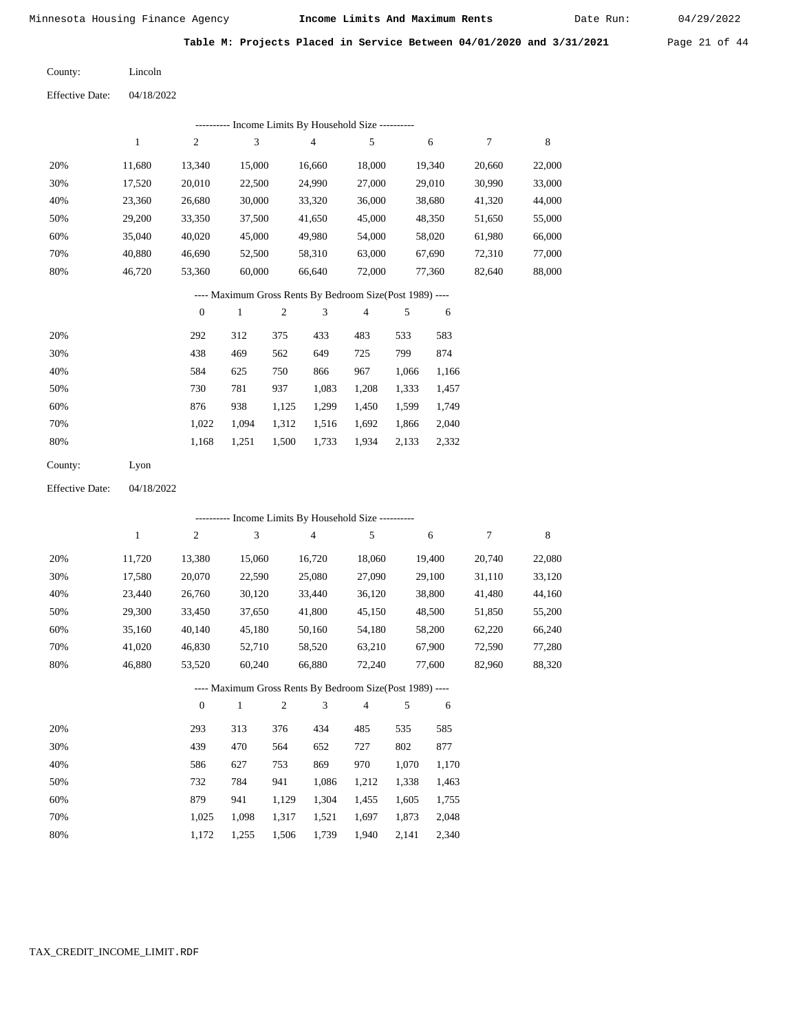Minnesota Housing Finance Agency — **Income Limits And Maximum Rents** — Date Run: 04/29/2022

**Table M: Projects Placed in Service Between 04/01/2020 and 3/31/2021**

County: Lincoln

Effective Date: 04/18/2022

---------- Income Limits By Household Size ----------

| | 1 | 2 | 3 | 4 | 5 | 6 | 7 | 8 |
|---|---|---|---|---|---|---|---|---|
| 20% | 11,680 | 13,340 | 15,000 | 16,660 | 18,000 | 19,340 | 20,660 | 22,000 |
| 30% | 17,520 | 20,010 | 22,500 | 24,990 | 27,000 | 29,010 | 30,990 | 33,000 |
| 40% | 23,360 | 26,680 | 30,000 | 33,320 | 36,000 | 38,680 | 41,320 | 44,000 |
| 50% | 29,200 | 33,350 | 37,500 | 41,650 | 45,000 | 48,350 | 51,650 | 55,000 |
| 60% | 35,040 | 40,020 | 45,000 | 49,980 | 54,000 | 58,020 | 61,980 | 66,000 |
| 70% | 40,880 | 46,690 | 52,500 | 58,310 | 63,000 | 67,690 | 72,310 | 77,000 |
| 80% | 46,720 | 53,360 | 60,000 | 66,640 | 72,000 | 77,360 | 82,640 | 88,000 |

---- Maximum Gross Rents By Bedroom Size(Post 1989) ----

| | 0 | 1 | 2 | 3 | 4 | 5 | 6 |
|---|---|---|---|---|---|---|---|
| 20% | 292 | 312 | 375 | 433 | 483 | 533 | 583 |
| 30% | 438 | 469 | 562 | 649 | 725 | 799 | 874 |
| 40% | 584 | 625 | 750 | 866 | 967 | 1,066 | 1,166 |
| 50% | 730 | 781 | 937 | 1,083 | 1,208 | 1,333 | 1,457 |
| 60% | 876 | 938 | 1,125 | 1,299 | 1,450 | 1,599 | 1,749 |
| 70% | 1,022 | 1,094 | 1,312 | 1,516 | 1,692 | 1,866 | 2,040 |
| 80% | 1,168 | 1,251 | 1,500 | 1,733 | 1,934 | 2,133 | 2,332 |

County: Lyon

Effective Date: 04/18/2022

---------- Income Limits By Household Size ----------

| | 1 | 2 | 3 | 4 | 5 | 6 | 7 | 8 |
|---|---|---|---|---|---|---|---|---|
| 20% | 11,720 | 13,380 | 15,060 | 16,720 | 18,060 | 19,400 | 20,740 | 22,080 |
| 30% | 17,580 | 20,070 | 22,590 | 25,080 | 27,090 | 29,100 | 31,110 | 33,120 |
| 40% | 23,440 | 26,760 | 30,120 | 33,440 | 36,120 | 38,800 | 41,480 | 44,160 |
| 50% | 29,300 | 33,450 | 37,650 | 41,800 | 45,150 | 48,500 | 51,850 | 55,200 |
| 60% | 35,160 | 40,140 | 45,180 | 50,160 | 54,180 | 58,200 | 62,220 | 66,240 |
| 70% | 41,020 | 46,830 | 52,710 | 58,520 | 63,210 | 67,900 | 72,590 | 77,280 |
| 80% | 46,880 | 53,520 | 60,240 | 66,880 | 72,240 | 77,600 | 82,960 | 88,320 |

---- Maximum Gross Rents By Bedroom Size(Post 1989) ----

| | 0 | 1 | 2 | 3 | 4 | 5 | 6 |
|---|---|---|---|---|---|---|---|
| 20% | 293 | 313 | 376 | 434 | 485 | 535 | 585 |
| 30% | 439 | 470 | 564 | 652 | 727 | 802 | 877 |
| 40% | 586 | 627 | 753 | 869 | 970 | 1,070 | 1,170 |
| 50% | 732 | 784 | 941 | 1,086 | 1,212 | 1,338 | 1,463 |
| 60% | 879 | 941 | 1,129 | 1,304 | 1,455 | 1,605 | 1,755 |
| 70% | 1,025 | 1,098 | 1,317 | 1,521 | 1,697 | 1,873 | 2,048 |
| 80% | 1,172 | 1,255 | 1,506 | 1,739 | 1,940 | 2,141 | 2,340 |

TAX_CREDIT_INCOME_LIMIT.RDF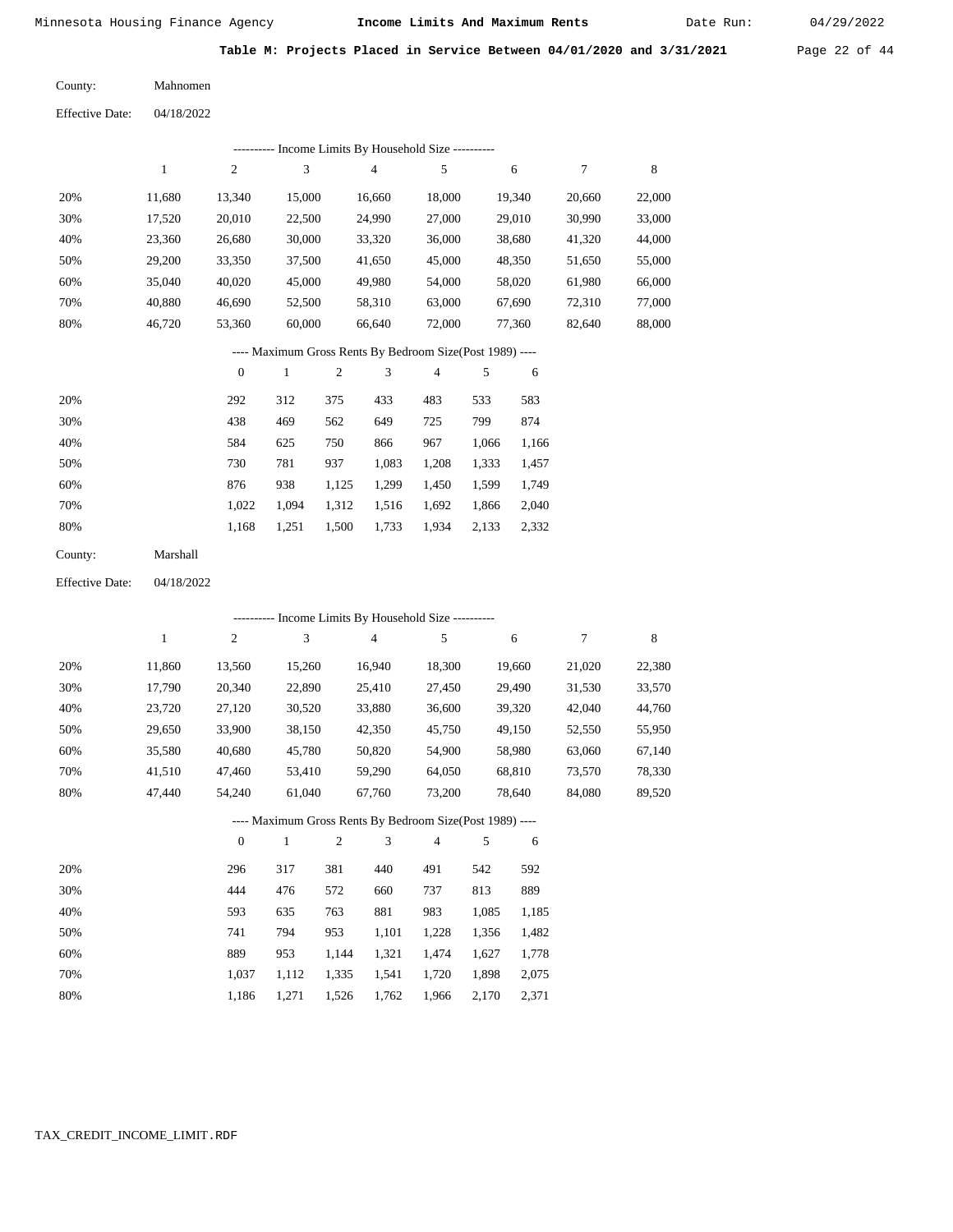**Table M: Projects Placed in Service Between 04/01/2020 and 3/31/2021**

County: Mahnomen

Effective Date: 04/18/2022

---------- Income Limits By Household Size ----------

| | 1 | 2 | 3 | 4 | 5 | 6 | 7 | 8 |
|---|---|---|---|---|---|---|---|---|
| 20% | 11,680 | 13,340 | 15,000 | 16,660 | 18,000 | 19,340 | 20,660 | 22,000 |
| 30% | 17,520 | 20,010 | 22,500 | 24,990 | 27,000 | 29,010 | 30,990 | 33,000 |
| 40% | 23,360 | 26,680 | 30,000 | 33,320 | 36,000 | 38,680 | 41,320 | 44,000 |
| 50% | 29,200 | 33,350 | 37,500 | 41,650 | 45,000 | 48,350 | 51,650 | 55,000 |
| 60% | 35,040 | 40,020 | 45,000 | 49,980 | 54,000 | 58,020 | 61,980 | 66,000 |
| 70% | 40,880 | 46,690 | 52,500 | 58,310 | 63,000 | 67,690 | 72,310 | 77,000 |
| 80% | 46,720 | 53,360 | 60,000 | 66,640 | 72,000 | 77,360 | 82,640 | 88,000 |

---- Maximum Gross Rents By Bedroom Size(Post 1989) ----

| | 0 | 1 | 2 | 3 | 4 | 5 | 6 |
|---|---|---|---|---|---|---|---|
| 20% | 292 | 312 | 375 | 433 | 483 | 533 | 583 |
| 30% | 438 | 469 | 562 | 649 | 725 | 799 | 874 |
| 40% | 584 | 625 | 750 | 866 | 967 | 1,066 | 1,166 |
| 50% | 730 | 781 | 937 | 1,083 | 1,208 | 1,333 | 1,457 |
| 60% | 876 | 938 | 1,125 | 1,299 | 1,450 | 1,599 | 1,749 |
| 70% | 1,022 | 1,094 | 1,312 | 1,516 | 1,692 | 1,866 | 2,040 |
| 80% | 1,168 | 1,251 | 1,500 | 1,733 | 1,934 | 2,133 | 2,332 |

County: Marshall

Effective Date: 04/18/2022

---------- Income Limits By Household Size ----------

| | 1 | 2 | 3 | 4 | 5 | 6 | 7 | 8 |
|---|---|---|---|---|---|---|---|---|
| 20% | 11,860 | 13,560 | 15,260 | 16,940 | 18,300 | 19,660 | 21,020 | 22,380 |
| 30% | 17,790 | 20,340 | 22,890 | 25,410 | 27,450 | 29,490 | 31,530 | 33,570 |
| 40% | 23,720 | 27,120 | 30,520 | 33,880 | 36,600 | 39,320 | 42,040 | 44,760 |
| 50% | 29,650 | 33,900 | 38,150 | 42,350 | 45,750 | 49,150 | 52,550 | 55,950 |
| 60% | 35,580 | 40,680 | 45,780 | 50,820 | 54,900 | 58,980 | 63,060 | 67,140 |
| 70% | 41,510 | 47,460 | 53,410 | 59,290 | 64,050 | 68,810 | 73,570 | 78,330 |
| 80% | 47,440 | 54,240 | 61,040 | 67,760 | 73,200 | 78,640 | 84,080 | 89,520 |

---- Maximum Gross Rents By Bedroom Size(Post 1989) ----

| | 0 | 1 | 2 | 3 | 4 | 5 | 6 |
|---|---|---|---|---|---|---|---|
| 20% | 296 | 317 | 381 | 440 | 491 | 542 | 592 |
| 30% | 444 | 476 | 572 | 660 | 737 | 813 | 889 |
| 40% | 593 | 635 | 763 | 881 | 983 | 1,085 | 1,185 |
| 50% | 741 | 794 | 953 | 1,101 | 1,228 | 1,356 | 1,482 |
| 60% | 889 | 953 | 1,144 | 1,321 | 1,474 | 1,627 | 1,778 |
| 70% | 1,037 | 1,112 | 1,335 | 1,541 | 1,720 | 1,898 | 2,075 |
| 80% | 1,186 | 1,271 | 1,526 | 1,762 | 1,966 | 2,170 | 2,371 |

TAX_CREDIT_INCOME_LIMIT.RDF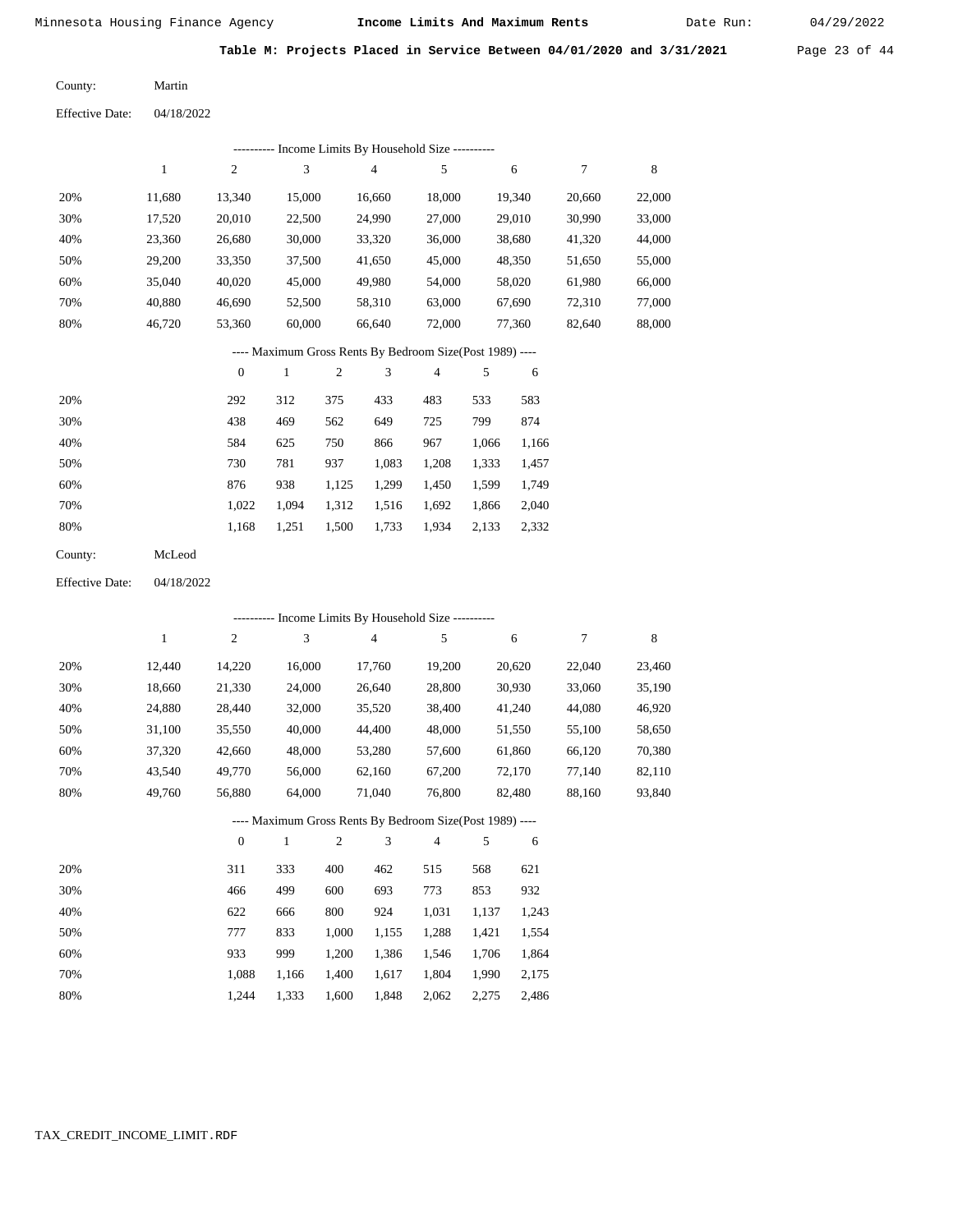Minnesota Housing Finance Agency | **Income Limits And Maximum Rents** | Date Run: 04/29/2022

**Table M: Projects Placed in Service Between 04/01/2020 and 3/31/2021**

County: Martin

Effective Date: 04/18/2022

---------- Income Limits By Household Size ----------

| | 1 | 2 | 3 | 4 | 5 | 6 | 7 | 8 |
|---|---|---|---|---|---|---|---|---|
| 20% | 11,680 | 13,340 | 15,000 | 16,660 | 18,000 | 19,340 | 20,660 | 22,000 |
| 30% | 17,520 | 20,010 | 22,500 | 24,990 | 27,000 | 29,010 | 30,990 | 33,000 |
| 40% | 23,360 | 26,680 | 30,000 | 33,320 | 36,000 | 38,680 | 41,320 | 44,000 |
| 50% | 29,200 | 33,350 | 37,500 | 41,650 | 45,000 | 48,350 | 51,650 | 55,000 |
| 60% | 35,040 | 40,020 | 45,000 | 49,980 | 54,000 | 58,020 | 61,980 | 66,000 |
| 70% | 40,880 | 46,690 | 52,500 | 58,310 | 63,000 | 67,690 | 72,310 | 77,000 |
| 80% | 46,720 | 53,360 | 60,000 | 66,640 | 72,000 | 77,360 | 82,640 | 88,000 |

---- Maximum Gross Rents By Bedroom Size(Post 1989) ----

| | 0 | 1 | 2 | 3 | 4 | 5 | 6 |
|---|---|---|---|---|---|---|---|
| 20% | 292 | 312 | 375 | 433 | 483 | 533 | 583 |
| 30% | 438 | 469 | 562 | 649 | 725 | 799 | 874 |
| 40% | 584 | 625 | 750 | 866 | 967 | 1,066 | 1,166 |
| 50% | 730 | 781 | 937 | 1,083 | 1,208 | 1,333 | 1,457 |
| 60% | 876 | 938 | 1,125 | 1,299 | 1,450 | 1,599 | 1,749 |
| 70% | 1,022 | 1,094 | 1,312 | 1,516 | 1,692 | 1,866 | 2,040 |
| 80% | 1,168 | 1,251 | 1,500 | 1,733 | 1,934 | 2,133 | 2,332 |

County: McLeod

Effective Date: 04/18/2022

---------- Income Limits By Household Size ----------

| | 1 | 2 | 3 | 4 | 5 | 6 | 7 | 8 |
|---|---|---|---|---|---|---|---|---|
| 20% | 12,440 | 14,220 | 16,000 | 17,760 | 19,200 | 20,620 | 22,040 | 23,460 |
| 30% | 18,660 | 21,330 | 24,000 | 26,640 | 28,800 | 30,930 | 33,060 | 35,190 |
| 40% | 24,880 | 28,440 | 32,000 | 35,520 | 38,400 | 41,240 | 44,080 | 46,920 |
| 50% | 31,100 | 35,550 | 40,000 | 44,400 | 48,000 | 51,550 | 55,100 | 58,650 |
| 60% | 37,320 | 42,660 | 48,000 | 53,280 | 57,600 | 61,860 | 66,120 | 70,380 |
| 70% | 43,540 | 49,770 | 56,000 | 62,160 | 67,200 | 72,170 | 77,140 | 82,110 |
| 80% | 49,760 | 56,880 | 64,000 | 71,040 | 76,800 | 82,480 | 88,160 | 93,840 |

---- Maximum Gross Rents By Bedroom Size(Post 1989) ----

| | 0 | 1 | 2 | 3 | 4 | 5 | 6 |
|---|---|---|---|---|---|---|---|
| 20% | 311 | 333 | 400 | 462 | 515 | 568 | 621 |
| 30% | 466 | 499 | 600 | 693 | 773 | 853 | 932 |
| 40% | 622 | 666 | 800 | 924 | 1,031 | 1,137 | 1,243 |
| 50% | 777 | 833 | 1,000 | 1,155 | 1,288 | 1,421 | 1,554 |
| 60% | 933 | 999 | 1,200 | 1,386 | 1,546 | 1,706 | 1,864 |
| 70% | 1,088 | 1,166 | 1,400 | 1,617 | 1,804 | 1,990 | 2,175 |
| 80% | 1,244 | 1,333 | 1,600 | 1,848 | 2,062 | 2,275 | 2,486 |

TAX_CREDIT_INCOME_LIMIT.RDF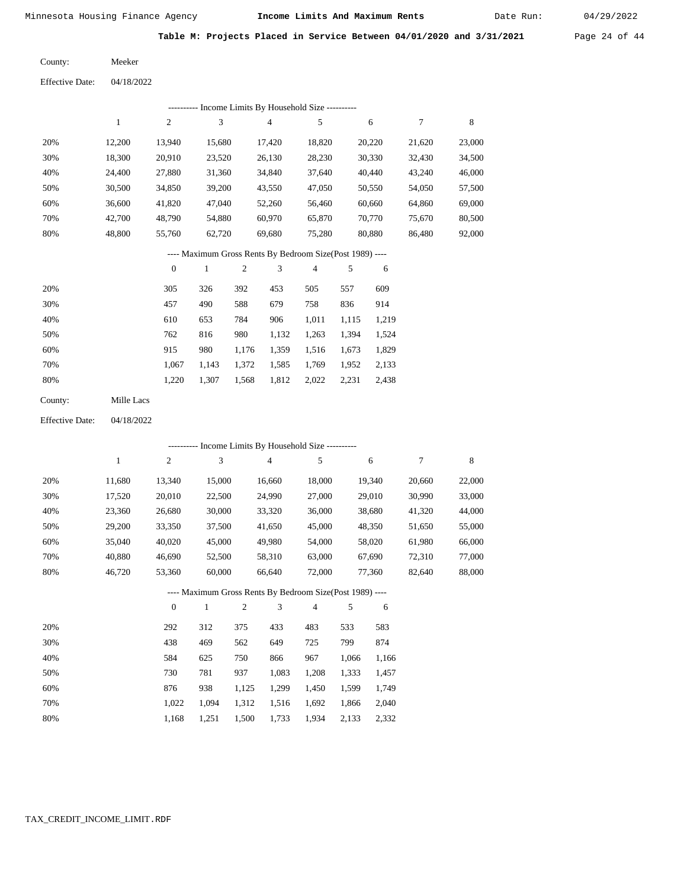**Table M: Projects Placed in Service Between 04/01/2020 and 3/31/2021**

County: Meeker

Effective Date: 04/18/2022

---------- Income Limits By Household Size ----------

| | 1 | 2 | 3 | 4 | 5 | 6 | 7 | 8 |
|---|---|---|---|---|---|---|---|---|
| 20% | 12,200 | 13,940 | 15,680 | 17,420 | 18,820 | 20,220 | 21,620 | 23,000 |
| 30% | 18,300 | 20,910 | 23,520 | 26,130 | 28,230 | 30,330 | 32,430 | 34,500 |
| 40% | 24,400 | 27,880 | 31,360 | 34,840 | 37,640 | 40,440 | 43,240 | 46,000 |
| 50% | 30,500 | 34,850 | 39,200 | 43,550 | 47,050 | 50,550 | 54,050 | 57,500 |
| 60% | 36,600 | 41,820 | 47,040 | 52,260 | 56,460 | 60,660 | 64,860 | 69,000 |
| 70% | 42,700 | 48,790 | 54,880 | 60,970 | 65,870 | 70,770 | 75,670 | 80,500 |
| 80% | 48,800 | 55,760 | 62,720 | 69,680 | 75,280 | 80,880 | 86,480 | 92,000 |

---- Maximum Gross Rents By Bedroom Size(Post 1989) ----

| | 0 | 1 | 2 | 3 | 4 | 5 | 6 |
|---|---|---|---|---|---|---|---|
| 20% | 305 | 326 | 392 | 453 | 505 | 557 | 609 |
| 30% | 457 | 490 | 588 | 679 | 758 | 836 | 914 |
| 40% | 610 | 653 | 784 | 906 | 1,011 | 1,115 | 1,219 |
| 50% | 762 | 816 | 980 | 1,132 | 1,263 | 1,394 | 1,524 |
| 60% | 915 | 980 | 1,176 | 1,359 | 1,516 | 1,673 | 1,829 |
| 70% | 1,067 | 1,143 | 1,372 | 1,585 | 1,769 | 1,952 | 2,133 |
| 80% | 1,220 | 1,307 | 1,568 | 1,812 | 2,022 | 2,231 | 2,438 |

County: Mille Lacs

Effective Date: 04/18/2022

---------- Income Limits By Household Size ----------

| | 1 | 2 | 3 | 4 | 5 | 6 | 7 | 8 |
|---|---|---|---|---|---|---|---|---|
| 20% | 11,680 | 13,340 | 15,000 | 16,660 | 18,000 | 19,340 | 20,660 | 22,000 |
| 30% | 17,520 | 20,010 | 22,500 | 24,990 | 27,000 | 29,010 | 30,990 | 33,000 |
| 40% | 23,360 | 26,680 | 30,000 | 33,320 | 36,000 | 38,680 | 41,320 | 44,000 |
| 50% | 29,200 | 33,350 | 37,500 | 41,650 | 45,000 | 48,350 | 51,650 | 55,000 |
| 60% | 35,040 | 40,020 | 45,000 | 49,980 | 54,000 | 58,020 | 61,980 | 66,000 |
| 70% | 40,880 | 46,690 | 52,500 | 58,310 | 63,000 | 67,690 | 72,310 | 77,000 |
| 80% | 46,720 | 53,360 | 60,000 | 66,640 | 72,000 | 77,360 | 82,640 | 88,000 |

---- Maximum Gross Rents By Bedroom Size(Post 1989) ----

| | 0 | 1 | 2 | 3 | 4 | 5 | 6 |
|---|---|---|---|---|---|---|---|
| 20% | 292 | 312 | 375 | 433 | 483 | 533 | 583 |
| 30% | 438 | 469 | 562 | 649 | 725 | 799 | 874 |
| 40% | 584 | 625 | 750 | 866 | 967 | 1,066 | 1,166 |
| 50% | 730 | 781 | 937 | 1,083 | 1,208 | 1,333 | 1,457 |
| 60% | 876 | 938 | 1,125 | 1,299 | 1,450 | 1,599 | 1,749 |
| 70% | 1,022 | 1,094 | 1,312 | 1,516 | 1,692 | 1,866 | 2,040 |
| 80% | 1,168 | 1,251 | 1,500 | 1,733 | 1,934 | 2,133 | 2,332 |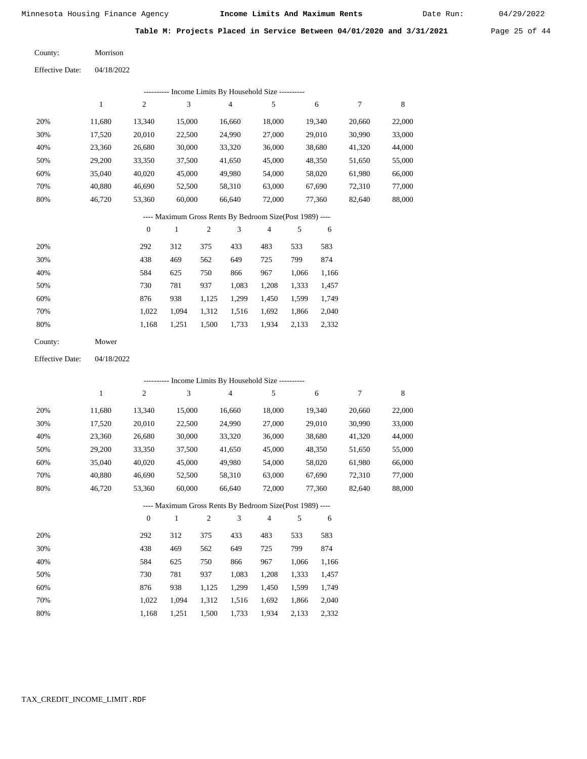**Table M: Projects Placed in Service Between 04/01/2020 and 3/31/2021**

County: Morrison

Effective Date: 04/18/2022

---------- Income Limits By Household Size ----------

| | 1 | 2 | 3 | 4 | 5 | 6 | 7 | 8 |
|---|---|---|---|---|---|---|---|---|
| 20% | 11,680 | 13,340 | 15,000 | 16,660 | 18,000 | 19,340 | 20,660 | 22,000 |
| 30% | 17,520 | 20,010 | 22,500 | 24,990 | 27,000 | 29,010 | 30,990 | 33,000 |
| 40% | 23,360 | 26,680 | 30,000 | 33,320 | 36,000 | 38,680 | 41,320 | 44,000 |
| 50% | 29,200 | 33,350 | 37,500 | 41,650 | 45,000 | 48,350 | 51,650 | 55,000 |
| 60% | 35,040 | 40,020 | 45,000 | 49,980 | 54,000 | 58,020 | 61,980 | 66,000 |
| 70% | 40,880 | 46,690 | 52,500 | 58,310 | 63,000 | 67,690 | 72,310 | 77,000 |
| 80% | 46,720 | 53,360 | 60,000 | 66,640 | 72,000 | 77,360 | 82,640 | 88,000 |

---- Maximum Gross Rents By Bedroom Size(Post 1989) ----

| | 0 | 1 | 2 | 3 | 4 | 5 | 6 |
|---|---|---|---|---|---|---|---|
| 20% | 292 | 312 | 375 | 433 | 483 | 533 | 583 |
| 30% | 438 | 469 | 562 | 649 | 725 | 799 | 874 |
| 40% | 584 | 625 | 750 | 866 | 967 | 1,066 | 1,166 |
| 50% | 730 | 781 | 937 | 1,083 | 1,208 | 1,333 | 1,457 |
| 60% | 876 | 938 | 1,125 | 1,299 | 1,450 | 1,599 | 1,749 |
| 70% | 1,022 | 1,094 | 1,312 | 1,516 | 1,692 | 1,866 | 2,040 |
| 80% | 1,168 | 1,251 | 1,500 | 1,733 | 1,934 | 2,133 | 2,332 |

County: Mower

Effective Date: 04/18/2022

---------- Income Limits By Household Size ----------

| | 1 | 2 | 3 | 4 | 5 | 6 | 7 | 8 |
|---|---|---|---|---|---|---|---|---|
| 20% | 11,680 | 13,340 | 15,000 | 16,660 | 18,000 | 19,340 | 20,660 | 22,000 |
| 30% | 17,520 | 20,010 | 22,500 | 24,990 | 27,000 | 29,010 | 30,990 | 33,000 |
| 40% | 23,360 | 26,680 | 30,000 | 33,320 | 36,000 | 38,680 | 41,320 | 44,000 |
| 50% | 29,200 | 33,350 | 37,500 | 41,650 | 45,000 | 48,350 | 51,650 | 55,000 |
| 60% | 35,040 | 40,020 | 45,000 | 49,980 | 54,000 | 58,020 | 61,980 | 66,000 |
| 70% | 40,880 | 46,690 | 52,500 | 58,310 | 63,000 | 67,690 | 72,310 | 77,000 |
| 80% | 46,720 | 53,360 | 60,000 | 66,640 | 72,000 | 77,360 | 82,640 | 88,000 |

---- Maximum Gross Rents By Bedroom Size(Post 1989) ----

| | 0 | 1 | 2 | 3 | 4 | 5 | 6 |
|---|---|---|---|---|---|---|---|
| 20% | 292 | 312 | 375 | 433 | 483 | 533 | 583 |
| 30% | 438 | 469 | 562 | 649 | 725 | 799 | 874 |
| 40% | 584 | 625 | 750 | 866 | 967 | 1,066 | 1,166 |
| 50% | 730 | 781 | 937 | 1,083 | 1,208 | 1,333 | 1,457 |
| 60% | 876 | 938 | 1,125 | 1,299 | 1,450 | 1,599 | 1,749 |
| 70% | 1,022 | 1,094 | 1,312 | 1,516 | 1,692 | 1,866 | 2,040 |
| 80% | 1,168 | 1,251 | 1,500 | 1,733 | 1,934 | 2,133 | 2,332 |

TAX_CREDIT_INCOME_LIMIT.RDF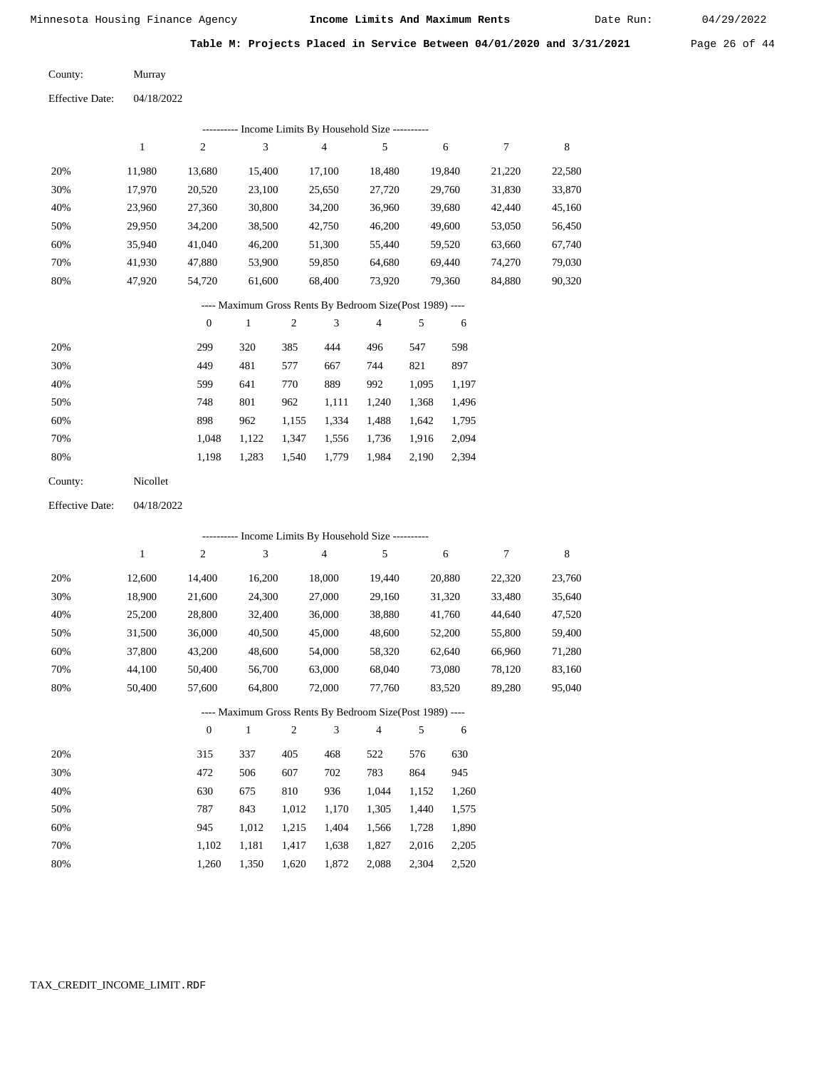**Table M: Projects Placed in Service Between 04/01/2020 and 3/31/2021**

County: Murray

Effective Date: 04/18/2022

---------- Income Limits By Household Size ----------

| | 1 | 2 | 3 | 4 | 5 | 6 | 7 | 8 |
|---|---|---|---|---|---|---|---|---|
| 20% | 11,980 | 13,680 | 15,400 | 17,100 | 18,480 | 19,840 | 21,220 | 22,580 |
| 30% | 17,970 | 20,520 | 23,100 | 25,650 | 27,720 | 29,760 | 31,830 | 33,870 |
| 40% | 23,960 | 27,360 | 30,800 | 34,200 | 36,960 | 39,680 | 42,440 | 45,160 |
| 50% | 29,950 | 34,200 | 38,500 | 42,750 | 46,200 | 49,600 | 53,050 | 56,450 |
| 60% | 35,940 | 41,040 | 46,200 | 51,300 | 55,440 | 59,520 | 63,660 | 67,740 |
| 70% | 41,930 | 47,880 | 53,900 | 59,850 | 64,680 | 69,440 | 74,270 | 79,030 |
| 80% | 47,920 | 54,720 | 61,600 | 68,400 | 73,920 | 79,360 | 84,880 | 90,320 |

---- Maximum Gross Rents By Bedroom Size(Post 1989) ----

| | 0 | 1 | 2 | 3 | 4 | 5 | 6 |
|---|---|---|---|---|---|---|---|
| 20% | 299 | 320 | 385 | 444 | 496 | 547 | 598 |
| 30% | 449 | 481 | 577 | 667 | 744 | 821 | 897 |
| 40% | 599 | 641 | 770 | 889 | 992 | 1,095 | 1,197 |
| 50% | 748 | 801 | 962 | 1,111 | 1,240 | 1,368 | 1,496 |
| 60% | 898 | 962 | 1,155 | 1,334 | 1,488 | 1,642 | 1,795 |
| 70% | 1,048 | 1,122 | 1,347 | 1,556 | 1,736 | 1,916 | 2,094 |
| 80% | 1,198 | 1,283 | 1,540 | 1,779 | 1,984 | 2,190 | 2,394 |

County: Nicollet

Effective Date: 04/18/2022

---------- Income Limits By Household Size ----------

| | 1 | 2 | 3 | 4 | 5 | 6 | 7 | 8 |
|---|---|---|---|---|---|---|---|---|
| 20% | 12,600 | 14,400 | 16,200 | 18,000 | 19,440 | 20,880 | 22,320 | 23,760 |
| 30% | 18,900 | 21,600 | 24,300 | 27,000 | 29,160 | 31,320 | 33,480 | 35,640 |
| 40% | 25,200 | 28,800 | 32,400 | 36,000 | 38,880 | 41,760 | 44,640 | 47,520 |
| 50% | 31,500 | 36,000 | 40,500 | 45,000 | 48,600 | 52,200 | 55,800 | 59,400 |
| 60% | 37,800 | 43,200 | 48,600 | 54,000 | 58,320 | 62,640 | 66,960 | 71,280 |
| 70% | 44,100 | 50,400 | 56,700 | 63,000 | 68,040 | 73,080 | 78,120 | 83,160 |
| 80% | 50,400 | 57,600 | 64,800 | 72,000 | 77,760 | 83,520 | 89,280 | 95,040 |

---- Maximum Gross Rents By Bedroom Size(Post 1989) ----

| | 0 | 1 | 2 | 3 | 4 | 5 | 6 |
|---|---|---|---|---|---|---|---|
| 20% | 315 | 337 | 405 | 468 | 522 | 576 | 630 |
| 30% | 472 | 506 | 607 | 702 | 783 | 864 | 945 |
| 40% | 630 | 675 | 810 | 936 | 1,044 | 1,152 | 1,260 |
| 50% | 787 | 843 | 1,012 | 1,170 | 1,305 | 1,440 | 1,575 |
| 60% | 945 | 1,012 | 1,215 | 1,404 | 1,566 | 1,728 | 1,890 |
| 70% | 1,102 | 1,181 | 1,417 | 1,638 | 1,827 | 2,016 | 2,205 |
| 80% | 1,260 | 1,350 | 1,620 | 1,872 | 2,088 | 2,304 | 2,520 |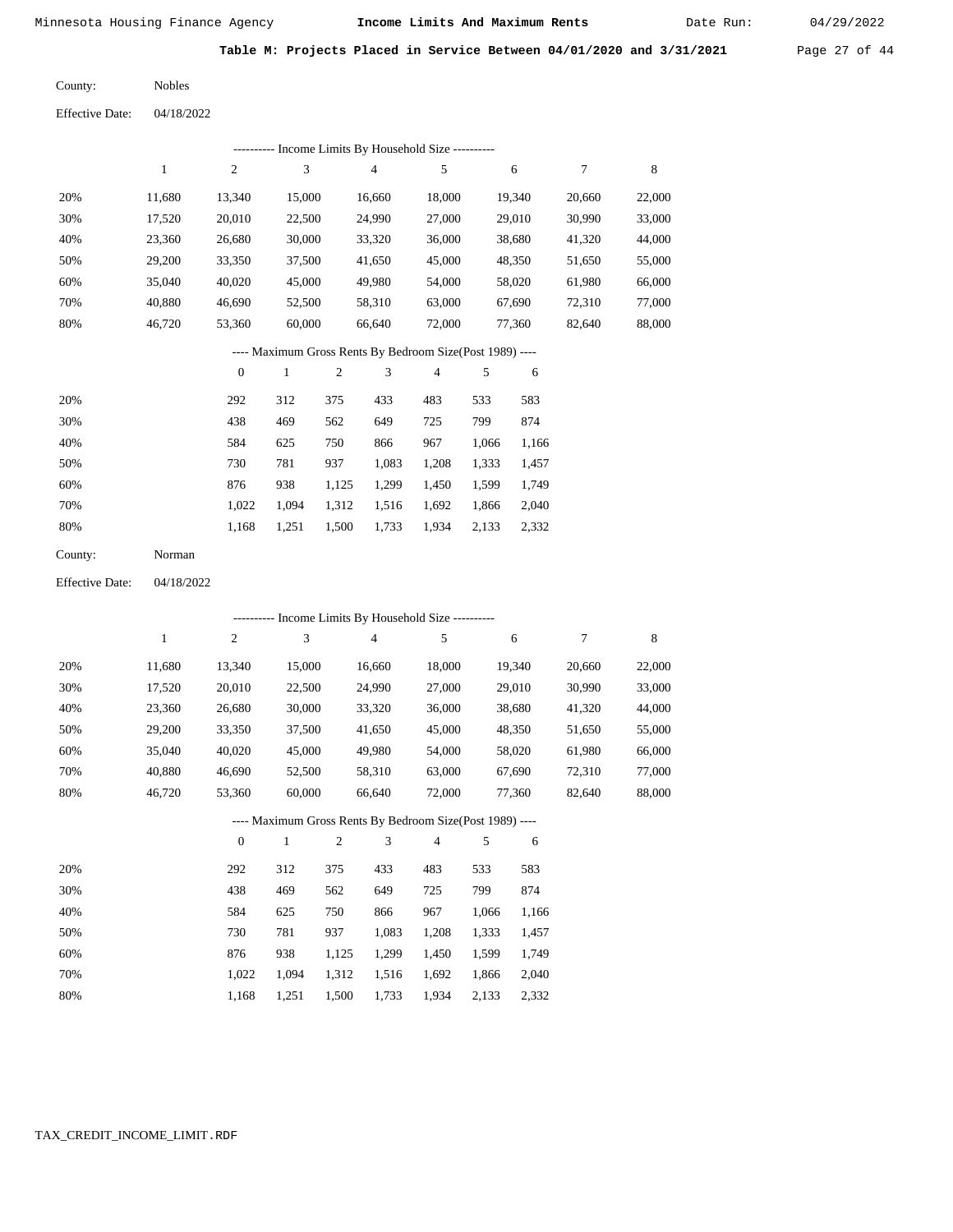Minnesota Housing Finance Agency — **Income Limits And Maximum Rents** — Date Run: 04/29/2022

**Table M: Projects Placed in Service Between 04/01/2020 and 3/31/2021**

County: Nobles

Effective Date: 04/18/2022

---------- Income Limits By Household Size ----------

| | 1 | 2 | 3 | 4 | 5 | 6 | 7 | 8 |
|---|---|---|---|---|---|---|---|---|
| 20% | 11,680 | 13,340 | 15,000 | 16,660 | 18,000 | 19,340 | 20,660 | 22,000 |
| 30% | 17,520 | 20,010 | 22,500 | 24,990 | 27,000 | 29,010 | 30,990 | 33,000 |
| 40% | 23,360 | 26,680 | 30,000 | 33,320 | 36,000 | 38,680 | 41,320 | 44,000 |
| 50% | 29,200 | 33,350 | 37,500 | 41,650 | 45,000 | 48,350 | 51,650 | 55,000 |
| 60% | 35,040 | 40,020 | 45,000 | 49,980 | 54,000 | 58,020 | 61,980 | 66,000 |
| 70% | 40,880 | 46,690 | 52,500 | 58,310 | 63,000 | 67,690 | 72,310 | 77,000 |
| 80% | 46,720 | 53,360 | 60,000 | 66,640 | 72,000 | 77,360 | 82,640 | 88,000 |

---- Maximum Gross Rents By Bedroom Size(Post 1989) ----

| | 0 | 1 | 2 | 3 | 4 | 5 | 6 |
|---|---|---|---|---|---|---|---|
| 20% | 292 | 312 | 375 | 433 | 483 | 533 | 583 |
| 30% | 438 | 469 | 562 | 649 | 725 | 799 | 874 |
| 40% | 584 | 625 | 750 | 866 | 967 | 1,066 | 1,166 |
| 50% | 730 | 781 | 937 | 1,083 | 1,208 | 1,333 | 1,457 |
| 60% | 876 | 938 | 1,125 | 1,299 | 1,450 | 1,599 | 1,749 |
| 70% | 1,022 | 1,094 | 1,312 | 1,516 | 1,692 | 1,866 | 2,040 |
| 80% | 1,168 | 1,251 | 1,500 | 1,733 | 1,934 | 2,133 | 2,332 |

County: Norman

Effective Date: 04/18/2022

---------- Income Limits By Household Size ----------

| | 1 | 2 | 3 | 4 | 5 | 6 | 7 | 8 |
|---|---|---|---|---|---|---|---|---|
| 20% | 11,680 | 13,340 | 15,000 | 16,660 | 18,000 | 19,340 | 20,660 | 22,000 |
| 30% | 17,520 | 20,010 | 22,500 | 24,990 | 27,000 | 29,010 | 30,990 | 33,000 |
| 40% | 23,360 | 26,680 | 30,000 | 33,320 | 36,000 | 38,680 | 41,320 | 44,000 |
| 50% | 29,200 | 33,350 | 37,500 | 41,650 | 45,000 | 48,350 | 51,650 | 55,000 |
| 60% | 35,040 | 40,020 | 45,000 | 49,980 | 54,000 | 58,020 | 61,980 | 66,000 |
| 70% | 40,880 | 46,690 | 52,500 | 58,310 | 63,000 | 67,690 | 72,310 | 77,000 |
| 80% | 46,720 | 53,360 | 60,000 | 66,640 | 72,000 | 77,360 | 82,640 | 88,000 |

---- Maximum Gross Rents By Bedroom Size(Post 1989) ----

| | 0 | 1 | 2 | 3 | 4 | 5 | 6 |
|---|---|---|---|---|---|---|---|
| 20% | 292 | 312 | 375 | 433 | 483 | 533 | 583 |
| 30% | 438 | 469 | 562 | 649 | 725 | 799 | 874 |
| 40% | 584 | 625 | 750 | 866 | 967 | 1,066 | 1,166 |
| 50% | 730 | 781 | 937 | 1,083 | 1,208 | 1,333 | 1,457 |
| 60% | 876 | 938 | 1,125 | 1,299 | 1,450 | 1,599 | 1,749 |
| 70% | 1,022 | 1,094 | 1,312 | 1,516 | 1,692 | 1,866 | 2,040 |
| 80% | 1,168 | 1,251 | 1,500 | 1,733 | 1,934 | 2,133 | 2,332 |

TAX_CREDIT_INCOME_LIMIT.RDF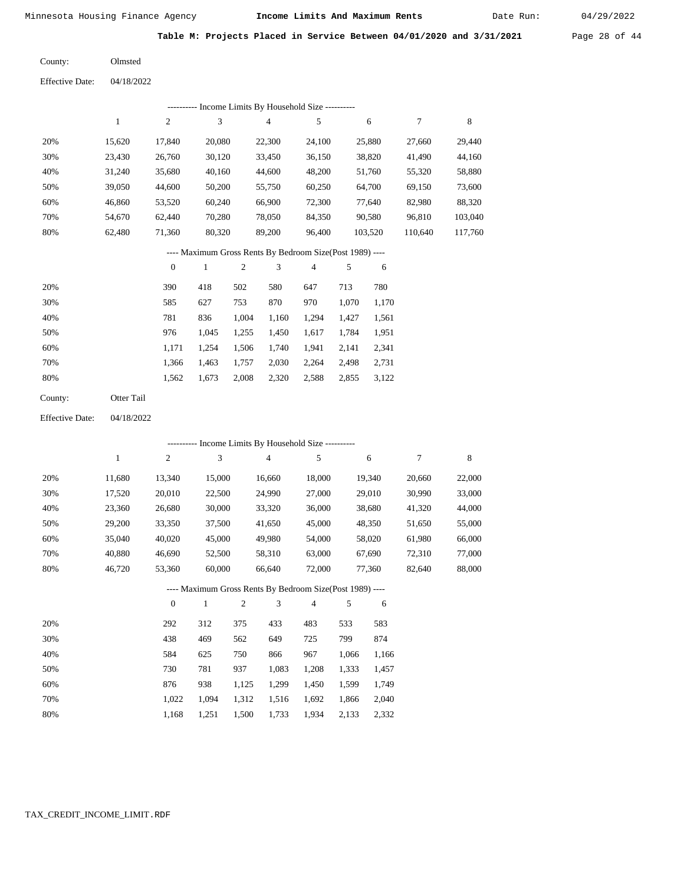Minnesota Housing Finance Agency **Income Limits And Maximum Rents** Date Run: 04/29/2022

**Table M: Projects Placed in Service Between 04/01/2020 and 3/31/2021**

County: Olmsted

Effective Date: 04/18/2022

---------- Income Limits By Household Size ----------

| | 1 | 2 | 3 | 4 | 5 | 6 | 7 | 8 |
|---|---|---|---|---|---|---|---|---|
| 20% | 15,620 | 17,840 | 20,080 | 22,300 | 24,100 | 25,880 | 27,660 | 29,440 |
| 30% | 23,430 | 26,760 | 30,120 | 33,450 | 36,150 | 38,820 | 41,490 | 44,160 |
| 40% | 31,240 | 35,680 | 40,160 | 44,600 | 48,200 | 51,760 | 55,320 | 58,880 |
| 50% | 39,050 | 44,600 | 50,200 | 55,750 | 60,250 | 64,700 | 69,150 | 73,600 |
| 60% | 46,860 | 53,520 | 60,240 | 66,900 | 72,300 | 77,640 | 82,980 | 88,320 |
| 70% | 54,670 | 62,440 | 70,280 | 78,050 | 84,350 | 90,580 | 96,810 | 103,040 |
| 80% | 62,480 | 71,360 | 80,320 | 89,200 | 96,400 | 103,520 | 110,640 | 117,760 |

---- Maximum Gross Rents By Bedroom Size(Post 1989) ----

| | 0 | 1 | 2 | 3 | 4 | 5 | 6 |
|---|---|---|---|---|---|---|---|
| 20% | 390 | 418 | 502 | 580 | 647 | 713 | 780 |
| 30% | 585 | 627 | 753 | 870 | 970 | 1,070 | 1,170 |
| 40% | 781 | 836 | 1,004 | 1,160 | 1,294 | 1,427 | 1,561 |
| 50% | 976 | 1,045 | 1,255 | 1,450 | 1,617 | 1,784 | 1,951 |
| 60% | 1,171 | 1,254 | 1,506 | 1,740 | 1,941 | 2,141 | 2,341 |
| 70% | 1,366 | 1,463 | 1,757 | 2,030 | 2,264 | 2,498 | 2,731 |
| 80% | 1,562 | 1,673 | 2,008 | 2,320 | 2,588 | 2,855 | 3,122 |

County: Otter Tail

Effective Date: 04/18/2022

---------- Income Limits By Household Size ----------

| | 1 | 2 | 3 | 4 | 5 | 6 | 7 | 8 |
|---|---|---|---|---|---|---|---|---|
| 20% | 11,680 | 13,340 | 15,000 | 16,660 | 18,000 | 19,340 | 20,660 | 22,000 |
| 30% | 17,520 | 20,010 | 22,500 | 24,990 | 27,000 | 29,010 | 30,990 | 33,000 |
| 40% | 23,360 | 26,680 | 30,000 | 33,320 | 36,000 | 38,680 | 41,320 | 44,000 |
| 50% | 29,200 | 33,350 | 37,500 | 41,650 | 45,000 | 48,350 | 51,650 | 55,000 |
| 60% | 35,040 | 40,020 | 45,000 | 49,980 | 54,000 | 58,020 | 61,980 | 66,000 |
| 70% | 40,880 | 46,690 | 52,500 | 58,310 | 63,000 | 67,690 | 72,310 | 77,000 |
| 80% | 46,720 | 53,360 | 60,000 | 66,640 | 72,000 | 77,360 | 82,640 | 88,000 |

---- Maximum Gross Rents By Bedroom Size(Post 1989) ----

| | 0 | 1 | 2 | 3 | 4 | 5 | 6 |
|---|---|---|---|---|---|---|---|
| 20% | 292 | 312 | 375 | 433 | 483 | 533 | 583 |
| 30% | 438 | 469 | 562 | 649 | 725 | 799 | 874 |
| 40% | 584 | 625 | 750 | 866 | 967 | 1,066 | 1,166 |
| 50% | 730 | 781 | 937 | 1,083 | 1,208 | 1,333 | 1,457 |
| 60% | 876 | 938 | 1,125 | 1,299 | 1,450 | 1,599 | 1,749 |
| 70% | 1,022 | 1,094 | 1,312 | 1,516 | 1,692 | 1,866 | 2,040 |
| 80% | 1,168 | 1,251 | 1,500 | 1,733 | 1,934 | 2,133 | 2,332 |

TAX_CREDIT_INCOME_LIMIT.RDF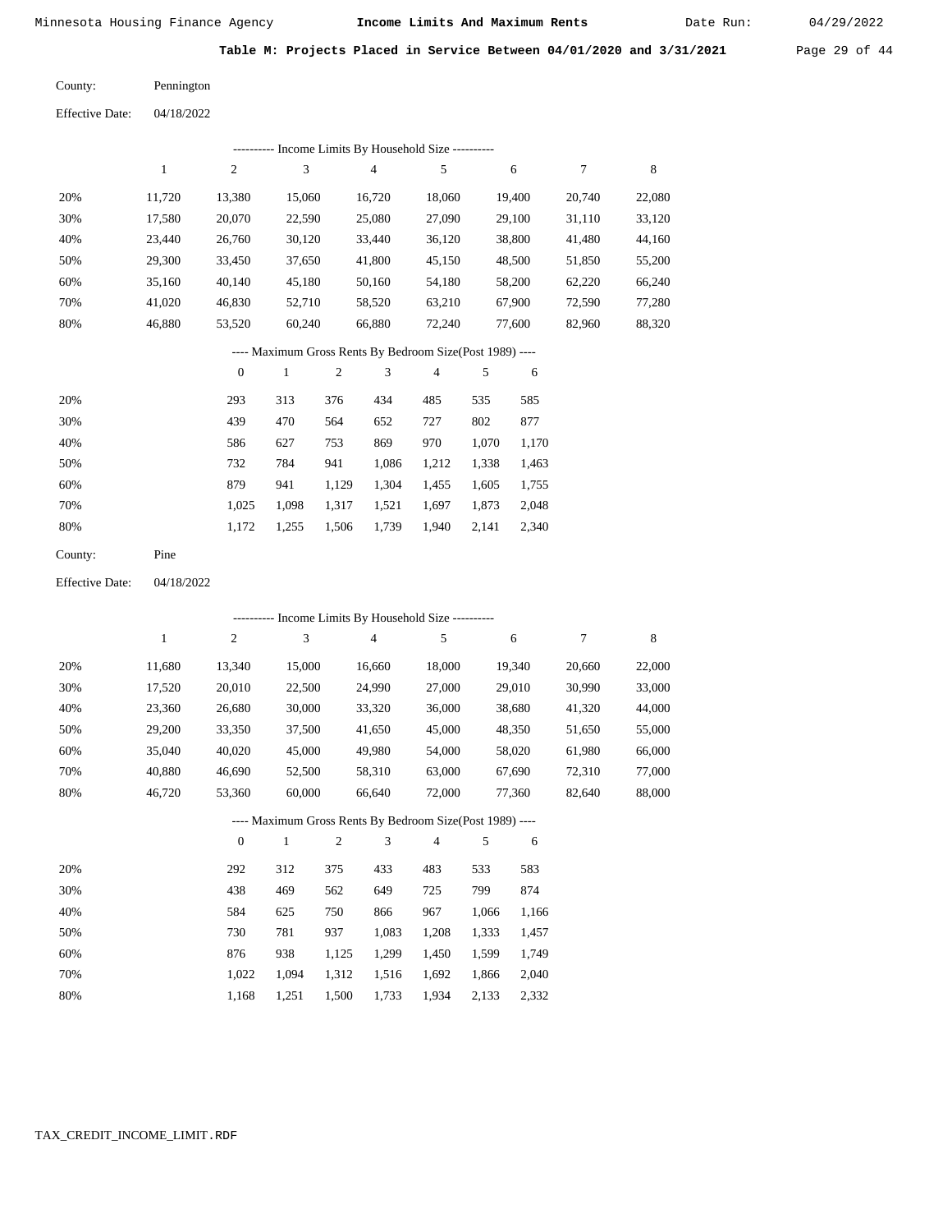**Table M: Projects Placed in Service Between 04/01/2020 and 3/31/2021**

County: Pennington

Effective Date: 04/18/2022

---------- Income Limits By Household Size ----------

| | 1 | 2 | 3 | 4 | 5 | 6 | 7 | 8 |
|---|---|---|---|---|---|---|---|---|
| 20% | 11,720 | 13,380 | 15,060 | 16,720 | 18,060 | 19,400 | 20,740 | 22,080 |
| 30% | 17,580 | 20,070 | 22,590 | 25,080 | 27,090 | 29,100 | 31,110 | 33,120 |
| 40% | 23,440 | 26,760 | 30,120 | 33,440 | 36,120 | 38,800 | 41,480 | 44,160 |
| 50% | 29,300 | 33,450 | 37,650 | 41,800 | 45,150 | 48,500 | 51,850 | 55,200 |
| 60% | 35,160 | 40,140 | 45,180 | 50,160 | 54,180 | 58,200 | 62,220 | 66,240 |
| 70% | 41,020 | 46,830 | 52,710 | 58,520 | 63,210 | 67,900 | 72,590 | 77,280 |
| 80% | 46,880 | 53,520 | 60,240 | 66,880 | 72,240 | 77,600 | 82,960 | 88,320 |

---- Maximum Gross Rents By Bedroom Size(Post 1989) ----

| | 0 | 1 | 2 | 3 | 4 | 5 | 6 |
|---|---|---|---|---|---|---|---|
| 20% | 293 | 313 | 376 | 434 | 485 | 535 | 585 |
| 30% | 439 | 470 | 564 | 652 | 727 | 802 | 877 |
| 40% | 586 | 627 | 753 | 869 | 970 | 1,070 | 1,170 |
| 50% | 732 | 784 | 941 | 1,086 | 1,212 | 1,338 | 1,463 |
| 60% | 879 | 941 | 1,129 | 1,304 | 1,455 | 1,605 | 1,755 |
| 70% | 1,025 | 1,098 | 1,317 | 1,521 | 1,697 | 1,873 | 2,048 |
| 80% | 1,172 | 1,255 | 1,506 | 1,739 | 1,940 | 2,141 | 2,340 |

County: Pine

Effective Date: 04/18/2022

---------- Income Limits By Household Size ----------

| | 1 | 2 | 3 | 4 | 5 | 6 | 7 | 8 |
|---|---|---|---|---|---|---|---|---|
| 20% | 11,680 | 13,340 | 15,000 | 16,660 | 18,000 | 19,340 | 20,660 | 22,000 |
| 30% | 17,520 | 20,010 | 22,500 | 24,990 | 27,000 | 29,010 | 30,990 | 33,000 |
| 40% | 23,360 | 26,680 | 30,000 | 33,320 | 36,000 | 38,680 | 41,320 | 44,000 |
| 50% | 29,200 | 33,350 | 37,500 | 41,650 | 45,000 | 48,350 | 51,650 | 55,000 |
| 60% | 35,040 | 40,020 | 45,000 | 49,980 | 54,000 | 58,020 | 61,980 | 66,000 |
| 70% | 40,880 | 46,690 | 52,500 | 58,310 | 63,000 | 67,690 | 72,310 | 77,000 |
| 80% | 46,720 | 53,360 | 60,000 | 66,640 | 72,000 | 77,360 | 82,640 | 88,000 |

---- Maximum Gross Rents By Bedroom Size(Post 1989) ----

| | 0 | 1 | 2 | 3 | 4 | 5 | 6 |
|---|---|---|---|---|---|---|---|
| 20% | 292 | 312 | 375 | 433 | 483 | 533 | 583 |
| 30% | 438 | 469 | 562 | 649 | 725 | 799 | 874 |
| 40% | 584 | 625 | 750 | 866 | 967 | 1,066 | 1,166 |
| 50% | 730 | 781 | 937 | 1,083 | 1,208 | 1,333 | 1,457 |
| 60% | 876 | 938 | 1,125 | 1,299 | 1,450 | 1,599 | 1,749 |
| 70% | 1,022 | 1,094 | 1,312 | 1,516 | 1,692 | 1,866 | 2,040 |
| 80% | 1,168 | 1,251 | 1,500 | 1,733 | 1,934 | 2,133 | 2,332 |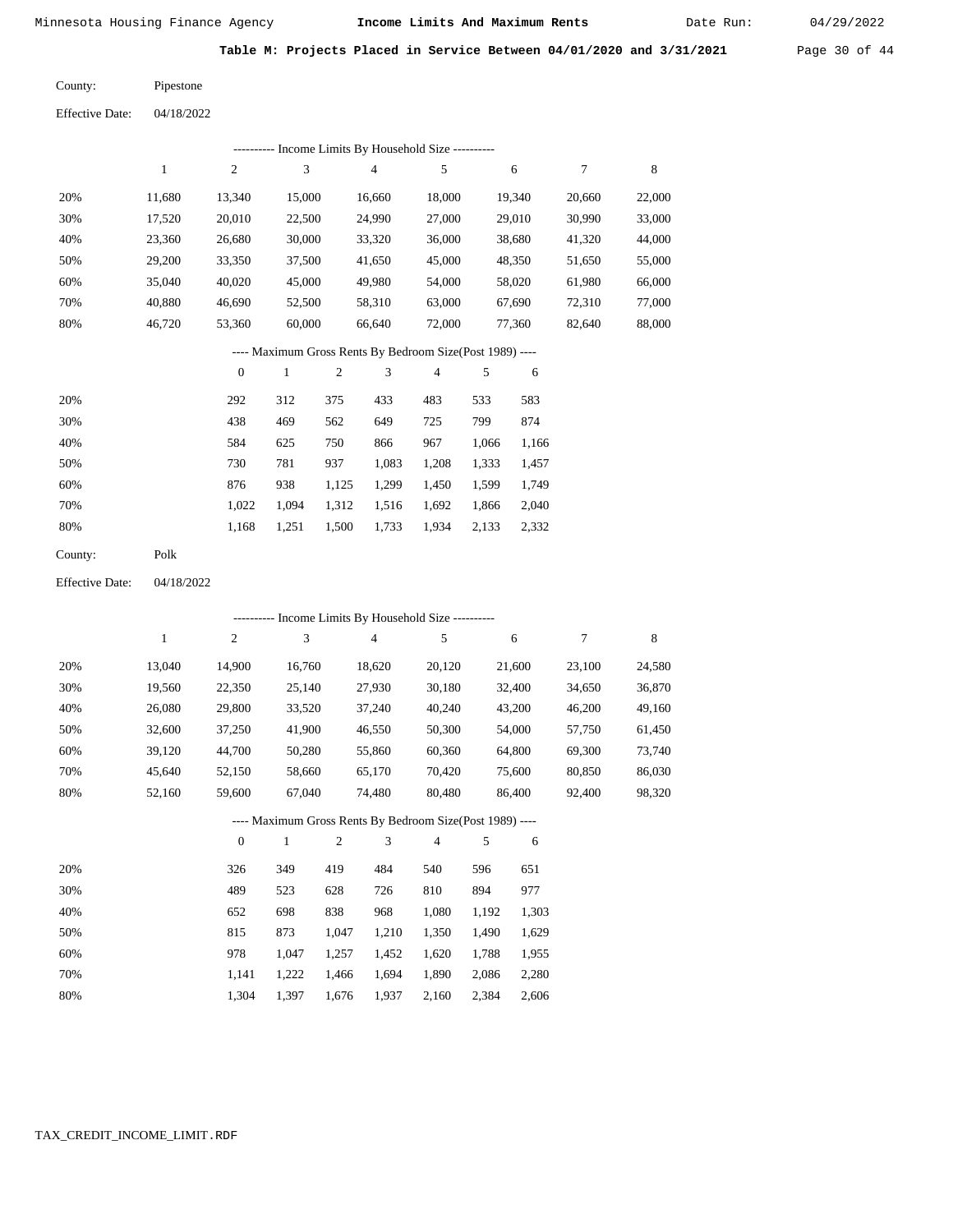## Table M: Projects Placed in Service Between 04/01/2020 and 3/31/2021

County: Pipestone

Effective Date: 04/18/2022

---------- Income Limits By Household Size ----------

| | 1 | 2 | 3 | 4 | 5 | 6 | 7 | 8 |
|---|---|---|---|---|---|---|---|---|
| 20% | 11,680 | 13,340 | 15,000 | 16,660 | 18,000 | 19,340 | 20,660 | 22,000 |
| 30% | 17,520 | 20,010 | 22,500 | 24,990 | 27,000 | 29,010 | 30,990 | 33,000 |
| 40% | 23,360 | 26,680 | 30,000 | 33,320 | 36,000 | 38,680 | 41,320 | 44,000 |
| 50% | 29,200 | 33,350 | 37,500 | 41,650 | 45,000 | 48,350 | 51,650 | 55,000 |
| 60% | 35,040 | 40,020 | 45,000 | 49,980 | 54,000 | 58,020 | 61,980 | 66,000 |
| 70% | 40,880 | 46,690 | 52,500 | 58,310 | 63,000 | 67,690 | 72,310 | 77,000 |
| 80% | 46,720 | 53,360 | 60,000 | 66,640 | 72,000 | 77,360 | 82,640 | 88,000 |

---- Maximum Gross Rents By Bedroom Size(Post 1989) ----

| | 0 | 1 | 2 | 3 | 4 | 5 | 6 |
|---|---|---|---|---|---|---|---|
| 20% | 292 | 312 | 375 | 433 | 483 | 533 | 583 |
| 30% | 438 | 469 | 562 | 649 | 725 | 799 | 874 |
| 40% | 584 | 625 | 750 | 866 | 967 | 1,066 | 1,166 |
| 50% | 730 | 781 | 937 | 1,083 | 1,208 | 1,333 | 1,457 |
| 60% | 876 | 938 | 1,125 | 1,299 | 1,450 | 1,599 | 1,749 |
| 70% | 1,022 | 1,094 | 1,312 | 1,516 | 1,692 | 1,866 | 2,040 |
| 80% | 1,168 | 1,251 | 1,500 | 1,733 | 1,934 | 2,133 | 2,332 |

County: Polk

Effective Date: 04/18/2022

---------- Income Limits By Household Size ----------

| | 1 | 2 | 3 | 4 | 5 | 6 | 7 | 8 |
|---|---|---|---|---|---|---|---|---|
| 20% | 13,040 | 14,900 | 16,760 | 18,620 | 20,120 | 21,600 | 23,100 | 24,580 |
| 30% | 19,560 | 22,350 | 25,140 | 27,930 | 30,180 | 32,400 | 34,650 | 36,870 |
| 40% | 26,080 | 29,800 | 33,520 | 37,240 | 40,240 | 43,200 | 46,200 | 49,160 |
| 50% | 32,600 | 37,250 | 41,900 | 46,550 | 50,300 | 54,000 | 57,750 | 61,450 |
| 60% | 39,120 | 44,700 | 50,280 | 55,860 | 60,360 | 64,800 | 69,300 | 73,740 |
| 70% | 45,640 | 52,150 | 58,660 | 65,170 | 70,420 | 75,600 | 80,850 | 86,030 |
| 80% | 52,160 | 59,600 | 67,040 | 74,480 | 80,480 | 86,400 | 92,400 | 98,320 |

---- Maximum Gross Rents By Bedroom Size(Post 1989) ----

| | 0 | 1 | 2 | 3 | 4 | 5 | 6 |
|---|---|---|---|---|---|---|---|
| 20% | 326 | 349 | 419 | 484 | 540 | 596 | 651 |
| 30% | 489 | 523 | 628 | 726 | 810 | 894 | 977 |
| 40% | 652 | 698 | 838 | 968 | 1,080 | 1,192 | 1,303 |
| 50% | 815 | 873 | 1,047 | 1,210 | 1,350 | 1,490 | 1,629 |
| 60% | 978 | 1,047 | 1,257 | 1,452 | 1,620 | 1,788 | 1,955 |
| 70% | 1,141 | 1,222 | 1,466 | 1,694 | 1,890 | 2,086 | 2,280 |
| 80% | 1,304 | 1,397 | 1,676 | 1,937 | 2,160 | 2,384 | 2,606 |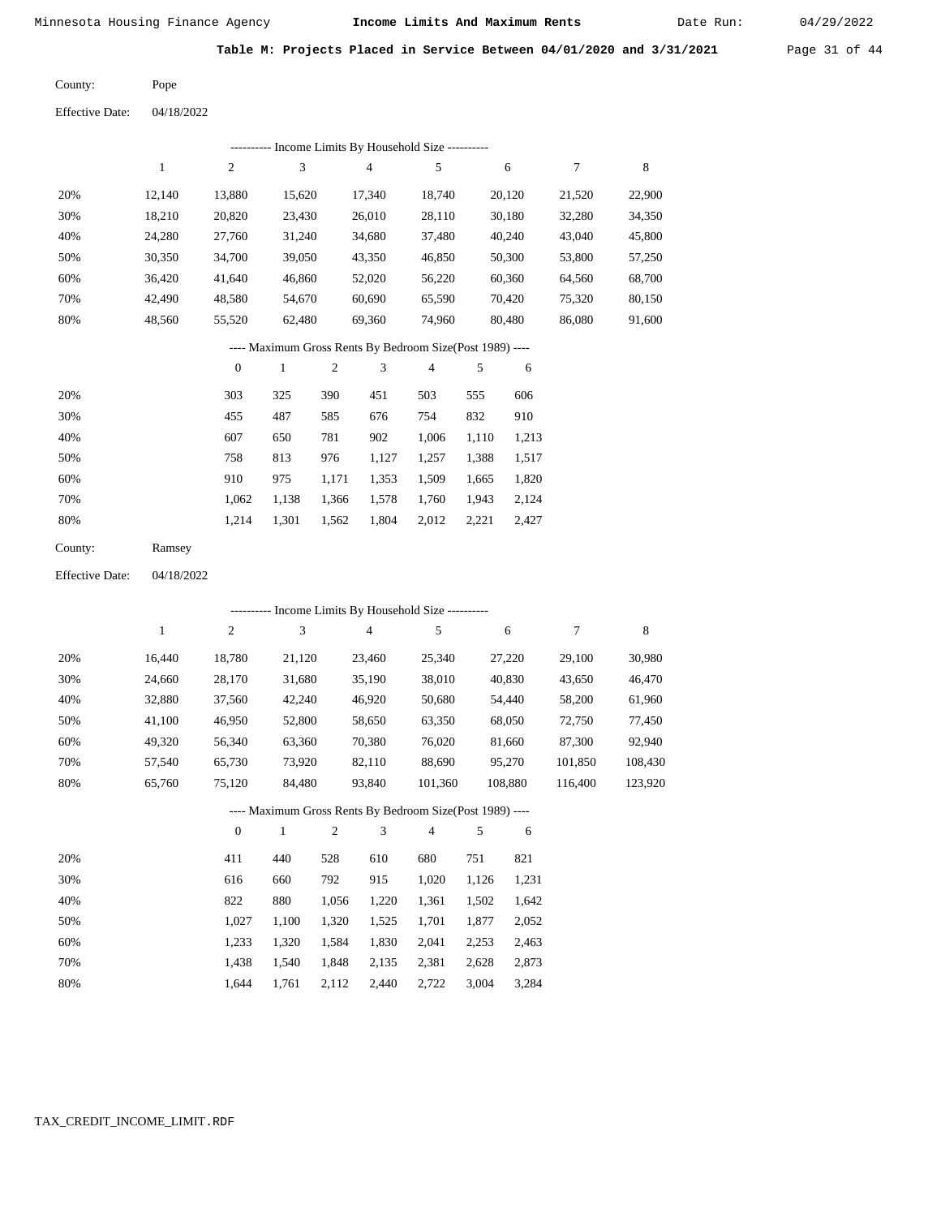Minnesota Housing Finance Agency **Income Limits And Maximum Rents** Date Run: 04/29/2022

**Table M: Projects Placed in Service Between 04/01/2020 and 3/31/2021**

County: Pope

Effective Date: 04/18/2022

---------- Income Limits By Household Size ----------

| | 1 | 2 | 3 | 4 | 5 | 6 | 7 | 8 |
|---|---|---|---|---|---|---|---|---|
| 20% | 12,140 | 13,880 | 15,620 | 17,340 | 18,740 | 20,120 | 21,520 | 22,900 |
| 30% | 18,210 | 20,820 | 23,430 | 26,010 | 28,110 | 30,180 | 32,280 | 34,350 |
| 40% | 24,280 | 27,760 | 31,240 | 34,680 | 37,480 | 40,240 | 43,040 | 45,800 |
| 50% | 30,350 | 34,700 | 39,050 | 43,350 | 46,850 | 50,300 | 53,800 | 57,250 |
| 60% | 36,420 | 41,640 | 46,860 | 52,020 | 56,220 | 60,360 | 64,560 | 68,700 |
| 70% | 42,490 | 48,580 | 54,670 | 60,690 | 65,590 | 70,420 | 75,320 | 80,150 |
| 80% | 48,560 | 55,520 | 62,480 | 69,360 | 74,960 | 80,480 | 86,080 | 91,600 |

---- Maximum Gross Rents By Bedroom Size(Post 1989) ----

| | 0 | 1 | 2 | 3 | 4 | 5 | 6 |
|---|---|---|---|---|---|---|---|
| 20% | 303 | 325 | 390 | 451 | 503 | 555 | 606 |
| 30% | 455 | 487 | 585 | 676 | 754 | 832 | 910 |
| 40% | 607 | 650 | 781 | 902 | 1,006 | 1,110 | 1,213 |
| 50% | 758 | 813 | 976 | 1,127 | 1,257 | 1,388 | 1,517 |
| 60% | 910 | 975 | 1,171 | 1,353 | 1,509 | 1,665 | 1,820 |
| 70% | 1,062 | 1,138 | 1,366 | 1,578 | 1,760 | 1,943 | 2,124 |
| 80% | 1,214 | 1,301 | 1,562 | 1,804 | 2,012 | 2,221 | 2,427 |

County: Ramsey

Effective Date: 04/18/2022

---------- Income Limits By Household Size ----------

| | 1 | 2 | 3 | 4 | 5 | 6 | 7 | 8 |
|---|---|---|---|---|---|---|---|---|
| 20% | 16,440 | 18,780 | 21,120 | 23,460 | 25,340 | 27,220 | 29,100 | 30,980 |
| 30% | 24,660 | 28,170 | 31,680 | 35,190 | 38,010 | 40,830 | 43,650 | 46,470 |
| 40% | 32,880 | 37,560 | 42,240 | 46,920 | 50,680 | 54,440 | 58,200 | 61,960 |
| 50% | 41,100 | 46,950 | 52,800 | 58,650 | 63,350 | 68,050 | 72,750 | 77,450 |
| 60% | 49,320 | 56,340 | 63,360 | 70,380 | 76,020 | 81,660 | 87,300 | 92,940 |
| 70% | 57,540 | 65,730 | 73,920 | 82,110 | 88,690 | 95,270 | 101,850 | 108,430 |
| 80% | 65,760 | 75,120 | 84,480 | 93,840 | 101,360 | 108,880 | 116,400 | 123,920 |

---- Maximum Gross Rents By Bedroom Size(Post 1989) ----

| | 0 | 1 | 2 | 3 | 4 | 5 | 6 |
|---|---|---|---|---|---|---|---|
| 20% | 411 | 440 | 528 | 610 | 680 | 751 | 821 |
| 30% | 616 | 660 | 792 | 915 | 1,020 | 1,126 | 1,231 |
| 40% | 822 | 880 | 1,056 | 1,220 | 1,361 | 1,502 | 1,642 |
| 50% | 1,027 | 1,100 | 1,320 | 1,525 | 1,701 | 1,877 | 2,052 |
| 60% | 1,233 | 1,320 | 1,584 | 1,830 | 2,041 | 2,253 | 2,463 |
| 70% | 1,438 | 1,540 | 1,848 | 2,135 | 2,381 | 2,628 | 2,873 |
| 80% | 1,644 | 1,761 | 2,112 | 2,440 | 2,722 | 3,004 | 3,284 |

TAX_CREDIT_INCOME_LIMIT.RDF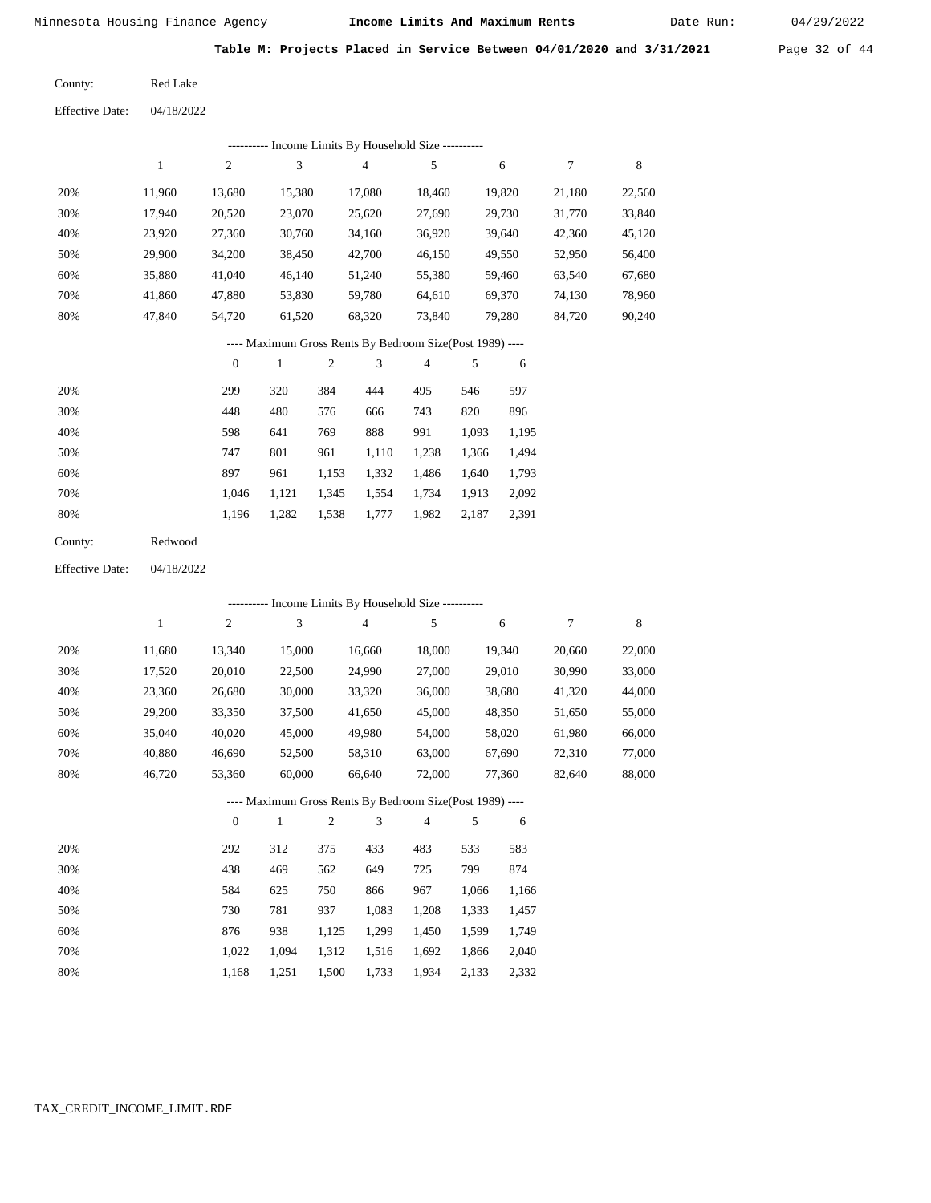**Table M: Projects Placed in Service Between 04/01/2020 and 3/31/2021**

County: Red Lake

Effective Date: 04/18/2022

---------- Income Limits By Household Size ----------

| | 1 | 2 | 3 | 4 | 5 | 6 | 7 | 8 |
|---|---|---|---|---|---|---|---|---|
| 20% | 11,960 | 13,680 | 15,380 | 17,080 | 18,460 | 19,820 | 21,180 | 22,560 |
| 30% | 17,940 | 20,520 | 23,070 | 25,620 | 27,690 | 29,730 | 31,770 | 33,840 |
| 40% | 23,920 | 27,360 | 30,760 | 34,160 | 36,920 | 39,640 | 42,360 | 45,120 |
| 50% | 29,900 | 34,200 | 38,450 | 42,700 | 46,150 | 49,550 | 52,950 | 56,400 |
| 60% | 35,880 | 41,040 | 46,140 | 51,240 | 55,380 | 59,460 | 63,540 | 67,680 |
| 70% | 41,860 | 47,880 | 53,830 | 59,780 | 64,610 | 69,370 | 74,130 | 78,960 |
| 80% | 47,840 | 54,720 | 61,520 | 68,320 | 73,840 | 79,280 | 84,720 | 90,240 |

---- Maximum Gross Rents By Bedroom Size(Post 1989) ----

| | 0 | 1 | 2 | 3 | 4 | 5 | 6 |
|---|---|---|---|---|---|---|---|
| 20% | 299 | 320 | 384 | 444 | 495 | 546 | 597 |
| 30% | 448 | 480 | 576 | 666 | 743 | 820 | 896 |
| 40% | 598 | 641 | 769 | 888 | 991 | 1,093 | 1,195 |
| 50% | 747 | 801 | 961 | 1,110 | 1,238 | 1,366 | 1,494 |
| 60% | 897 | 961 | 1,153 | 1,332 | 1,486 | 1,640 | 1,793 |
| 70% | 1,046 | 1,121 | 1,345 | 1,554 | 1,734 | 1,913 | 2,092 |
| 80% | 1,196 | 1,282 | 1,538 | 1,777 | 1,982 | 2,187 | 2,391 |

County: Redwood

Effective Date: 04/18/2022

---------- Income Limits By Household Size ----------

| | 1 | 2 | 3 | 4 | 5 | 6 | 7 | 8 |
|---|---|---|---|---|---|---|---|---|
| 20% | 11,680 | 13,340 | 15,000 | 16,660 | 18,000 | 19,340 | 20,660 | 22,000 |
| 30% | 17,520 | 20,010 | 22,500 | 24,990 | 27,000 | 29,010 | 30,990 | 33,000 |
| 40% | 23,360 | 26,680 | 30,000 | 33,320 | 36,000 | 38,680 | 41,320 | 44,000 |
| 50% | 29,200 | 33,350 | 37,500 | 41,650 | 45,000 | 48,350 | 51,650 | 55,000 |
| 60% | 35,040 | 40,020 | 45,000 | 49,980 | 54,000 | 58,020 | 61,980 | 66,000 |
| 70% | 40,880 | 46,690 | 52,500 | 58,310 | 63,000 | 67,690 | 72,310 | 77,000 |
| 80% | 46,720 | 53,360 | 60,000 | 66,640 | 72,000 | 77,360 | 82,640 | 88,000 |

---- Maximum Gross Rents By Bedroom Size(Post 1989) ----

| | 0 | 1 | 2 | 3 | 4 | 5 | 6 |
|---|---|---|---|---|---|---|---|
| 20% | 292 | 312 | 375 | 433 | 483 | 533 | 583 |
| 30% | 438 | 469 | 562 | 649 | 725 | 799 | 874 |
| 40% | 584 | 625 | 750 | 866 | 967 | 1,066 | 1,166 |
| 50% | 730 | 781 | 937 | 1,083 | 1,208 | 1,333 | 1,457 |
| 60% | 876 | 938 | 1,125 | 1,299 | 1,450 | 1,599 | 1,749 |
| 70% | 1,022 | 1,094 | 1,312 | 1,516 | 1,692 | 1,866 | 2,040 |
| 80% | 1,168 | 1,251 | 1,500 | 1,733 | 1,934 | 2,133 | 2,332 |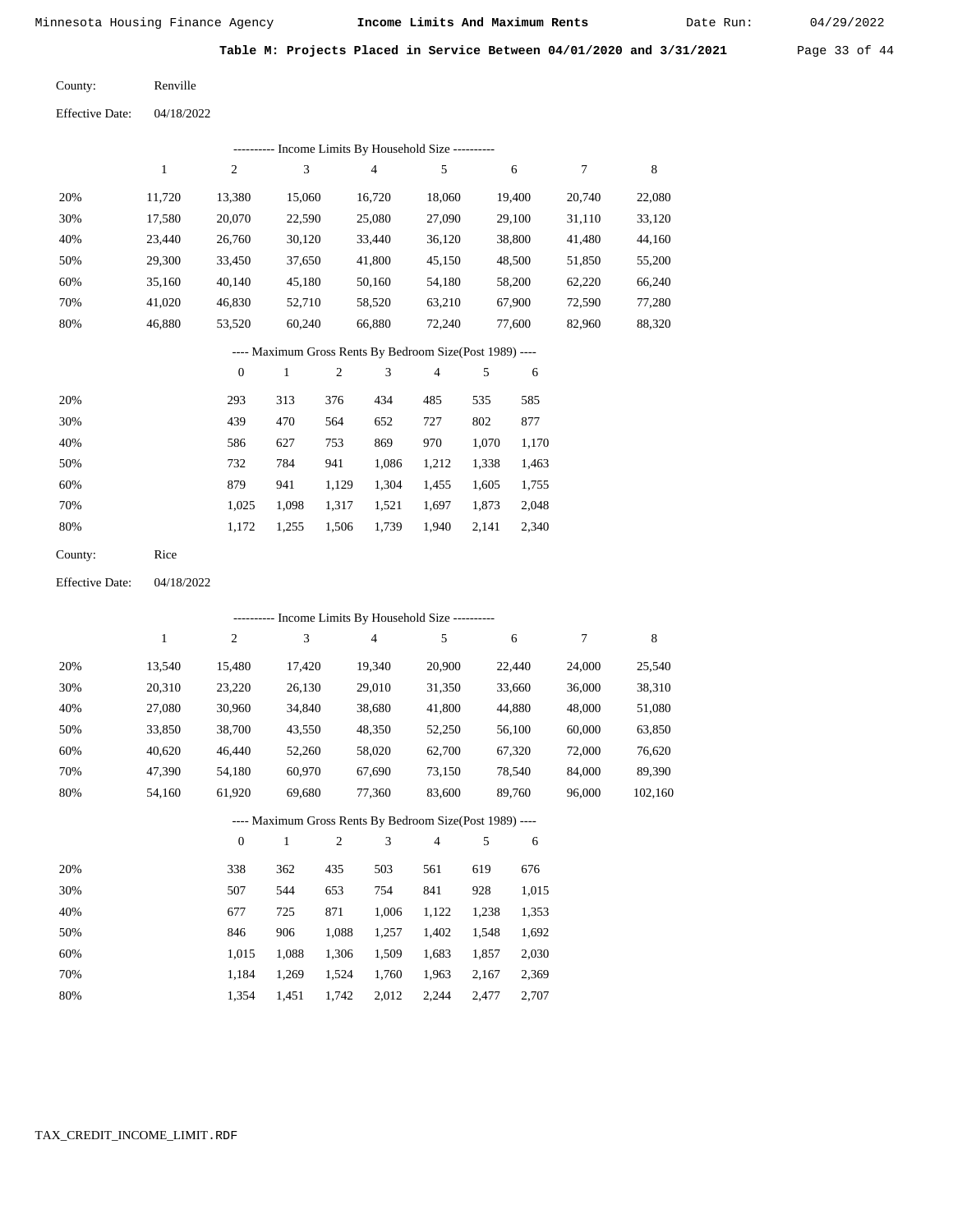Minnesota Housing Finance Agency **Income Limits And Maximum Rents** Date Run: 04/29/2022

**Table M: Projects Placed in Service Between 04/01/2020 and 3/31/2021**

County: Renville

Effective Date: 04/18/2022

---------- Income Limits By Household Size ----------

| | 1 | 2 | 3 | 4 | 5 | 6 | 7 | 8 |
|---|---|---|---|---|---|---|---|---|
| 20% | 11,720 | 13,380 | 15,060 | 16,720 | 18,060 | 19,400 | 20,740 | 22,080 |
| 30% | 17,580 | 20,070 | 22,590 | 25,080 | 27,090 | 29,100 | 31,110 | 33,120 |
| 40% | 23,440 | 26,760 | 30,120 | 33,440 | 36,120 | 38,800 | 41,480 | 44,160 |
| 50% | 29,300 | 33,450 | 37,650 | 41,800 | 45,150 | 48,500 | 51,850 | 55,200 |
| 60% | 35,160 | 40,140 | 45,180 | 50,160 | 54,180 | 58,200 | 62,220 | 66,240 |
| 70% | 41,020 | 46,830 | 52,710 | 58,520 | 63,210 | 67,900 | 72,590 | 77,280 |
| 80% | 46,880 | 53,520 | 60,240 | 66,880 | 72,240 | 77,600 | 82,960 | 88,320 |

---- Maximum Gross Rents By Bedroom Size(Post 1989) ----

| | 0 | 1 | 2 | 3 | 4 | 5 | 6 |
|---|---|---|---|---|---|---|---|
| 20% | 293 | 313 | 376 | 434 | 485 | 535 | 585 |
| 30% | 439 | 470 | 564 | 652 | 727 | 802 | 877 |
| 40% | 586 | 627 | 753 | 869 | 970 | 1,070 | 1,170 |
| 50% | 732 | 784 | 941 | 1,086 | 1,212 | 1,338 | 1,463 |
| 60% | 879 | 941 | 1,129 | 1,304 | 1,455 | 1,605 | 1,755 |
| 70% | 1,025 | 1,098 | 1,317 | 1,521 | 1,697 | 1,873 | 2,048 |
| 80% | 1,172 | 1,255 | 1,506 | 1,739 | 1,940 | 2,141 | 2,340 |

County: Rice

Effective Date: 04/18/2022

---------- Income Limits By Household Size ----------

| | 1 | 2 | 3 | 4 | 5 | 6 | 7 | 8 |
|---|---|---|---|---|---|---|---|---|
| 20% | 13,540 | 15,480 | 17,420 | 19,340 | 20,900 | 22,440 | 24,000 | 25,540 |
| 30% | 20,310 | 23,220 | 26,130 | 29,010 | 31,350 | 33,660 | 36,000 | 38,310 |
| 40% | 27,080 | 30,960 | 34,840 | 38,680 | 41,800 | 44,880 | 48,000 | 51,080 |
| 50% | 33,850 | 38,700 | 43,550 | 48,350 | 52,250 | 56,100 | 60,000 | 63,850 |
| 60% | 40,620 | 46,440 | 52,260 | 58,020 | 62,700 | 67,320 | 72,000 | 76,620 |
| 70% | 47,390 | 54,180 | 60,970 | 67,690 | 73,150 | 78,540 | 84,000 | 89,390 |
| 80% | 54,160 | 61,920 | 69,680 | 77,360 | 83,600 | 89,760 | 96,000 | 102,160 |

---- Maximum Gross Rents By Bedroom Size(Post 1989) ----

| | 0 | 1 | 2 | 3 | 4 | 5 | 6 |
|---|---|---|---|---|---|---|---|
| 20% | 338 | 362 | 435 | 503 | 561 | 619 | 676 |
| 30% | 507 | 544 | 653 | 754 | 841 | 928 | 1,015 |
| 40% | 677 | 725 | 871 | 1,006 | 1,122 | 1,238 | 1,353 |
| 50% | 846 | 906 | 1,088 | 1,257 | 1,402 | 1,548 | 1,692 |
| 60% | 1,015 | 1,088 | 1,306 | 1,509 | 1,683 | 1,857 | 2,030 |
| 70% | 1,184 | 1,269 | 1,524 | 1,760 | 1,963 | 2,167 | 2,369 |
| 80% | 1,354 | 1,451 | 1,742 | 2,012 | 2,244 | 2,477 | 2,707 |

TAX_CREDIT_INCOME_LIMIT.RDF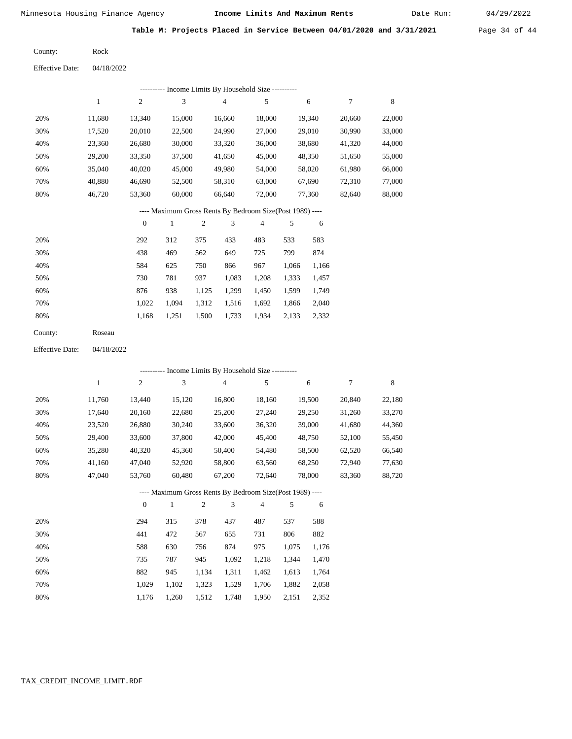**Table M: Projects Placed in Service Between 04/01/2020 and 3/31/2021**

County: Rock

Effective Date: 04/18/2022

---------- Income Limits By Household Size ----------

| | 1 | 2 | 3 | 4 | 5 | 6 | 7 | 8 |
|---|---|---|---|---|---|---|---|---|
| 20% | 11,680 | 13,340 | 15,000 | 16,660 | 18,000 | 19,340 | 20,660 | 22,000 |
| 30% | 17,520 | 20,010 | 22,500 | 24,990 | 27,000 | 29,010 | 30,990 | 33,000 |
| 40% | 23,360 | 26,680 | 30,000 | 33,320 | 36,000 | 38,680 | 41,320 | 44,000 |
| 50% | 29,200 | 33,350 | 37,500 | 41,650 | 45,000 | 48,350 | 51,650 | 55,000 |
| 60% | 35,040 | 40,020 | 45,000 | 49,980 | 54,000 | 58,020 | 61,980 | 66,000 |
| 70% | 40,880 | 46,690 | 52,500 | 58,310 | 63,000 | 67,690 | 72,310 | 77,000 |
| 80% | 46,720 | 53,360 | 60,000 | 66,640 | 72,000 | 77,360 | 82,640 | 88,000 |

---- Maximum Gross Rents By Bedroom Size(Post 1989) ----

| | 0 | 1 | 2 | 3 | 4 | 5 | 6 |
|---|---|---|---|---|---|---|---|
| 20% | 292 | 312 | 375 | 433 | 483 | 533 | 583 |
| 30% | 438 | 469 | 562 | 649 | 725 | 799 | 874 |
| 40% | 584 | 625 | 750 | 866 | 967 | 1,066 | 1,166 |
| 50% | 730 | 781 | 937 | 1,083 | 1,208 | 1,333 | 1,457 |
| 60% | 876 | 938 | 1,125 | 1,299 | 1,450 | 1,599 | 1,749 |
| 70% | 1,022 | 1,094 | 1,312 | 1,516 | 1,692 | 1,866 | 2,040 |
| 80% | 1,168 | 1,251 | 1,500 | 1,733 | 1,934 | 2,133 | 2,332 |

County: Roseau

Effective Date: 04/18/2022

---------- Income Limits By Household Size ----------

| | 1 | 2 | 3 | 4 | 5 | 6 | 7 | 8 |
|---|---|---|---|---|---|---|---|---|
| 20% | 11,760 | 13,440 | 15,120 | 16,800 | 18,160 | 19,500 | 20,840 | 22,180 |
| 30% | 17,640 | 20,160 | 22,680 | 25,200 | 27,240 | 29,250 | 31,260 | 33,270 |
| 40% | 23,520 | 26,880 | 30,240 | 33,600 | 36,320 | 39,000 | 41,680 | 44,360 |
| 50% | 29,400 | 33,600 | 37,800 | 42,000 | 45,400 | 48,750 | 52,100 | 55,450 |
| 60% | 35,280 | 40,320 | 45,360 | 50,400 | 54,480 | 58,500 | 62,520 | 66,540 |
| 70% | 41,160 | 47,040 | 52,920 | 58,800 | 63,560 | 68,250 | 72,940 | 77,630 |
| 80% | 47,040 | 53,760 | 60,480 | 67,200 | 72,640 | 78,000 | 83,360 | 88,720 |

---- Maximum Gross Rents By Bedroom Size(Post 1989) ----

| | 0 | 1 | 2 | 3 | 4 | 5 | 6 |
|---|---|---|---|---|---|---|---|
| 20% | 294 | 315 | 378 | 437 | 487 | 537 | 588 |
| 30% | 441 | 472 | 567 | 655 | 731 | 806 | 882 |
| 40% | 588 | 630 | 756 | 874 | 975 | 1,075 | 1,176 |
| 50% | 735 | 787 | 945 | 1,092 | 1,218 | 1,344 | 1,470 |
| 60% | 882 | 945 | 1,134 | 1,311 | 1,462 | 1,613 | 1,764 |
| 70% | 1,029 | 1,102 | 1,323 | 1,529 | 1,706 | 1,882 | 2,058 |
| 80% | 1,176 | 1,260 | 1,512 | 1,748 | 1,950 | 2,151 | 2,352 |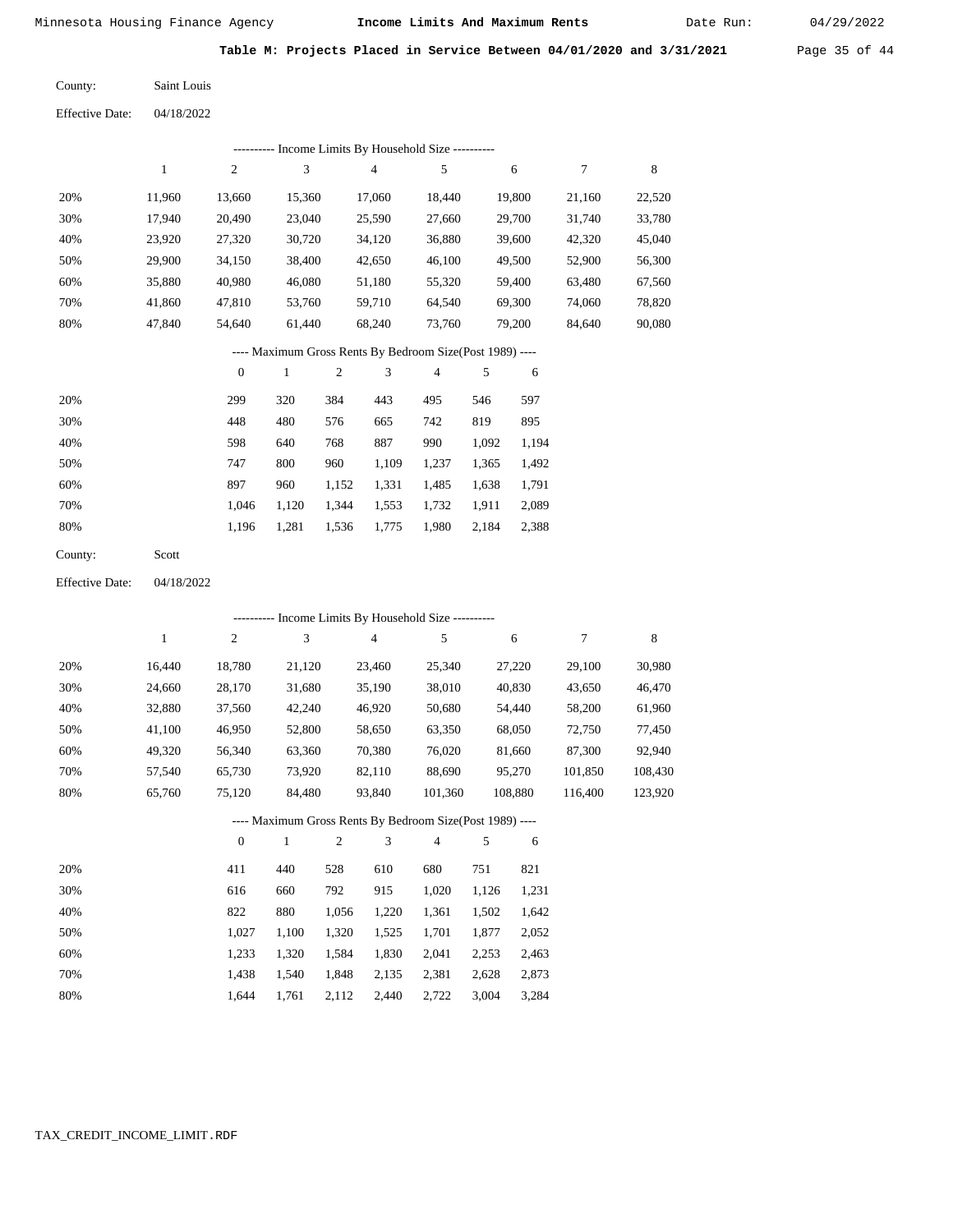Minnesota Housing Finance Agency — **Income Limits And Maximum Rents** — Date Run: 04/29/2022

**Table M: Projects Placed in Service Between 04/01/2020 and 3/31/2021**

County: Saint Louis

Effective Date: 04/18/2022

---------- Income Limits By Household Size ----------

| | 1 | 2 | 3 | 4 | 5 | 6 | 7 | 8 |
|---|---|---|---|---|---|---|---|---|
| 20% | 11,960 | 13,660 | 15,360 | 17,060 | 18,440 | 19,800 | 21,160 | 22,520 |
| 30% | 17,940 | 20,490 | 23,040 | 25,590 | 27,660 | 29,700 | 31,740 | 33,780 |
| 40% | 23,920 | 27,320 | 30,720 | 34,120 | 36,880 | 39,600 | 42,320 | 45,040 |
| 50% | 29,900 | 34,150 | 38,400 | 42,650 | 46,100 | 49,500 | 52,900 | 56,300 |
| 60% | 35,880 | 40,980 | 46,080 | 51,180 | 55,320 | 59,400 | 63,480 | 67,560 |
| 70% | 41,860 | 47,810 | 53,760 | 59,710 | 64,540 | 69,300 | 74,060 | 78,820 |
| 80% | 47,840 | 54,640 | 61,440 | 68,240 | 73,760 | 79,200 | 84,640 | 90,080 |

---- Maximum Gross Rents By Bedroom Size(Post 1989) ----

| | 0 | 1 | 2 | 3 | 4 | 5 | 6 |
|---|---|---|---|---|---|---|---|
| 20% | 299 | 320 | 384 | 443 | 495 | 546 | 597 |
| 30% | 448 | 480 | 576 | 665 | 742 | 819 | 895 |
| 40% | 598 | 640 | 768 | 887 | 990 | 1,092 | 1,194 |
| 50% | 747 | 800 | 960 | 1,109 | 1,237 | 1,365 | 1,492 |
| 60% | 897 | 960 | 1,152 | 1,331 | 1,485 | 1,638 | 1,791 |
| 70% | 1,046 | 1,120 | 1,344 | 1,553 | 1,732 | 1,911 | 2,089 |
| 80% | 1,196 | 1,281 | 1,536 | 1,775 | 1,980 | 2,184 | 2,388 |

County: Scott

Effective Date: 04/18/2022

---------- Income Limits By Household Size ----------

| | 1 | 2 | 3 | 4 | 5 | 6 | 7 | 8 |
|---|---|---|---|---|---|---|---|---|
| 20% | 16,440 | 18,780 | 21,120 | 23,460 | 25,340 | 27,220 | 29,100 | 30,980 |
| 30% | 24,660 | 28,170 | 31,680 | 35,190 | 38,010 | 40,830 | 43,650 | 46,470 |
| 40% | 32,880 | 37,560 | 42,240 | 46,920 | 50,680 | 54,440 | 58,200 | 61,960 |
| 50% | 41,100 | 46,950 | 52,800 | 58,650 | 63,350 | 68,050 | 72,750 | 77,450 |
| 60% | 49,320 | 56,340 | 63,360 | 70,380 | 76,020 | 81,660 | 87,300 | 92,940 |
| 70% | 57,540 | 65,730 | 73,920 | 82,110 | 88,690 | 95,270 | 101,850 | 108,430 |
| 80% | 65,760 | 75,120 | 84,480 | 93,840 | 101,360 | 108,880 | 116,400 | 123,920 |

---- Maximum Gross Rents By Bedroom Size(Post 1989) ----

| | 0 | 1 | 2 | 3 | 4 | 5 | 6 |
|---|---|---|---|---|---|---|---|
| 20% | 411 | 440 | 528 | 610 | 680 | 751 | 821 |
| 30% | 616 | 660 | 792 | 915 | 1,020 | 1,126 | 1,231 |
| 40% | 822 | 880 | 1,056 | 1,220 | 1,361 | 1,502 | 1,642 |
| 50% | 1,027 | 1,100 | 1,320 | 1,525 | 1,701 | 1,877 | 2,052 |
| 60% | 1,233 | 1,320 | 1,584 | 1,830 | 2,041 | 2,253 | 2,463 |
| 70% | 1,438 | 1,540 | 1,848 | 2,135 | 2,381 | 2,628 | 2,873 |
| 80% | 1,644 | 1,761 | 2,112 | 2,440 | 2,722 | 3,004 | 3,284 |

TAX_CREDIT_INCOME_LIMIT.RDF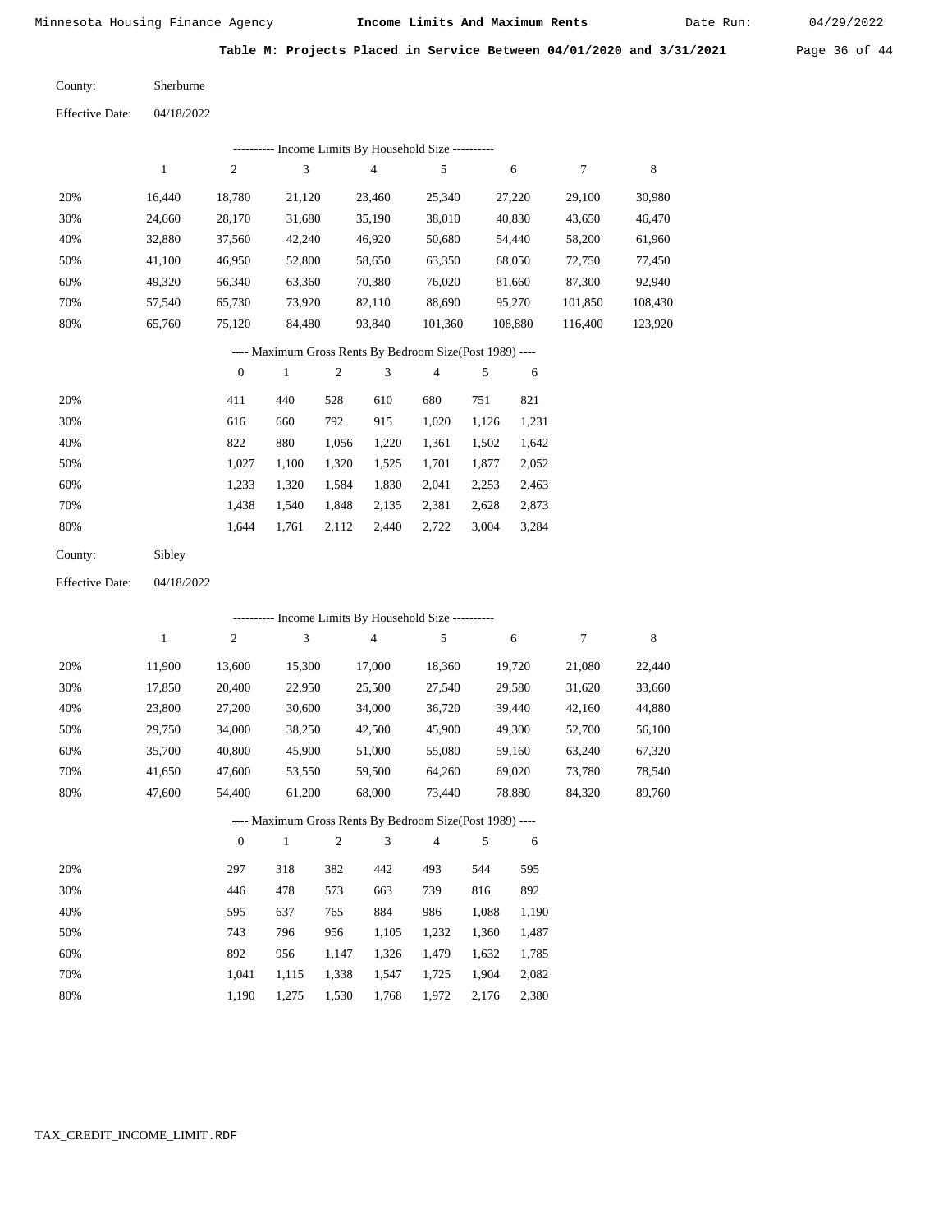## Table M: Projects Placed in Service Between 04/01/2020 and 3/31/2021

County: Sherburne

Effective Date: 04/18/2022

---------- Income Limits By Household Size ----------

| | 1 | 2 | 3 | 4 | 5 | 6 | 7 | 8 |
|---|---|---|---|---|---|---|---|---|
| 20% | 16,440 | 18,780 | 21,120 | 23,460 | 25,340 | 27,220 | 29,100 | 30,980 |
| 30% | 24,660 | 28,170 | 31,680 | 35,190 | 38,010 | 40,830 | 43,650 | 46,470 |
| 40% | 32,880 | 37,560 | 42,240 | 46,920 | 50,680 | 54,440 | 58,200 | 61,960 |
| 50% | 41,100 | 46,950 | 52,800 | 58,650 | 63,350 | 68,050 | 72,750 | 77,450 |
| 60% | 49,320 | 56,340 | 63,360 | 70,380 | 76,020 | 81,660 | 87,300 | 92,940 |
| 70% | 57,540 | 65,730 | 73,920 | 82,110 | 88,690 | 95,270 | 101,850 | 108,430 |
| 80% | 65,760 | 75,120 | 84,480 | 93,840 | 101,360 | 108,880 | 116,400 | 123,920 |

---- Maximum Gross Rents By Bedroom Size(Post 1989) ----

| | 0 | 1 | 2 | 3 | 4 | 5 | 6 |
|---|---|---|---|---|---|---|---|
| 20% | 411 | 440 | 528 | 610 | 680 | 751 | 821 |
| 30% | 616 | 660 | 792 | 915 | 1,020 | 1,126 | 1,231 |
| 40% | 822 | 880 | 1,056 | 1,220 | 1,361 | 1,502 | 1,642 |
| 50% | 1,027 | 1,100 | 1,320 | 1,525 | 1,701 | 1,877 | 2,052 |
| 60% | 1,233 | 1,320 | 1,584 | 1,830 | 2,041 | 2,253 | 2,463 |
| 70% | 1,438 | 1,540 | 1,848 | 2,135 | 2,381 | 2,628 | 2,873 |
| 80% | 1,644 | 1,761 | 2,112 | 2,440 | 2,722 | 3,004 | 3,284 |

County: Sibley

Effective Date: 04/18/2022

---------- Income Limits By Household Size ----------

| | 1 | 2 | 3 | 4 | 5 | 6 | 7 | 8 |
|---|---|---|---|---|---|---|---|---|
| 20% | 11,900 | 13,600 | 15,300 | 17,000 | 18,360 | 19,720 | 21,080 | 22,440 |
| 30% | 17,850 | 20,400 | 22,950 | 25,500 | 27,540 | 29,580 | 31,620 | 33,660 |
| 40% | 23,800 | 27,200 | 30,600 | 34,000 | 36,720 | 39,440 | 42,160 | 44,880 |
| 50% | 29,750 | 34,000 | 38,250 | 42,500 | 45,900 | 49,300 | 52,700 | 56,100 |
| 60% | 35,700 | 40,800 | 45,900 | 51,000 | 55,080 | 59,160 | 63,240 | 67,320 |
| 70% | 41,650 | 47,600 | 53,550 | 59,500 | 64,260 | 69,020 | 73,780 | 78,540 |
| 80% | 47,600 | 54,400 | 61,200 | 68,000 | 73,440 | 78,880 | 84,320 | 89,760 |

---- Maximum Gross Rents By Bedroom Size(Post 1989) ----

| | 0 | 1 | 2 | 3 | 4 | 5 | 6 |
|---|---|---|---|---|---|---|---|
| 20% | 297 | 318 | 382 | 442 | 493 | 544 | 595 |
| 30% | 446 | 478 | 573 | 663 | 739 | 816 | 892 |
| 40% | 595 | 637 | 765 | 884 | 986 | 1,088 | 1,190 |
| 50% | 743 | 796 | 956 | 1,105 | 1,232 | 1,360 | 1,487 |
| 60% | 892 | 956 | 1,147 | 1,326 | 1,479 | 1,632 | 1,785 |
| 70% | 1,041 | 1,115 | 1,338 | 1,547 | 1,725 | 1,904 | 2,082 |
| 80% | 1,190 | 1,275 | 1,530 | 1,768 | 1,972 | 2,176 | 2,380 |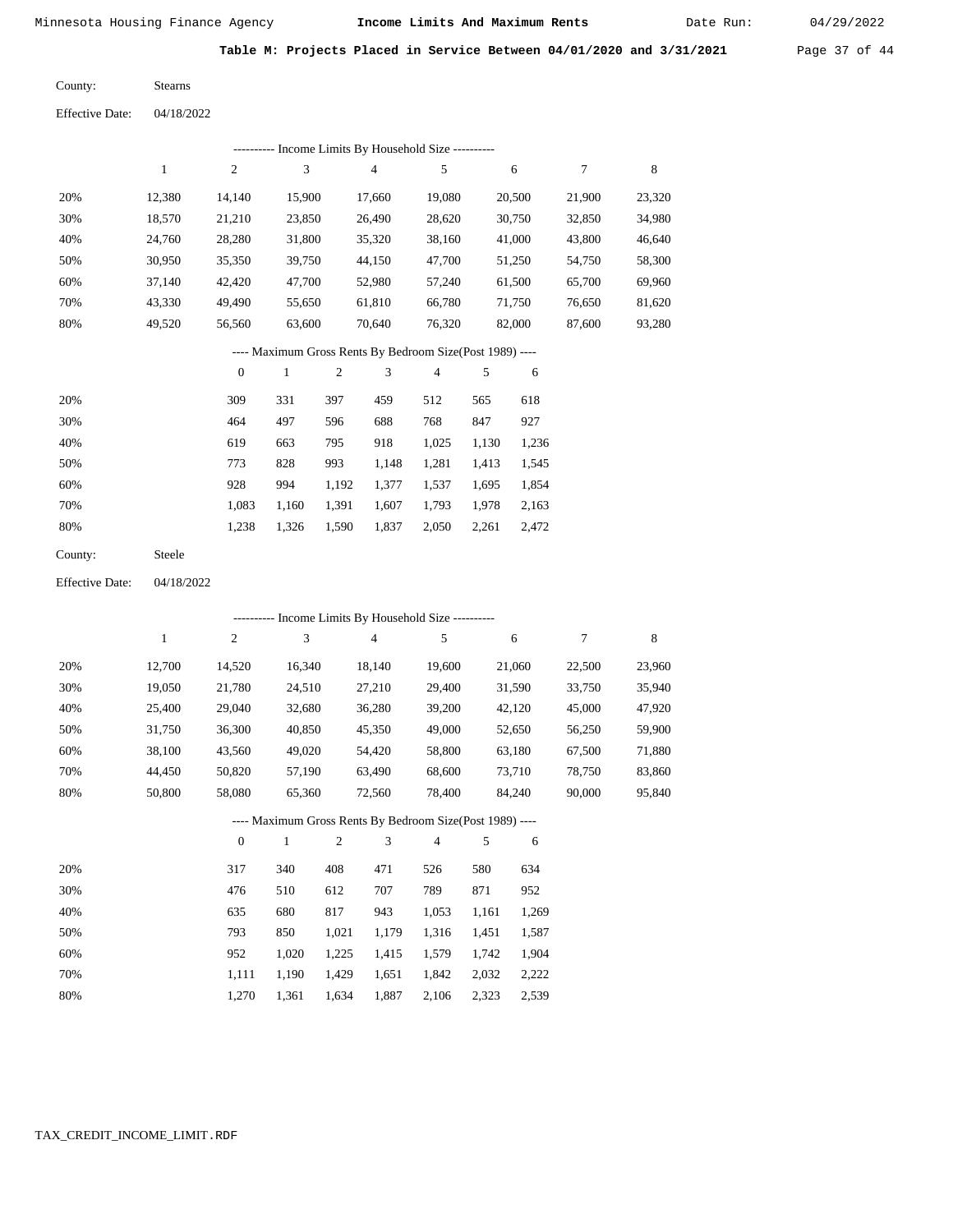**Table M: Projects Placed in Service Between 04/01/2020 and 3/31/2021**

County: Stearns

Effective Date: 04/18/2022

---------- Income Limits By Household Size ----------

| | 1 | 2 | 3 | 4 | 5 | 6 | 7 | 8 |
|---|---|---|---|---|---|---|---|---|
| 20% | 12,380 | 14,140 | 15,900 | 17,660 | 19,080 | 20,500 | 21,900 | 23,320 |
| 30% | 18,570 | 21,210 | 23,850 | 26,490 | 28,620 | 30,750 | 32,850 | 34,980 |
| 40% | 24,760 | 28,280 | 31,800 | 35,320 | 38,160 | 41,000 | 43,800 | 46,640 |
| 50% | 30,950 | 35,350 | 39,750 | 44,150 | 47,700 | 51,250 | 54,750 | 58,300 |
| 60% | 37,140 | 42,420 | 47,700 | 52,980 | 57,240 | 61,500 | 65,700 | 69,960 |
| 70% | 43,330 | 49,490 | 55,650 | 61,810 | 66,780 | 71,750 | 76,650 | 81,620 |
| 80% | 49,520 | 56,560 | 63,600 | 70,640 | 76,320 | 82,000 | 87,600 | 93,280 |

---- Maximum Gross Rents By Bedroom Size(Post 1989) ----

| | 0 | 1 | 2 | 3 | 4 | 5 | 6 |
|---|---|---|---|---|---|---|---|
| 20% | 309 | 331 | 397 | 459 | 512 | 565 | 618 |
| 30% | 464 | 497 | 596 | 688 | 768 | 847 | 927 |
| 40% | 619 | 663 | 795 | 918 | 1,025 | 1,130 | 1,236 |
| 50% | 773 | 828 | 993 | 1,148 | 1,281 | 1,413 | 1,545 |
| 60% | 928 | 994 | 1,192 | 1,377 | 1,537 | 1,695 | 1,854 |
| 70% | 1,083 | 1,160 | 1,391 | 1,607 | 1,793 | 1,978 | 2,163 |
| 80% | 1,238 | 1,326 | 1,590 | 1,837 | 2,050 | 2,261 | 2,472 |

County: Steele

Effective Date: 04/18/2022

---------- Income Limits By Household Size ----------

| | 1 | 2 | 3 | 4 | 5 | 6 | 7 | 8 |
|---|---|---|---|---|---|---|---|---|
| 20% | 12,700 | 14,520 | 16,340 | 18,140 | 19,600 | 21,060 | 22,500 | 23,960 |
| 30% | 19,050 | 21,780 | 24,510 | 27,210 | 29,400 | 31,590 | 33,750 | 35,940 |
| 40% | 25,400 | 29,040 | 32,680 | 36,280 | 39,200 | 42,120 | 45,000 | 47,920 |
| 50% | 31,750 | 36,300 | 40,850 | 45,350 | 49,000 | 52,650 | 56,250 | 59,900 |
| 60% | 38,100 | 43,560 | 49,020 | 54,420 | 58,800 | 63,180 | 67,500 | 71,880 |
| 70% | 44,450 | 50,820 | 57,190 | 63,490 | 68,600 | 73,710 | 78,750 | 83,860 |
| 80% | 50,800 | 58,080 | 65,360 | 72,560 | 78,400 | 84,240 | 90,000 | 95,840 |

---- Maximum Gross Rents By Bedroom Size(Post 1989) ----

| | 0 | 1 | 2 | 3 | 4 | 5 | 6 |
|---|---|---|---|---|---|---|---|
| 20% | 317 | 340 | 408 | 471 | 526 | 580 | 634 |
| 30% | 476 | 510 | 612 | 707 | 789 | 871 | 952 |
| 40% | 635 | 680 | 817 | 943 | 1,053 | 1,161 | 1,269 |
| 50% | 793 | 850 | 1,021 | 1,179 | 1,316 | 1,451 | 1,587 |
| 60% | 952 | 1,020 | 1,225 | 1,415 | 1,579 | 1,742 | 1,904 |
| 70% | 1,111 | 1,190 | 1,429 | 1,651 | 1,842 | 2,032 | 2,222 |
| 80% | 1,270 | 1,361 | 1,634 | 1,887 | 2,106 | 2,323 | 2,539 |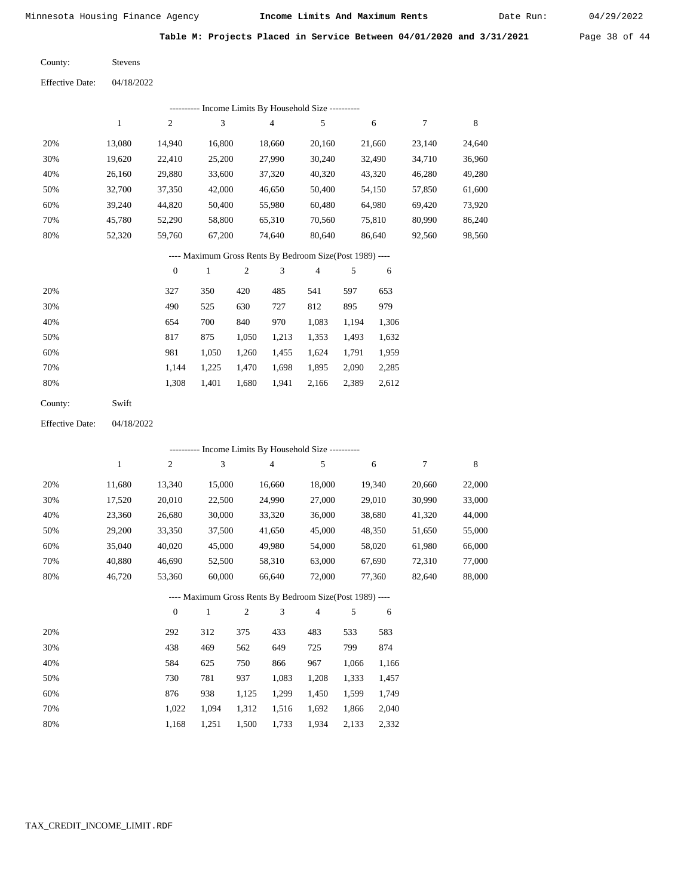Minnesota Housing Finance Agency **Income Limits And Maximum Rents** Date Run: 04/29/2022

**Table M: Projects Placed in Service Between 04/01/2020 and 3/31/2021**

County: Stevens

Effective Date: 04/18/2022

---------- Income Limits By Household Size ----------

| | 1 | 2 | 3 | 4 | 5 | 6 | 7 | 8 |
|---|---|---|---|---|---|---|---|---|
| 20% | 13,080 | 14,940 | 16,800 | 18,660 | 20,160 | 21,660 | 23,140 | 24,640 |
| 30% | 19,620 | 22,410 | 25,200 | 27,990 | 30,240 | 32,490 | 34,710 | 36,960 |
| 40% | 26,160 | 29,880 | 33,600 | 37,320 | 40,320 | 43,320 | 46,280 | 49,280 |
| 50% | 32,700 | 37,350 | 42,000 | 46,650 | 50,400 | 54,150 | 57,850 | 61,600 |
| 60% | 39,240 | 44,820 | 50,400 | 55,980 | 60,480 | 64,980 | 69,420 | 73,920 |
| 70% | 45,780 | 52,290 | 58,800 | 65,310 | 70,560 | 75,810 | 80,990 | 86,240 |
| 80% | 52,320 | 59,760 | 67,200 | 74,640 | 80,640 | 86,640 | 92,560 | 98,560 |

---- Maximum Gross Rents By Bedroom Size(Post 1989) ----

| | 0 | 1 | 2 | 3 | 4 | 5 | 6 |
|---|---|---|---|---|---|---|---|
| 20% | 327 | 350 | 420 | 485 | 541 | 597 | 653 |
| 30% | 490 | 525 | 630 | 727 | 812 | 895 | 979 |
| 40% | 654 | 700 | 840 | 970 | 1,083 | 1,194 | 1,306 |
| 50% | 817 | 875 | 1,050 | 1,213 | 1,353 | 1,493 | 1,632 |
| 60% | 981 | 1,050 | 1,260 | 1,455 | 1,624 | 1,791 | 1,959 |
| 70% | 1,144 | 1,225 | 1,470 | 1,698 | 1,895 | 2,090 | 2,285 |
| 80% | 1,308 | 1,401 | 1,680 | 1,941 | 2,166 | 2,389 | 2,612 |

County: Swift

Effective Date: 04/18/2022

---------- Income Limits By Household Size ----------

| | 1 | 2 | 3 | 4 | 5 | 6 | 7 | 8 |
|---|---|---|---|---|---|---|---|---|
| 20% | 11,680 | 13,340 | 15,000 | 16,660 | 18,000 | 19,340 | 20,660 | 22,000 |
| 30% | 17,520 | 20,010 | 22,500 | 24,990 | 27,000 | 29,010 | 30,990 | 33,000 |
| 40% | 23,360 | 26,680 | 30,000 | 33,320 | 36,000 | 38,680 | 41,320 | 44,000 |
| 50% | 29,200 | 33,350 | 37,500 | 41,650 | 45,000 | 48,350 | 51,650 | 55,000 |
| 60% | 35,040 | 40,020 | 45,000 | 49,980 | 54,000 | 58,020 | 61,980 | 66,000 |
| 70% | 40,880 | 46,690 | 52,500 | 58,310 | 63,000 | 67,690 | 72,310 | 77,000 |
| 80% | 46,720 | 53,360 | 60,000 | 66,640 | 72,000 | 77,360 | 82,640 | 88,000 |

---- Maximum Gross Rents By Bedroom Size(Post 1989) ----

| | 0 | 1 | 2 | 3 | 4 | 5 | 6 |
|---|---|---|---|---|---|---|---|
| 20% | 292 | 312 | 375 | 433 | 483 | 533 | 583 |
| 30% | 438 | 469 | 562 | 649 | 725 | 799 | 874 |
| 40% | 584 | 625 | 750 | 866 | 967 | 1,066 | 1,166 |
| 50% | 730 | 781 | 937 | 1,083 | 1,208 | 1,333 | 1,457 |
| 60% | 876 | 938 | 1,125 | 1,299 | 1,450 | 1,599 | 1,749 |
| 70% | 1,022 | 1,094 | 1,312 | 1,516 | 1,692 | 1,866 | 2,040 |
| 80% | 1,168 | 1,251 | 1,500 | 1,733 | 1,934 | 2,133 | 2,332 |

TAX_CREDIT_INCOME_LIMIT.RDF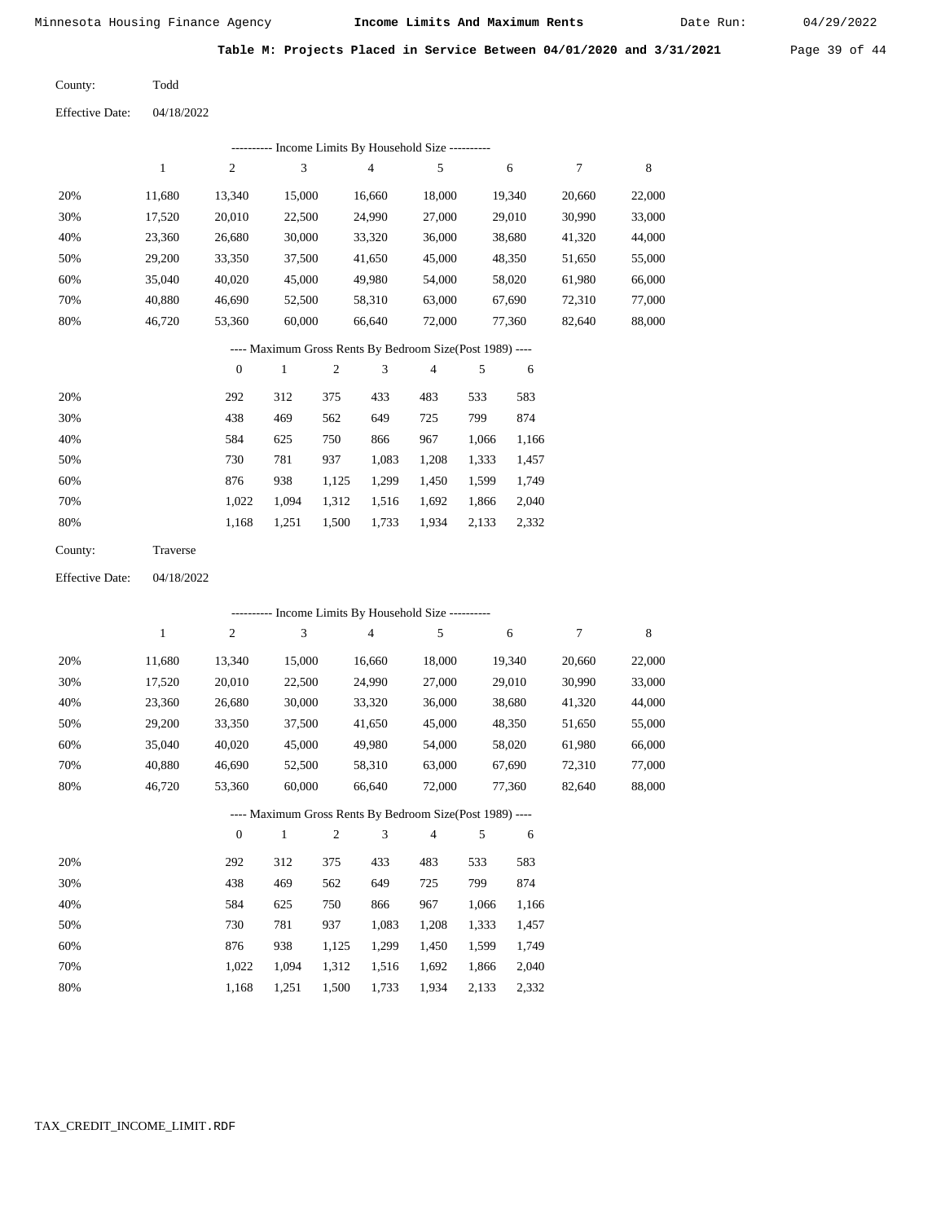Minnesota Housing Finance Agency — **Income Limits And Maximum Rents** — Date Run: 04/29/2022

**Table M: Projects Placed in Service Between 04/01/2020 and 3/31/2021**

County: Todd

Effective Date: 04/18/2022

---------- Income Limits By Household Size ----------

| | 1 | 2 | 3 | 4 | 5 | 6 | 7 | 8 |
|---|---|---|---|---|---|---|---|---|
| 20% | 11,680 | 13,340 | 15,000 | 16,660 | 18,000 | 19,340 | 20,660 | 22,000 |
| 30% | 17,520 | 20,010 | 22,500 | 24,990 | 27,000 | 29,010 | 30,990 | 33,000 |
| 40% | 23,360 | 26,680 | 30,000 | 33,320 | 36,000 | 38,680 | 41,320 | 44,000 |
| 50% | 29,200 | 33,350 | 37,500 | 41,650 | 45,000 | 48,350 | 51,650 | 55,000 |
| 60% | 35,040 | 40,020 | 45,000 | 49,980 | 54,000 | 58,020 | 61,980 | 66,000 |
| 70% | 40,880 | 46,690 | 52,500 | 58,310 | 63,000 | 67,690 | 72,310 | 77,000 |
| 80% | 46,720 | 53,360 | 60,000 | 66,640 | 72,000 | 77,360 | 82,640 | 88,000 |

---- Maximum Gross Rents By Bedroom Size(Post 1989) ----

| | 0 | 1 | 2 | 3 | 4 | 5 | 6 |
|---|---|---|---|---|---|---|---|
| 20% | 292 | 312 | 375 | 433 | 483 | 533 | 583 |
| 30% | 438 | 469 | 562 | 649 | 725 | 799 | 874 |
| 40% | 584 | 625 | 750 | 866 | 967 | 1,066 | 1,166 |
| 50% | 730 | 781 | 937 | 1,083 | 1,208 | 1,333 | 1,457 |
| 60% | 876 | 938 | 1,125 | 1,299 | 1,450 | 1,599 | 1,749 |
| 70% | 1,022 | 1,094 | 1,312 | 1,516 | 1,692 | 1,866 | 2,040 |
| 80% | 1,168 | 1,251 | 1,500 | 1,733 | 1,934 | 2,133 | 2,332 |

County: Traverse

Effective Date: 04/18/2022

---------- Income Limits By Household Size ----------

| | 1 | 2 | 3 | 4 | 5 | 6 | 7 | 8 |
|---|---|---|---|---|---|---|---|---|
| 20% | 11,680 | 13,340 | 15,000 | 16,660 | 18,000 | 19,340 | 20,660 | 22,000 |
| 30% | 17,520 | 20,010 | 22,500 | 24,990 | 27,000 | 29,010 | 30,990 | 33,000 |
| 40% | 23,360 | 26,680 | 30,000 | 33,320 | 36,000 | 38,680 | 41,320 | 44,000 |
| 50% | 29,200 | 33,350 | 37,500 | 41,650 | 45,000 | 48,350 | 51,650 | 55,000 |
| 60% | 35,040 | 40,020 | 45,000 | 49,980 | 54,000 | 58,020 | 61,980 | 66,000 |
| 70% | 40,880 | 46,690 | 52,500 | 58,310 | 63,000 | 67,690 | 72,310 | 77,000 |
| 80% | 46,720 | 53,360 | 60,000 | 66,640 | 72,000 | 77,360 | 82,640 | 88,000 |

---- Maximum Gross Rents By Bedroom Size(Post 1989) ----

| | 0 | 1 | 2 | 3 | 4 | 5 | 6 |
|---|---|---|---|---|---|---|---|
| 20% | 292 | 312 | 375 | 433 | 483 | 533 | 583 |
| 30% | 438 | 469 | 562 | 649 | 725 | 799 | 874 |
| 40% | 584 | 625 | 750 | 866 | 967 | 1,066 | 1,166 |
| 50% | 730 | 781 | 937 | 1,083 | 1,208 | 1,333 | 1,457 |
| 60% | 876 | 938 | 1,125 | 1,299 | 1,450 | 1,599 | 1,749 |
| 70% | 1,022 | 1,094 | 1,312 | 1,516 | 1,692 | 1,866 | 2,040 |
| 80% | 1,168 | 1,251 | 1,500 | 1,733 | 1,934 | 2,133 | 2,332 |

TAX_CREDIT_INCOME_LIMIT.RDF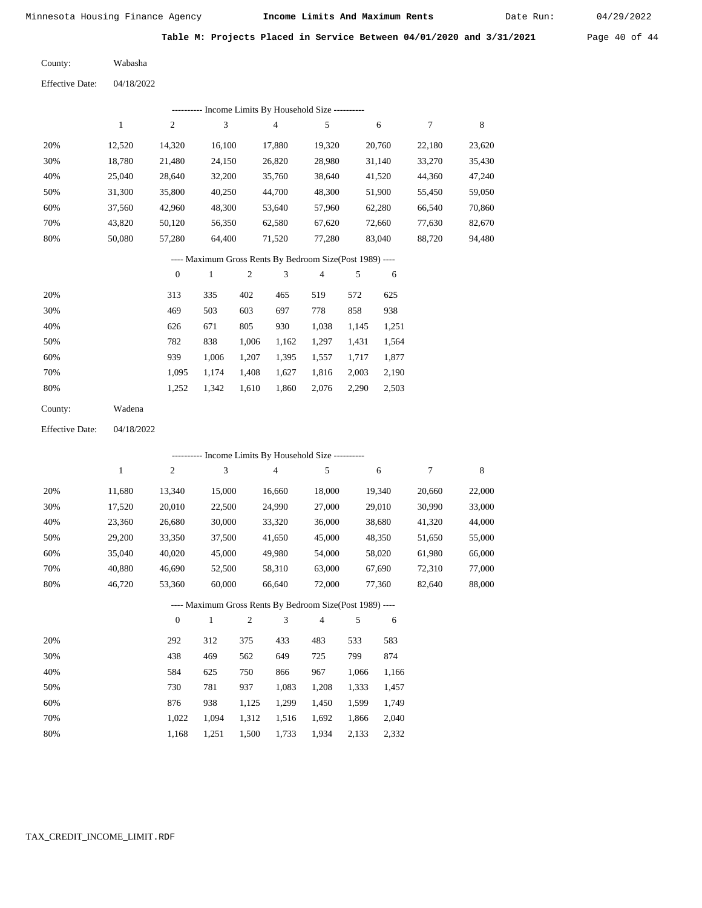**Table M: Projects Placed in Service Between 04/01/2020 and 3/31/2021**

County: Wabasha

Effective Date: 04/18/2022

---------- Income Limits By Household Size ----------

| | 1 | 2 | 3 | 4 | 5 | 6 | 7 | 8 |
|---|---|---|---|---|---|---|---|---|
| 20% | 12,520 | 14,320 | 16,100 | 17,880 | 19,320 | 20,760 | 22,180 | 23,620 |
| 30% | 18,780 | 21,480 | 24,150 | 26,820 | 28,980 | 31,140 | 33,270 | 35,430 |
| 40% | 25,040 | 28,640 | 32,200 | 35,760 | 38,640 | 41,520 | 44,360 | 47,240 |
| 50% | 31,300 | 35,800 | 40,250 | 44,700 | 48,300 | 51,900 | 55,450 | 59,050 |
| 60% | 37,560 | 42,960 | 48,300 | 53,640 | 57,960 | 62,280 | 66,540 | 70,860 |
| 70% | 43,820 | 50,120 | 56,350 | 62,580 | 67,620 | 72,660 | 77,630 | 82,670 |
| 80% | 50,080 | 57,280 | 64,400 | 71,520 | 77,280 | 83,040 | 88,720 | 94,480 |

---- Maximum Gross Rents By Bedroom Size(Post 1989) ----

| | 0 | 1 | 2 | 3 | 4 | 5 | 6 |
|---|---|---|---|---|---|---|---|
| 20% | 313 | 335 | 402 | 465 | 519 | 572 | 625 |
| 30% | 469 | 503 | 603 | 697 | 778 | 858 | 938 |
| 40% | 626 | 671 | 805 | 930 | 1,038 | 1,145 | 1,251 |
| 50% | 782 | 838 | 1,006 | 1,162 | 1,297 | 1,431 | 1,564 |
| 60% | 939 | 1,006 | 1,207 | 1,395 | 1,557 | 1,717 | 1,877 |
| 70% | 1,095 | 1,174 | 1,408 | 1,627 | 1,816 | 2,003 | 2,190 |
| 80% | 1,252 | 1,342 | 1,610 | 1,860 | 2,076 | 2,290 | 2,503 |

County: Wadena

Effective Date: 04/18/2022

---------- Income Limits By Household Size ----------

| | 1 | 2 | 3 | 4 | 5 | 6 | 7 | 8 |
|---|---|---|---|---|---|---|---|---|
| 20% | 11,680 | 13,340 | 15,000 | 16,660 | 18,000 | 19,340 | 20,660 | 22,000 |
| 30% | 17,520 | 20,010 | 22,500 | 24,990 | 27,000 | 29,010 | 30,990 | 33,000 |
| 40% | 23,360 | 26,680 | 30,000 | 33,320 | 36,000 | 38,680 | 41,320 | 44,000 |
| 50% | 29,200 | 33,350 | 37,500 | 41,650 | 45,000 | 48,350 | 51,650 | 55,000 |
| 60% | 35,040 | 40,020 | 45,000 | 49,980 | 54,000 | 58,020 | 61,980 | 66,000 |
| 70% | 40,880 | 46,690 | 52,500 | 58,310 | 63,000 | 67,690 | 72,310 | 77,000 |
| 80% | 46,720 | 53,360 | 60,000 | 66,640 | 72,000 | 77,360 | 82,640 | 88,000 |

---- Maximum Gross Rents By Bedroom Size(Post 1989) ----

| | 0 | 1 | 2 | 3 | 4 | 5 | 6 |
|---|---|---|---|---|---|---|---|
| 20% | 292 | 312 | 375 | 433 | 483 | 533 | 583 |
| 30% | 438 | 469 | 562 | 649 | 725 | 799 | 874 |
| 40% | 584 | 625 | 750 | 866 | 967 | 1,066 | 1,166 |
| 50% | 730 | 781 | 937 | 1,083 | 1,208 | 1,333 | 1,457 |
| 60% | 876 | 938 | 1,125 | 1,299 | 1,450 | 1,599 | 1,749 |
| 70% | 1,022 | 1,094 | 1,312 | 1,516 | 1,692 | 1,866 | 2,040 |
| 80% | 1,168 | 1,251 | 1,500 | 1,733 | 1,934 | 2,133 | 2,332 |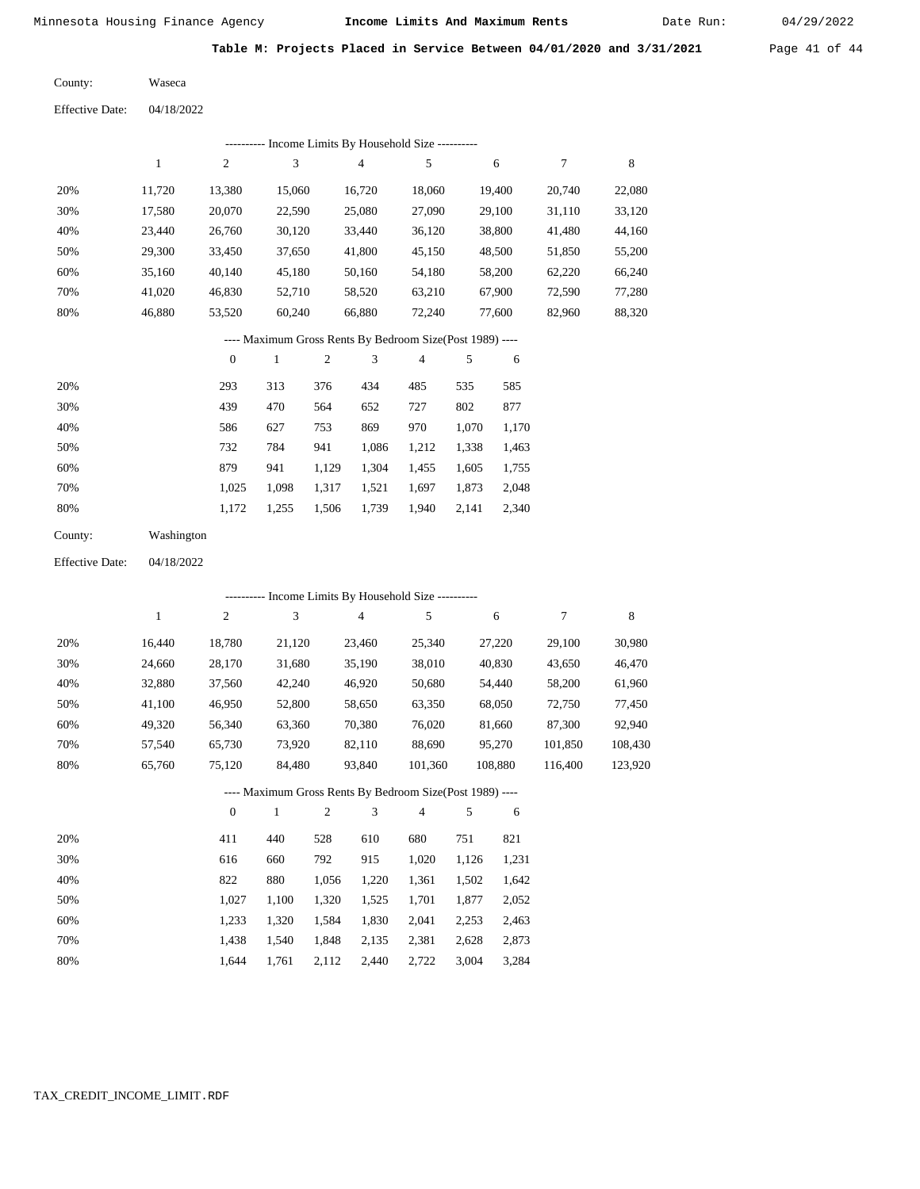Minnesota Housing Finance Agency **Income Limits And Maximum Rents** Date Run: 04/29/2022

**Table M: Projects Placed in Service Between 04/01/2020 and 3/31/2021**

County: Waseca

Effective Date: 04/18/2022

---------- Income Limits By Household Size ----------

| | 1 | 2 | 3 | 4 | 5 | 6 | 7 | 8 |
|---|---|---|---|---|---|---|---|---|
| 20% | 11,720 | 13,380 | 15,060 | 16,720 | 18,060 | 19,400 | 20,740 | 22,080 |
| 30% | 17,580 | 20,070 | 22,590 | 25,080 | 27,090 | 29,100 | 31,110 | 33,120 |
| 40% | 23,440 | 26,760 | 30,120 | 33,440 | 36,120 | 38,800 | 41,480 | 44,160 |
| 50% | 29,300 | 33,450 | 37,650 | 41,800 | 45,150 | 48,500 | 51,850 | 55,200 |
| 60% | 35,160 | 40,140 | 45,180 | 50,160 | 54,180 | 58,200 | 62,220 | 66,240 |
| 70% | 41,020 | 46,830 | 52,710 | 58,520 | 63,210 | 67,900 | 72,590 | 77,280 |
| 80% | 46,880 | 53,520 | 60,240 | 66,880 | 72,240 | 77,600 | 82,960 | 88,320 |

---- Maximum Gross Rents By Bedroom Size(Post 1989) ----

| | 0 | 1 | 2 | 3 | 4 | 5 | 6 |
|---|---|---|---|---|---|---|---|
| 20% | 293 | 313 | 376 | 434 | 485 | 535 | 585 |
| 30% | 439 | 470 | 564 | 652 | 727 | 802 | 877 |
| 40% | 586 | 627 | 753 | 869 | 970 | 1,070 | 1,170 |
| 50% | 732 | 784 | 941 | 1,086 | 1,212 | 1,338 | 1,463 |
| 60% | 879 | 941 | 1,129 | 1,304 | 1,455 | 1,605 | 1,755 |
| 70% | 1,025 | 1,098 | 1,317 | 1,521 | 1,697 | 1,873 | 2,048 |
| 80% | 1,172 | 1,255 | 1,506 | 1,739 | 1,940 | 2,141 | 2,340 |

County: Washington

Effective Date: 04/18/2022

---------- Income Limits By Household Size ----------

| | 1 | 2 | 3 | 4 | 5 | 6 | 7 | 8 |
|---|---|---|---|---|---|---|---|---|
| 20% | 16,440 | 18,780 | 21,120 | 23,460 | 25,340 | 27,220 | 29,100 | 30,980 |
| 30% | 24,660 | 28,170 | 31,680 | 35,190 | 38,010 | 40,830 | 43,650 | 46,470 |
| 40% | 32,880 | 37,560 | 42,240 | 46,920 | 50,680 | 54,440 | 58,200 | 61,960 |
| 50% | 41,100 | 46,950 | 52,800 | 58,650 | 63,350 | 68,050 | 72,750 | 77,450 |
| 60% | 49,320 | 56,340 | 63,360 | 70,380 | 76,020 | 81,660 | 87,300 | 92,940 |
| 70% | 57,540 | 65,730 | 73,920 | 82,110 | 88,690 | 95,270 | 101,850 | 108,430 |
| 80% | 65,760 | 75,120 | 84,480 | 93,840 | 101,360 | 108,880 | 116,400 | 123,920 |

---- Maximum Gross Rents By Bedroom Size(Post 1989) ----

| | 0 | 1 | 2 | 3 | 4 | 5 | 6 |
|---|---|---|---|---|---|---|---|
| 20% | 411 | 440 | 528 | 610 | 680 | 751 | 821 |
| 30% | 616 | 660 | 792 | 915 | 1,020 | 1,126 | 1,231 |
| 40% | 822 | 880 | 1,056 | 1,220 | 1,361 | 1,502 | 1,642 |
| 50% | 1,027 | 1,100 | 1,320 | 1,525 | 1,701 | 1,877 | 2,052 |
| 60% | 1,233 | 1,320 | 1,584 | 1,830 | 2,041 | 2,253 | 2,463 |
| 70% | 1,438 | 1,540 | 1,848 | 2,135 | 2,381 | 2,628 | 2,873 |
| 80% | 1,644 | 1,761 | 2,112 | 2,440 | 2,722 | 3,004 | 3,284 |

TAX_CREDIT_INCOME_LIMIT.RDF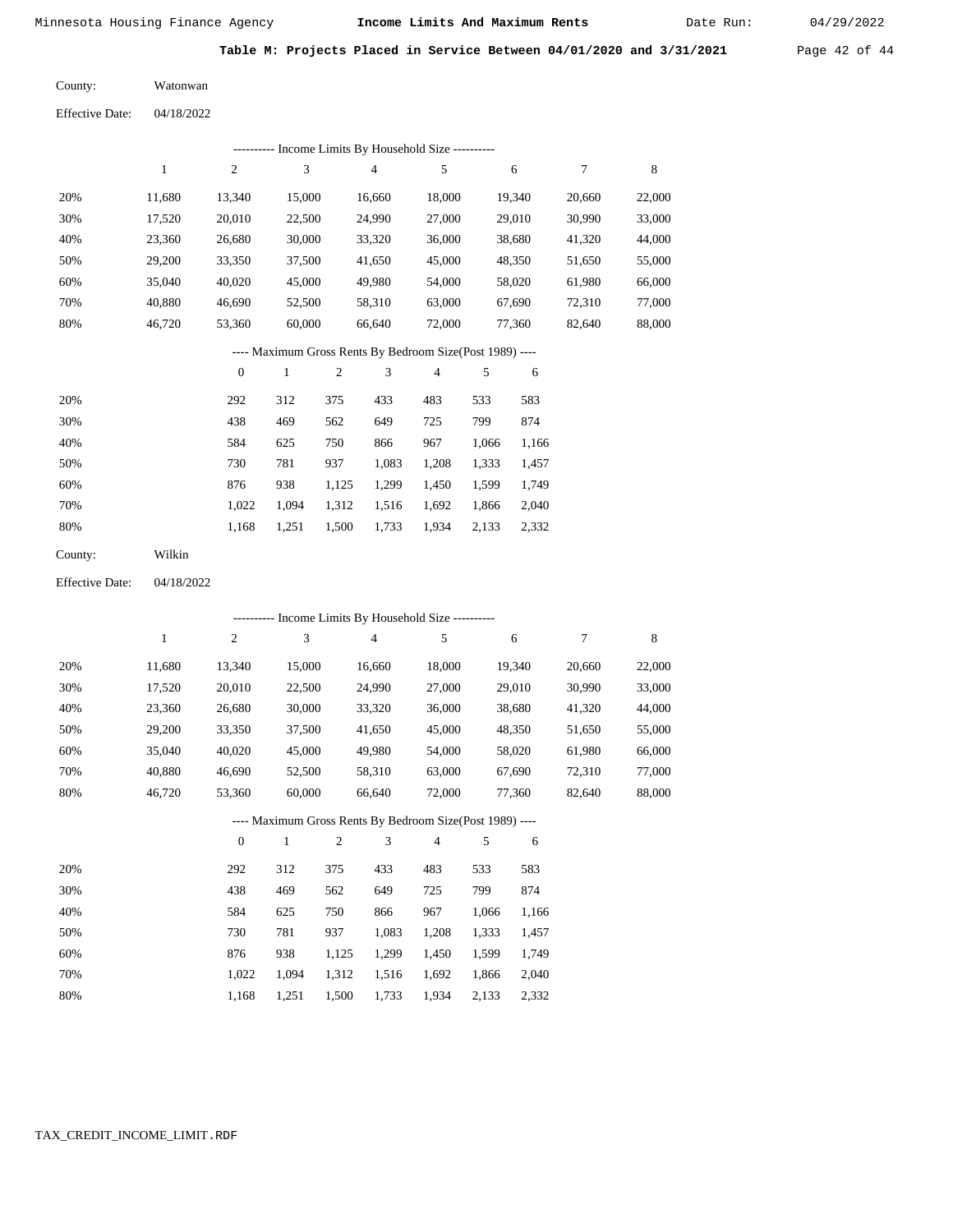## Table M: Projects Placed in Service Between 04/01/2020 and 3/31/2021

County: Watonwan

Effective Date: 04/18/2022

---------- Income Limits By Household Size ----------

| | 1 | 2 | 3 | 4 | 5 | 6 | 7 | 8 |
|---|---|---|---|---|---|---|---|---|
| 20% | 11,680 | 13,340 | 15,000 | 16,660 | 18,000 | 19,340 | 20,660 | 22,000 |
| 30% | 17,520 | 20,010 | 22,500 | 24,990 | 27,000 | 29,010 | 30,990 | 33,000 |
| 40% | 23,360 | 26,680 | 30,000 | 33,320 | 36,000 | 38,680 | 41,320 | 44,000 |
| 50% | 29,200 | 33,350 | 37,500 | 41,650 | 45,000 | 48,350 | 51,650 | 55,000 |
| 60% | 35,040 | 40,020 | 45,000 | 49,980 | 54,000 | 58,020 | 61,980 | 66,000 |
| 70% | 40,880 | 46,690 | 52,500 | 58,310 | 63,000 | 67,690 | 72,310 | 77,000 |
| 80% | 46,720 | 53,360 | 60,000 | 66,640 | 72,000 | 77,360 | 82,640 | 88,000 |

---- Maximum Gross Rents By Bedroom Size(Post 1989) ----

| | 0 | 1 | 2 | 3 | 4 | 5 | 6 |
|---|---|---|---|---|---|---|---|
| 20% | 292 | 312 | 375 | 433 | 483 | 533 | 583 |
| 30% | 438 | 469 | 562 | 649 | 725 | 799 | 874 |
| 40% | 584 | 625 | 750 | 866 | 967 | 1,066 | 1,166 |
| 50% | 730 | 781 | 937 | 1,083 | 1,208 | 1,333 | 1,457 |
| 60% | 876 | 938 | 1,125 | 1,299 | 1,450 | 1,599 | 1,749 |
| 70% | 1,022 | 1,094 | 1,312 | 1,516 | 1,692 | 1,866 | 2,040 |
| 80% | 1,168 | 1,251 | 1,500 | 1,733 | 1,934 | 2,133 | 2,332 |

County: Wilkin

Effective Date: 04/18/2022

---------- Income Limits By Household Size ----------

| | 1 | 2 | 3 | 4 | 5 | 6 | 7 | 8 |
|---|---|---|---|---|---|---|---|---|
| 20% | 11,680 | 13,340 | 15,000 | 16,660 | 18,000 | 19,340 | 20,660 | 22,000 |
| 30% | 17,520 | 20,010 | 22,500 | 24,990 | 27,000 | 29,010 | 30,990 | 33,000 |
| 40% | 23,360 | 26,680 | 30,000 | 33,320 | 36,000 | 38,680 | 41,320 | 44,000 |
| 50% | 29,200 | 33,350 | 37,500 | 41,650 | 45,000 | 48,350 | 51,650 | 55,000 |
| 60% | 35,040 | 40,020 | 45,000 | 49,980 | 54,000 | 58,020 | 61,980 | 66,000 |
| 70% | 40,880 | 46,690 | 52,500 | 58,310 | 63,000 | 67,690 | 72,310 | 77,000 |
| 80% | 46,720 | 53,360 | 60,000 | 66,640 | 72,000 | 77,360 | 82,640 | 88,000 |

---- Maximum Gross Rents By Bedroom Size(Post 1989) ----

| | 0 | 1 | 2 | 3 | 4 | 5 | 6 |
|---|---|---|---|---|---|---|---|
| 20% | 292 | 312 | 375 | 433 | 483 | 533 | 583 |
| 30% | 438 | 469 | 562 | 649 | 725 | 799 | 874 |
| 40% | 584 | 625 | 750 | 866 | 967 | 1,066 | 1,166 |
| 50% | 730 | 781 | 937 | 1,083 | 1,208 | 1,333 | 1,457 |
| 60% | 876 | 938 | 1,125 | 1,299 | 1,450 | 1,599 | 1,749 |
| 70% | 1,022 | 1,094 | 1,312 | 1,516 | 1,692 | 1,866 | 2,040 |
| 80% | 1,168 | 1,251 | 1,500 | 1,733 | 1,934 | 2,133 | 2,332 |

TAX_CREDIT_INCOME_LIMIT.RDF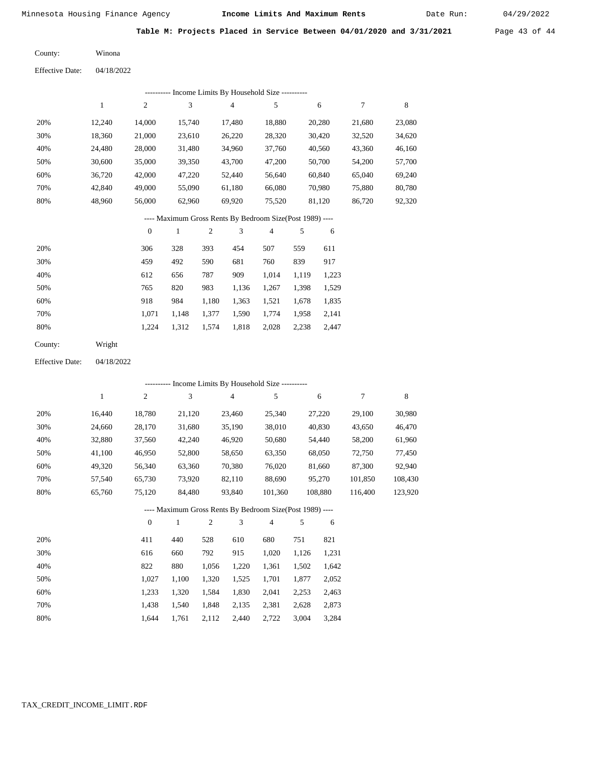## Table M: Projects Placed in Service Between 04/01/2020 and 3/31/2021

County: Winona

Effective Date: 04/18/2022

---------- Income Limits By Household Size ----------

| | 1 | 2 | 3 | 4 | 5 | 6 | 7 | 8 |
|---|---|---|---|---|---|---|---|---|
| 20% | 12,240 | 14,000 | 15,740 | 17,480 | 18,880 | 20,280 | 21,680 | 23,080 |
| 30% | 18,360 | 21,000 | 23,610 | 26,220 | 28,320 | 30,420 | 32,520 | 34,620 |
| 40% | 24,480 | 28,000 | 31,480 | 34,960 | 37,760 | 40,560 | 43,360 | 46,160 |
| 50% | 30,600 | 35,000 | 39,350 | 43,700 | 47,200 | 50,700 | 54,200 | 57,700 |
| 60% | 36,720 | 42,000 | 47,220 | 52,440 | 56,640 | 60,840 | 65,040 | 69,240 |
| 70% | 42,840 | 49,000 | 55,090 | 61,180 | 66,080 | 70,980 | 75,880 | 80,780 |
| 80% | 48,960 | 56,000 | 62,960 | 69,920 | 75,520 | 81,120 | 86,720 | 92,320 |

---- Maximum Gross Rents By Bedroom Size(Post 1989) ----

| | 0 | 1 | 2 | 3 | 4 | 5 | 6 |
|---|---|---|---|---|---|---|---|
| 20% | 306 | 328 | 393 | 454 | 507 | 559 | 611 |
| 30% | 459 | 492 | 590 | 681 | 760 | 839 | 917 |
| 40% | 612 | 656 | 787 | 909 | 1,014 | 1,119 | 1,223 |
| 50% | 765 | 820 | 983 | 1,136 | 1,267 | 1,398 | 1,529 |
| 60% | 918 | 984 | 1,180 | 1,363 | 1,521 | 1,678 | 1,835 |
| 70% | 1,071 | 1,148 | 1,377 | 1,590 | 1,774 | 1,958 | 2,141 |
| 80% | 1,224 | 1,312 | 1,574 | 1,818 | 2,028 | 2,238 | 2,447 |

County: Wright

Effective Date: 04/18/2022

---------- Income Limits By Household Size ----------

| | 1 | 2 | 3 | 4 | 5 | 6 | 7 | 8 |
|---|---|---|---|---|---|---|---|---|
| 20% | 16,440 | 18,780 | 21,120 | 23,460 | 25,340 | 27,220 | 29,100 | 30,980 |
| 30% | 24,660 | 28,170 | 31,680 | 35,190 | 38,010 | 40,830 | 43,650 | 46,470 |
| 40% | 32,880 | 37,560 | 42,240 | 46,920 | 50,680 | 54,440 | 58,200 | 61,960 |
| 50% | 41,100 | 46,950 | 52,800 | 58,650 | 63,350 | 68,050 | 72,750 | 77,450 |
| 60% | 49,320 | 56,340 | 63,360 | 70,380 | 76,020 | 81,660 | 87,300 | 92,940 |
| 70% | 57,540 | 65,730 | 73,920 | 82,110 | 88,690 | 95,270 | 101,850 | 108,430 |
| 80% | 65,760 | 75,120 | 84,480 | 93,840 | 101,360 | 108,880 | 116,400 | 123,920 |

---- Maximum Gross Rents By Bedroom Size(Post 1989) ----

| | 0 | 1 | 2 | 3 | 4 | 5 | 6 |
|---|---|---|---|---|---|---|---|
| 20% | 411 | 440 | 528 | 610 | 680 | 751 | 821 |
| 30% | 616 | 660 | 792 | 915 | 1,020 | 1,126 | 1,231 |
| 40% | 822 | 880 | 1,056 | 1,220 | 1,361 | 1,502 | 1,642 |
| 50% | 1,027 | 1,100 | 1,320 | 1,525 | 1,701 | 1,877 | 2,052 |
| 60% | 1,233 | 1,320 | 1,584 | 1,830 | 2,041 | 2,253 | 2,463 |
| 70% | 1,438 | 1,540 | 1,848 | 2,135 | 2,381 | 2,628 | 2,873 |
| 80% | 1,644 | 1,761 | 2,112 | 2,440 | 2,722 | 3,004 | 3,284 |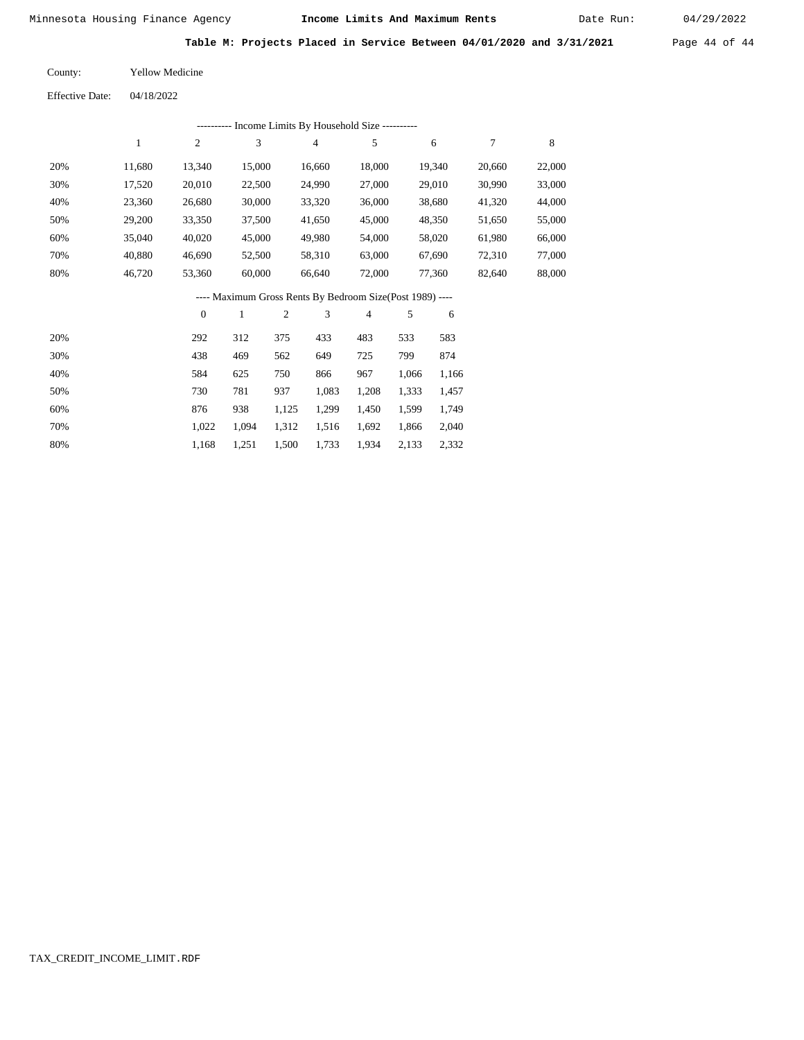Minnesota Housing Finance Agency **Income Limits And Maximum Rents** Date Run: 04/29/2022

**Table M: Projects Placed in Service Between 04/01/2020 and 3/31/2021**

County: Yellow Medicine

Effective Date: 04/18/2022

---------- Income Limits By Household Size ----------

| | 1 | 2 | 3 | 4 | 5 | 6 | 7 | 8 |
|---|---|---|---|---|---|---|---|---|
| 20% | 11,680 | 13,340 | 15,000 | 16,660 | 18,000 | 19,340 | 20,660 | 22,000 |
| 30% | 17,520 | 20,010 | 22,500 | 24,990 | 27,000 | 29,010 | 30,990 | 33,000 |
| 40% | 23,360 | 26,680 | 30,000 | 33,320 | 36,000 | 38,680 | 41,320 | 44,000 |
| 50% | 29,200 | 33,350 | 37,500 | 41,650 | 45,000 | 48,350 | 51,650 | 55,000 |
| 60% | 35,040 | 40,020 | 45,000 | 49,980 | 54,000 | 58,020 | 61,980 | 66,000 |
| 70% | 40,880 | 46,690 | 52,500 | 58,310 | 63,000 | 67,690 | 72,310 | 77,000 |
| 80% | 46,720 | 53,360 | 60,000 | 66,640 | 72,000 | 77,360 | 82,640 | 88,000 |

---- Maximum Gross Rents By Bedroom Size(Post 1989) ----

| | 0 | 1 | 2 | 3 | 4 | 5 | 6 |
|---|---|---|---|---|---|---|---|
| 20% | 292 | 312 | 375 | 433 | 483 | 533 | 583 |
| 30% | 438 | 469 | 562 | 649 | 725 | 799 | 874 |
| 40% | 584 | 625 | 750 | 866 | 967 | 1,066 | 1,166 |
| 50% | 730 | 781 | 937 | 1,083 | 1,208 | 1,333 | 1,457 |
| 60% | 876 | 938 | 1,125 | 1,299 | 1,450 | 1,599 | 1,749 |
| 70% | 1,022 | 1,094 | 1,312 | 1,516 | 1,692 | 1,866 | 2,040 |
| 80% | 1,168 | 1,251 | 1,500 | 1,733 | 1,934 | 2,133 | 2,332 |

TAX_CREDIT_INCOME_LIMIT.RDF